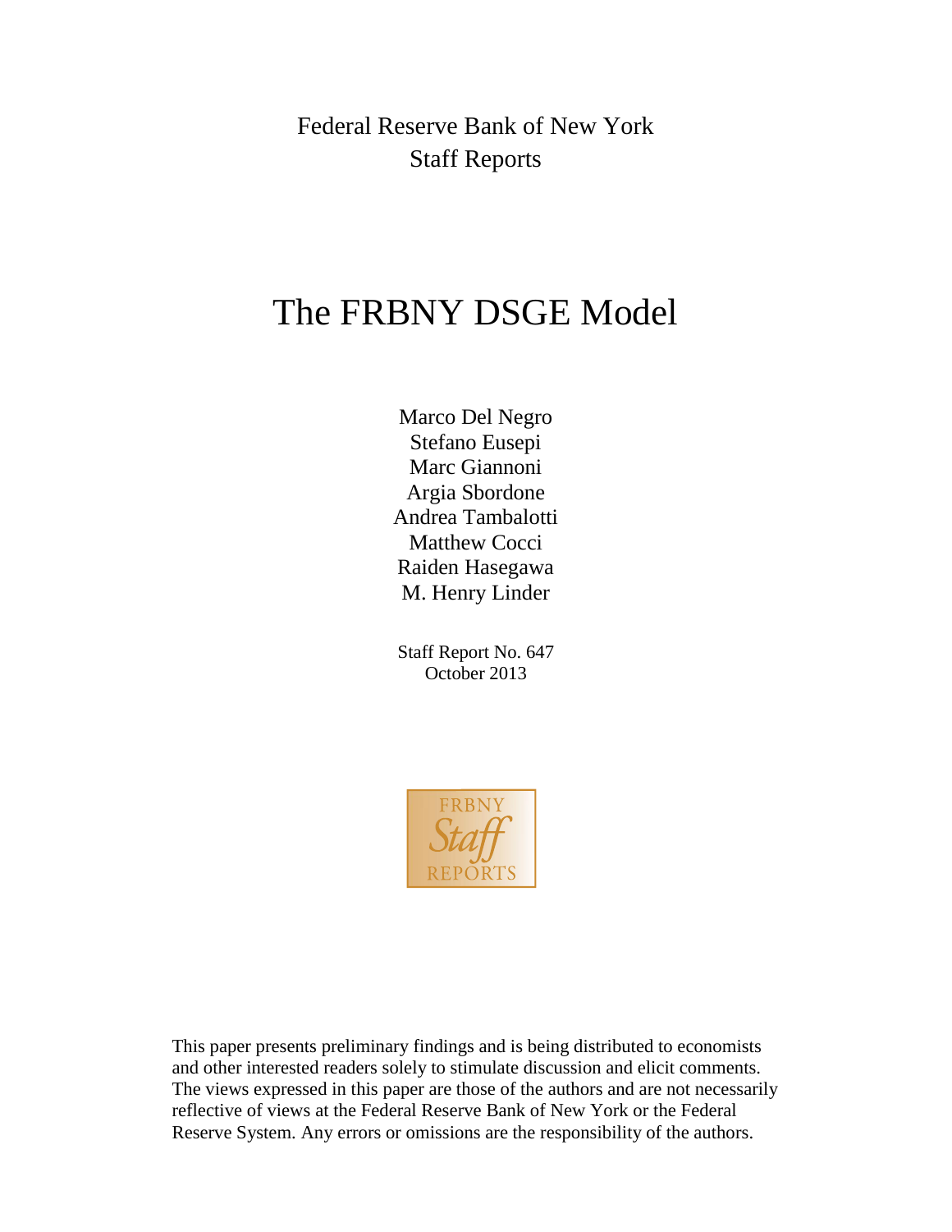Federal Reserve Bank of New York
Staff Reports

# The FRBNY DSGE Model

Marco Del Negro
Stefano Eusepi
Marc Giannoni
Argia Sbordone
Andrea Tambalotti
Matthew Cocci
Raiden Hasegawa
M. Henry Linder

Staff Report No. 647
October 2013

FRBNY Staff REPORTS

This paper presents preliminary findings and is being distributed to economists and other interested readers solely to stimulate discussion and elicit comments. The views expressed in this paper are those of the authors and are not necessarily reflective of views at the Federal Reserve Bank of New York or the Federal Reserve System. Any errors or omissions are the responsibility of the authors.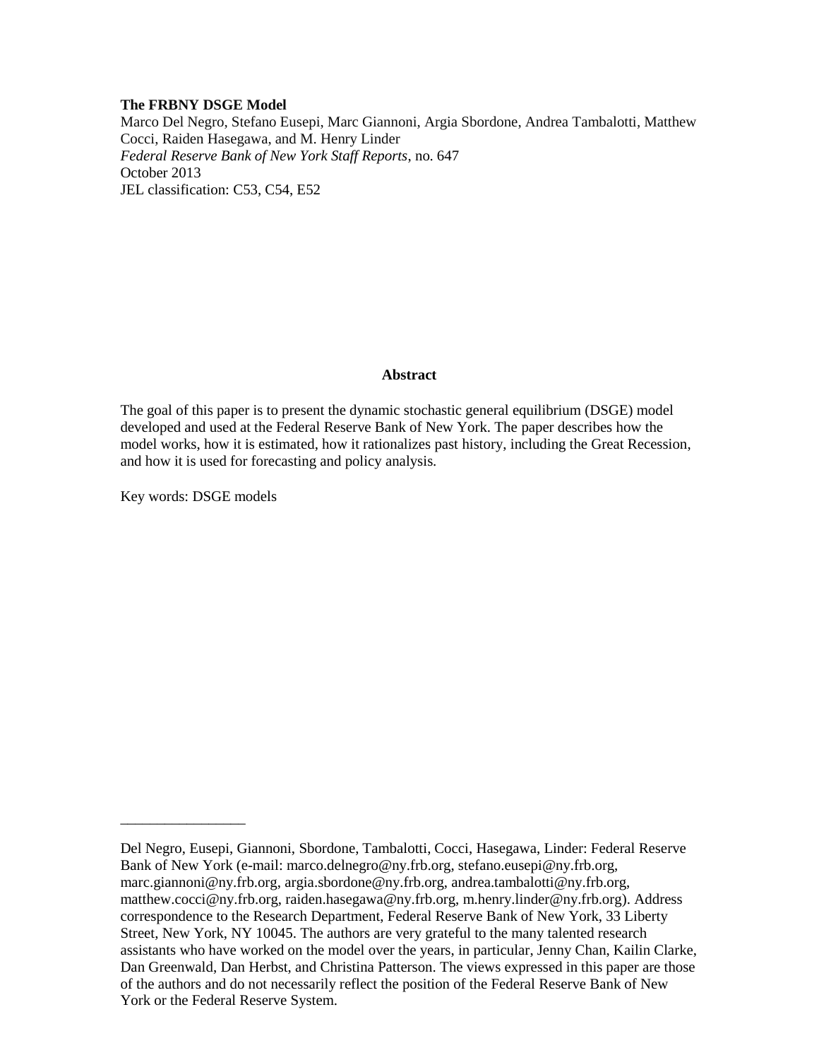**The FRBNY DSGE Model**
Marco Del Negro, Stefano Eusepi, Marc Giannoni, Argia Sbordone, Andrea Tambalotti, Matthew Cocci, Raiden Hasegawa, and M. Henry Linder
*Federal Reserve Bank of New York Staff Reports*, no. 647
October 2013
JEL classification: C53, C54, E52

## Abstract

The goal of this paper is to present the dynamic stochastic general equilibrium (DSGE) model developed and used at the Federal Reserve Bank of New York. The paper describes how the model works, how it is estimated, how it rationalizes past history, including the Great Recession, and how it is used for forecasting and policy analysis.

Key words: DSGE models

---

Del Negro, Eusepi, Giannoni, Sbordone, Tambalotti, Cocci, Hasegawa, Linder: Federal Reserve Bank of New York (e-mail: marco.delnegro@ny.frb.org, stefano.eusepi@ny.frb.org, marc.giannoni@ny.frb.org, argia.sbordone@ny.frb.org, andrea.tambalotti@ny.frb.org, matthew.cocci@ny.frb.org, raiden.hasegawa@ny.frb.org, m.henry.linder@ny.frb.org). Address correspondence to the Research Department, Federal Reserve Bank of New York, 33 Liberty Street, New York, NY 10045. The authors are very grateful to the many talented research assistants who have worked on the model over the years, in particular, Jenny Chan, Kailin Clarke, Dan Greenwald, Dan Herbst, and Christina Patterson. The views expressed in this paper are those of the authors and do not necessarily reflect the position of the Federal Reserve Bank of New York or the Federal Reserve System.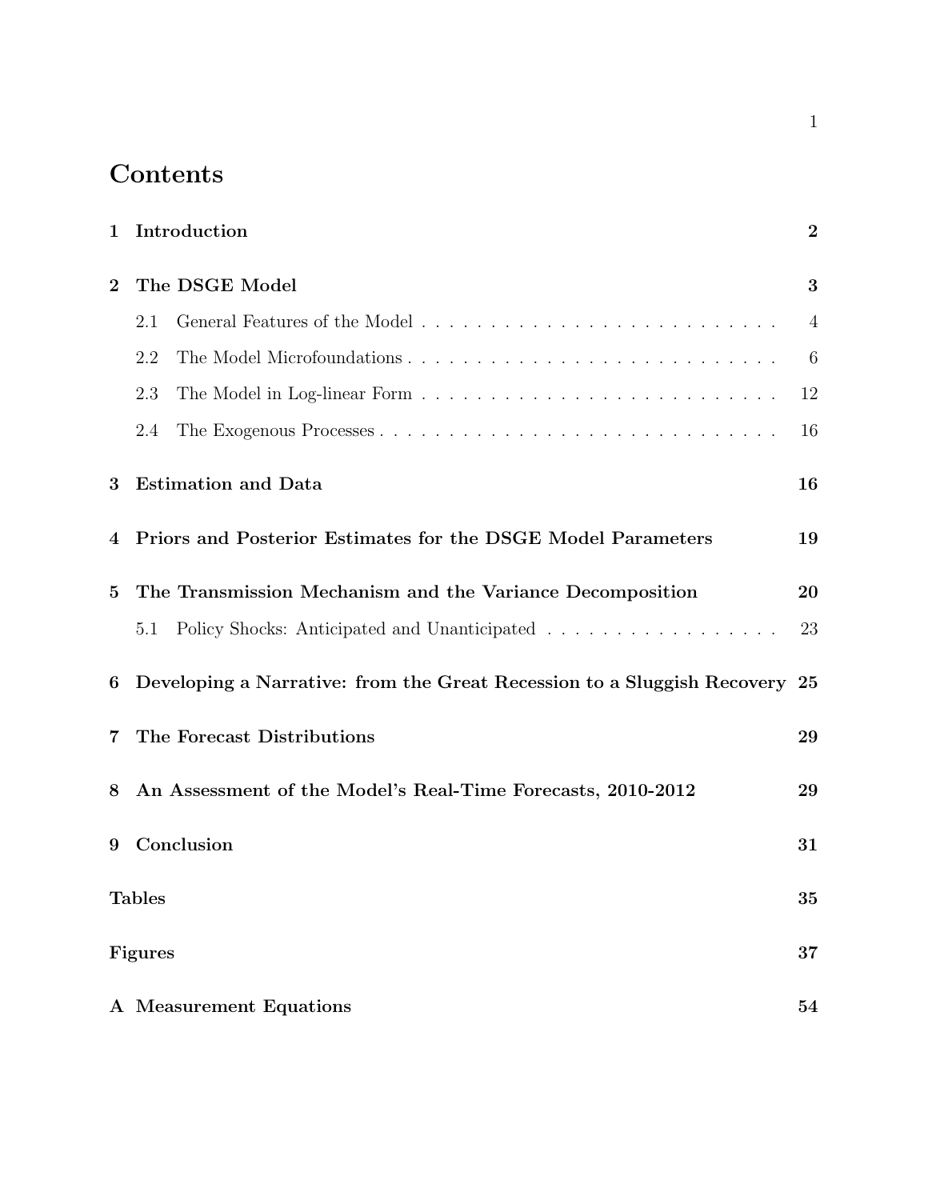# Contents

| | | |
|---|---|---|
| **1** | **Introduction** | **2** |
| **2** | **The DSGE Model** | **3** |
| | 2.1 General Features of the Model | 4 |
| | 2.2 The Model Microfoundations | 6 |
| | 2.3 The Model in Log-linear Form | 12 |
| | 2.4 The Exogenous Processes | 16 |
| **3** | **Estimation and Data** | **16** |
| **4** | **Priors and Posterior Estimates for the DSGE Model Parameters** | **19** |
| **5** | **The Transmission Mechanism and the Variance Decomposition** | **20** |
| | 5.1 Policy Shocks: Anticipated and Unanticipated | 23 |
| **6** | **Developing a Narrative: from the Great Recession to a Sluggish Recovery** | **25** |
| **7** | **The Forecast Distributions** | **29** |
| **8** | **An Assessment of the Model's Real-Time Forecasts, 2010-2012** | **29** |
| **9** | **Conclusion** | **31** |
| | **Tables** | **35** |
| | **Figures** | **37** |
| **A** | **Measurement Equations** | **54** |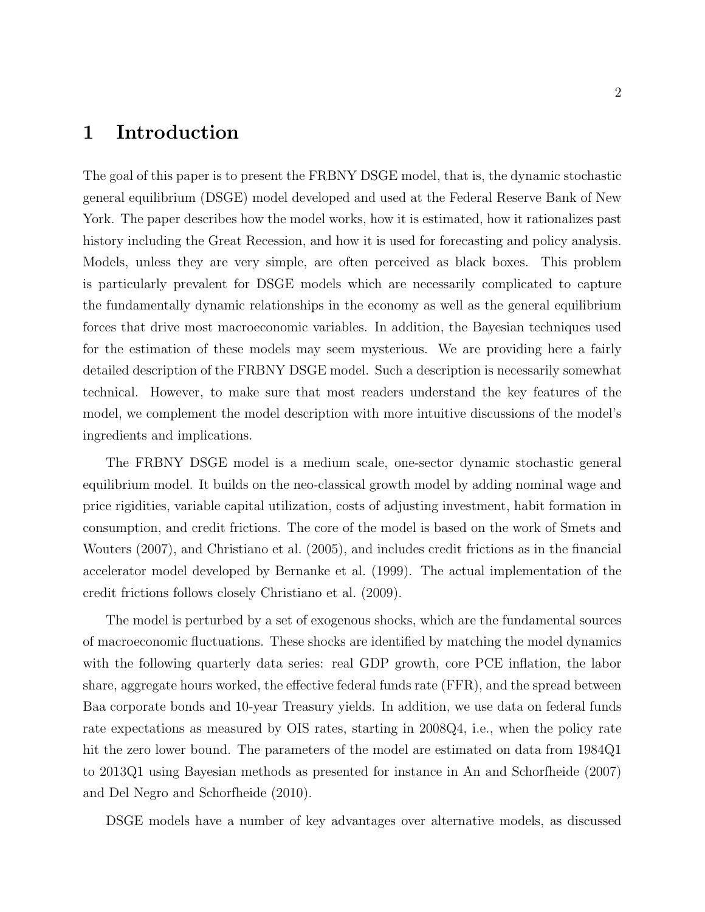# 1 Introduction

The goal of this paper is to present the FRBNY DSGE model, that is, the dynamic stochastic general equilibrium (DSGE) model developed and used at the Federal Reserve Bank of New York. The paper describes how the model works, how it is estimated, how it rationalizes past history including the Great Recession, and how it is used for forecasting and policy analysis. Models, unless they are very simple, are often perceived as black boxes. This problem is particularly prevalent for DSGE models which are necessarily complicated to capture the fundamentally dynamic relationships in the economy as well as the general equilibrium forces that drive most macroeconomic variables. In addition, the Bayesian techniques used for the estimation of these models may seem mysterious. We are providing here a fairly detailed description of the FRBNY DSGE model. Such a description is necessarily somewhat technical. However, to make sure that most readers understand the key features of the model, we complement the model description with more intuitive discussions of the model's ingredients and implications.

The FRBNY DSGE model is a medium scale, one-sector dynamic stochastic general equilibrium model. It builds on the neo-classical growth model by adding nominal wage and price rigidities, variable capital utilization, costs of adjusting investment, habit formation in consumption, and credit frictions. The core of the model is based on the work of Smets and Wouters (2007), and Christiano et al. (2005), and includes credit frictions as in the financial accelerator model developed by Bernanke et al. (1999). The actual implementation of the credit frictions follows closely Christiano et al. (2009).

The model is perturbed by a set of exogenous shocks, which are the fundamental sources of macroeconomic fluctuations. These shocks are identified by matching the model dynamics with the following quarterly data series: real GDP growth, core PCE inflation, the labor share, aggregate hours worked, the effective federal funds rate (FFR), and the spread between Baa corporate bonds and 10-year Treasury yields. In addition, we use data on federal funds rate expectations as measured by OIS rates, starting in 2008Q4, i.e., when the policy rate hit the zero lower bound. The parameters of the model are estimated on data from 1984Q1 to 2013Q1 using Bayesian methods as presented for instance in An and Schorfheide (2007) and Del Negro and Schorfheide (2010).

DSGE models have a number of key advantages over alternative models, as discussed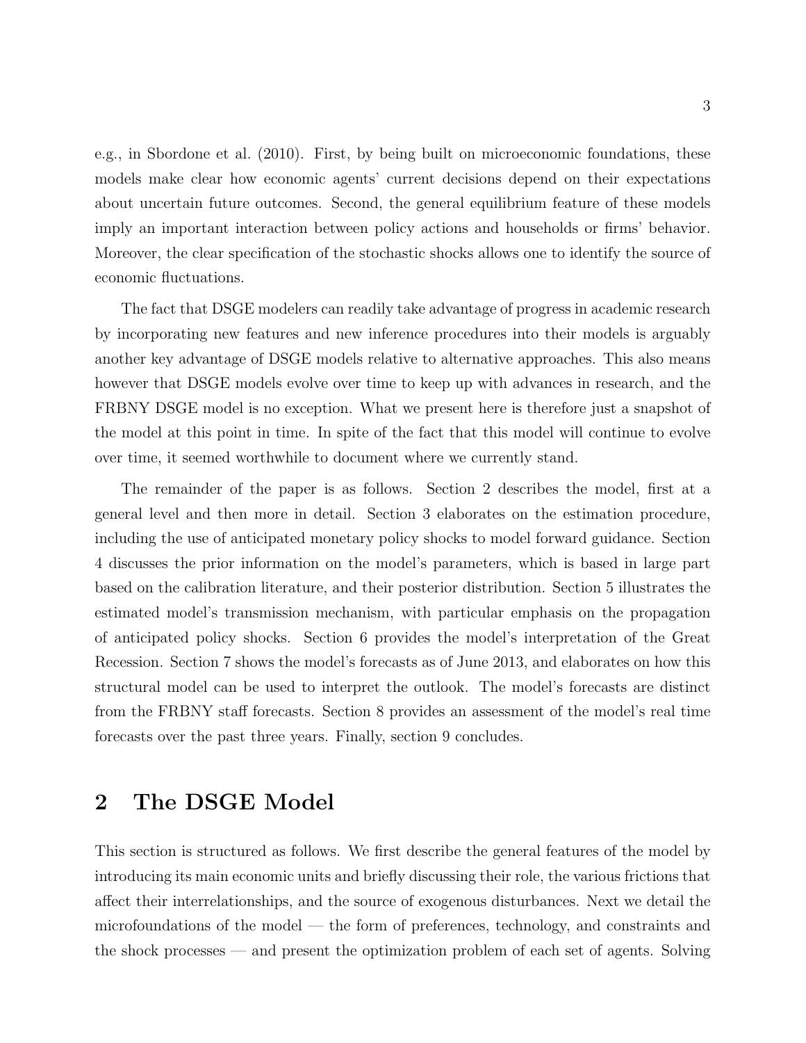e.g., in Sbordone et al. (2010). First, by being built on microeconomic foundations, these models make clear how economic agents' current decisions depend on their expectations about uncertain future outcomes. Second, the general equilibrium feature of these models imply an important interaction between policy actions and households or firms' behavior. Moreover, the clear specification of the stochastic shocks allows one to identify the source of economic fluctuations.

The fact that DSGE modelers can readily take advantage of progress in academic research by incorporating new features and new inference procedures into their models is arguably another key advantage of DSGE models relative to alternative approaches. This also means however that DSGE models evolve over time to keep up with advances in research, and the FRBNY DSGE model is no exception. What we present here is therefore just a snapshot of the model at this point in time. In spite of the fact that this model will continue to evolve over time, it seemed worthwhile to document where we currently stand.

The remainder of the paper is as follows. Section 2 describes the model, first at a general level and then more in detail. Section 3 elaborates on the estimation procedure, including the use of anticipated monetary policy shocks to model forward guidance. Section 4 discusses the prior information on the model's parameters, which is based in large part based on the calibration literature, and their posterior distribution. Section 5 illustrates the estimated model's transmission mechanism, with particular emphasis on the propagation of anticipated policy shocks. Section 6 provides the model's interpretation of the Great Recession. Section 7 shows the model's forecasts as of June 2013, and elaborates on how this structural model can be used to interpret the outlook. The model's forecasts are distinct from the FRBNY staff forecasts. Section 8 provides an assessment of the model's real time forecasts over the past three years. Finally, section 9 concludes.

## 2 The DSGE Model

This section is structured as follows. We first describe the general features of the model by introducing its main economic units and briefly discussing their role, the various frictions that affect their interrelationships, and the source of exogenous disturbances. Next we detail the microfoundations of the model — the form of preferences, technology, and constraints and the shock processes — and present the optimization problem of each set of agents. Solving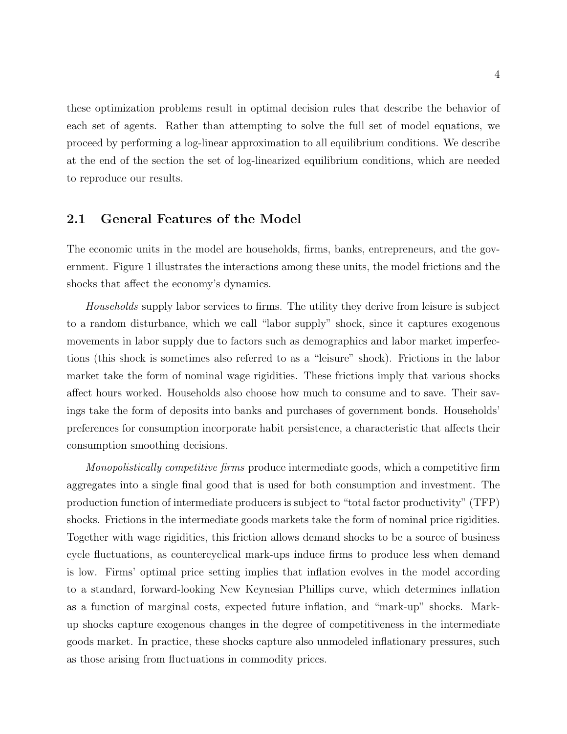these optimization problems result in optimal decision rules that describe the behavior of each set of agents. Rather than attempting to solve the full set of model equations, we proceed by performing a log-linear approximation to all equilibrium conditions. We describe at the end of the section the set of log-linearized equilibrium conditions, which are needed to reproduce our results.

## 2.1 General Features of the Model

The economic units in the model are households, firms, banks, entrepreneurs, and the government. Figure 1 illustrates the interactions among these units, the model frictions and the shocks that affect the economy's dynamics.

*Households* supply labor services to firms. The utility they derive from leisure is subject to a random disturbance, which we call "labor supply" shock, since it captures exogenous movements in labor supply due to factors such as demographics and labor market imperfections (this shock is sometimes also referred to as a "leisure" shock). Frictions in the labor market take the form of nominal wage rigidities. These frictions imply that various shocks affect hours worked. Households also choose how much to consume and to save. Their savings take the form of deposits into banks and purchases of government bonds. Households' preferences for consumption incorporate habit persistence, a characteristic that affects their consumption smoothing decisions.

*Monopolistically competitive firms* produce intermediate goods, which a competitive firm aggregates into a single final good that is used for both consumption and investment. The production function of intermediate producers is subject to "total factor productivity" (TFP) shocks. Frictions in the intermediate goods markets take the form of nominal price rigidities. Together with wage rigidities, this friction allows demand shocks to be a source of business cycle fluctuations, as countercyclical mark-ups induce firms to produce less when demand is low. Firms' optimal price setting implies that inflation evolves in the model according to a standard, forward-looking New Keynesian Phillips curve, which determines inflation as a function of marginal costs, expected future inflation, and "mark-up" shocks. Mark-up shocks capture exogenous changes in the degree of competitiveness in the intermediate goods market. In practice, these shocks capture also unmodeled inflationary pressures, such as those arising from fluctuations in commodity prices.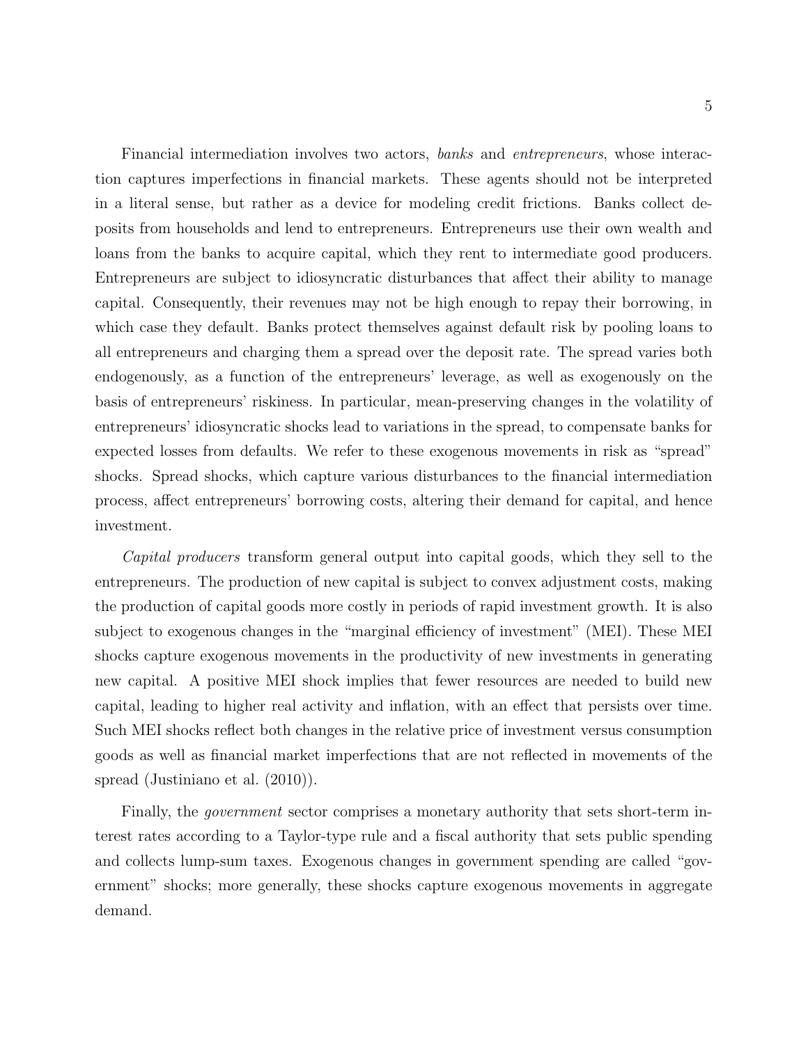Financial intermediation involves two actors, *banks* and *entrepreneurs*, whose interaction captures imperfections in financial markets. These agents should not be interpreted in a literal sense, but rather as a device for modeling credit frictions. Banks collect deposits from households and lend to entrepreneurs. Entrepreneurs use their own wealth and loans from the banks to acquire capital, which they rent to intermediate good producers. Entrepreneurs are subject to idiosyncratic disturbances that affect their ability to manage capital. Consequently, their revenues may not be high enough to repay their borrowing, in which case they default. Banks protect themselves against default risk by pooling loans to all entrepreneurs and charging them a spread over the deposit rate. The spread varies both endogenously, as a function of the entrepreneurs' leverage, as well as exogenously on the basis of entrepreneurs' riskiness. In particular, mean-preserving changes in the volatility of entrepreneurs' idiosyncratic shocks lead to variations in the spread, to compensate banks for expected losses from defaults. We refer to these exogenous movements in risk as "spread" shocks. Spread shocks, which capture various disturbances to the financial intermediation process, affect entrepreneurs' borrowing costs, altering their demand for capital, and hence investment.

*Capital producers* transform general output into capital goods, which they sell to the entrepreneurs. The production of new capital is subject to convex adjustment costs, making the production of capital goods more costly in periods of rapid investment growth. It is also subject to exogenous changes in the "marginal efficiency of investment" (MEI). These MEI shocks capture exogenous movements in the productivity of new investments in generating new capital. A positive MEI shock implies that fewer resources are needed to build new capital, leading to higher real activity and inflation, with an effect that persists over time. Such MEI shocks reflect both changes in the relative price of investment versus consumption goods as well as financial market imperfections that are not reflected in movements of the spread (Justiniano et al. (2010)).

Finally, the *government* sector comprises a monetary authority that sets short-term interest rates according to a Taylor-type rule and a fiscal authority that sets public spending and collects lump-sum taxes. Exogenous changes in government spending are called "government" shocks; more generally, these shocks capture exogenous movements in aggregate demand.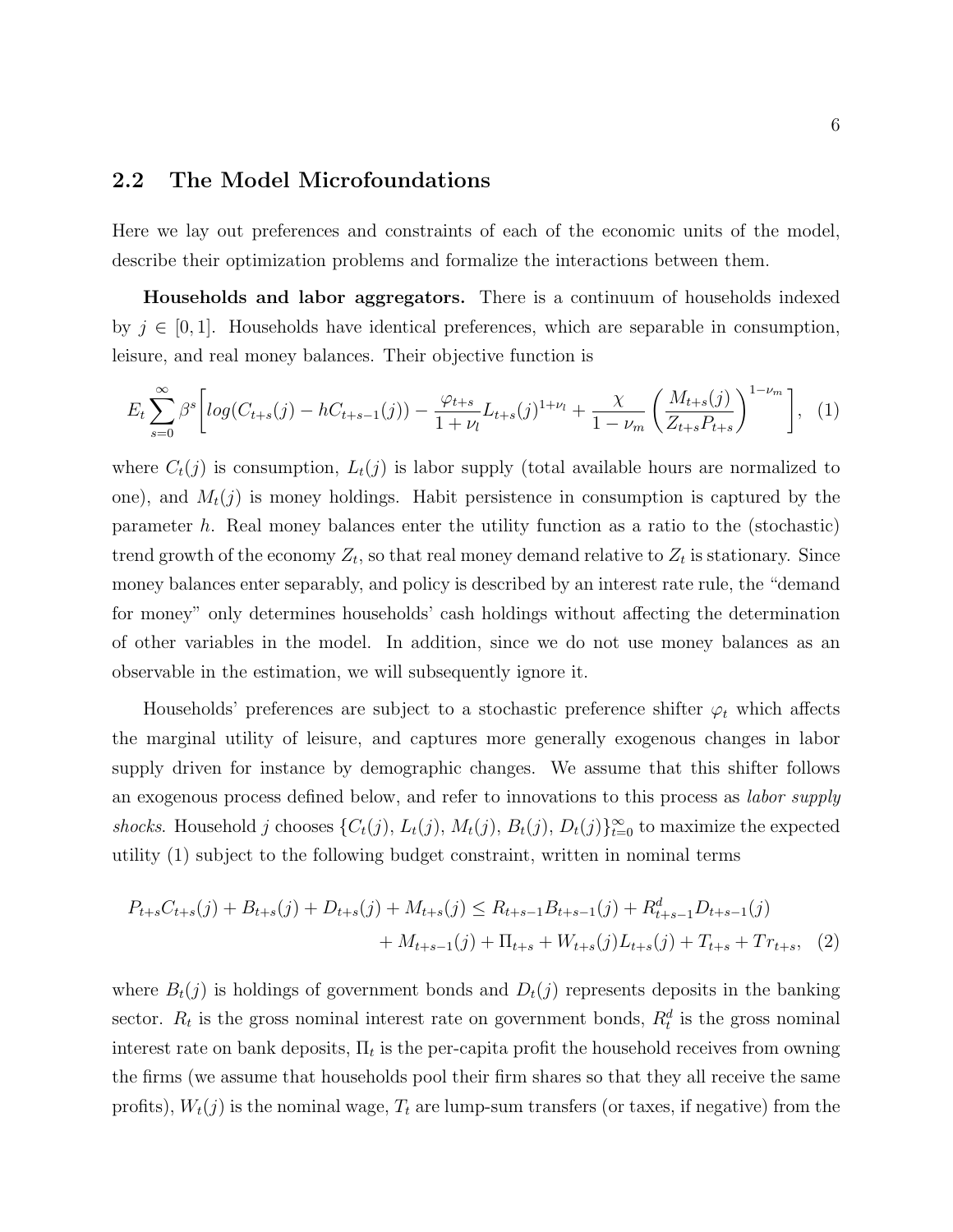## 2.2 The Model Microfoundations

Here we lay out preferences and constraints of each of the economic units of the model, describe their optimization problems and formalize the interactions between them.

**Households and labor aggregators.** There is a continuum of households indexed by $j \in [0,1]$. Households have identical preferences, which are separable in consumption, leisure, and real money balances. Their objective function is

$$E_t \sum_{s=0}^{\infty} \beta^s \left[ log(C_{t+s}(j) - hC_{t+s-1}(j)) - \frac{\varphi_{t+s}}{1+\nu_l} L_{t+s}(j)^{1+\nu_l} + \frac{\chi}{1-\nu_m} \left( \frac{M_{t+s}(j)}{Z_{t+s} P_{t+s}} \right)^{1-\nu_m} \right], \quad (1)$$

where $C_t(j)$ is consumption, $L_t(j)$ is labor supply (total available hours are normalized to one), and $M_t(j)$ is money holdings. Habit persistence in consumption is captured by the parameter $h$. Real money balances enter the utility function as a ratio to the (stochastic) trend growth of the economy $Z_t$, so that real money demand relative to $Z_t$ is stationary. Since money balances enter separably, and policy is described by an interest rate rule, the "demand for money" only determines households' cash holdings without affecting the determination of other variables in the model. In addition, since we do not use money balances as an observable in the estimation, we will subsequently ignore it.

Households' preferences are subject to a stochastic preference shifter $\varphi_t$ which affects the marginal utility of leisure, and captures more generally exogenous changes in labor supply driven for instance by demographic changes. We assume that this shifter follows an exogenous process defined below, and refer to innovations to this process as *labor supply shocks*. Household $j$ chooses $\{C_t(j), L_t(j), M_t(j), B_t(j), D_t(j)\}_{t=0}^{\infty}$ to maximize the expected utility (1) subject to the following budget constraint, written in nominal terms

$$\begin{aligned} P_{t+s}C_{t+s}(j) + B_{t+s}(j) + D_{t+s}(j) + M_{t+s}(j) \leq R_{t+s-1}B_{t+s-1}(j) + R^d_{t+s-1}D_{t+s-1}(j) \\ + M_{t+s-1}(j) + \Pi_{t+s} + W_{t+s}(j)L_{t+s}(j) + T_{t+s} + Tr_{t+s}, \quad (2) \end{aligned}$$

where $B_t(j)$ is holdings of government bonds and $D_t(j)$ represents deposits in the banking sector. $R_t$ is the gross nominal interest rate on government bonds, $R^d_t$ is the gross nominal interest rate on bank deposits, $\Pi_t$ is the per-capita profit the household receives from owning the firms (we assume that households pool their firm shares so that they all receive the same profits), $W_t(j)$ is the nominal wage, $T_t$ are lump-sum transfers (or taxes, if negative) from the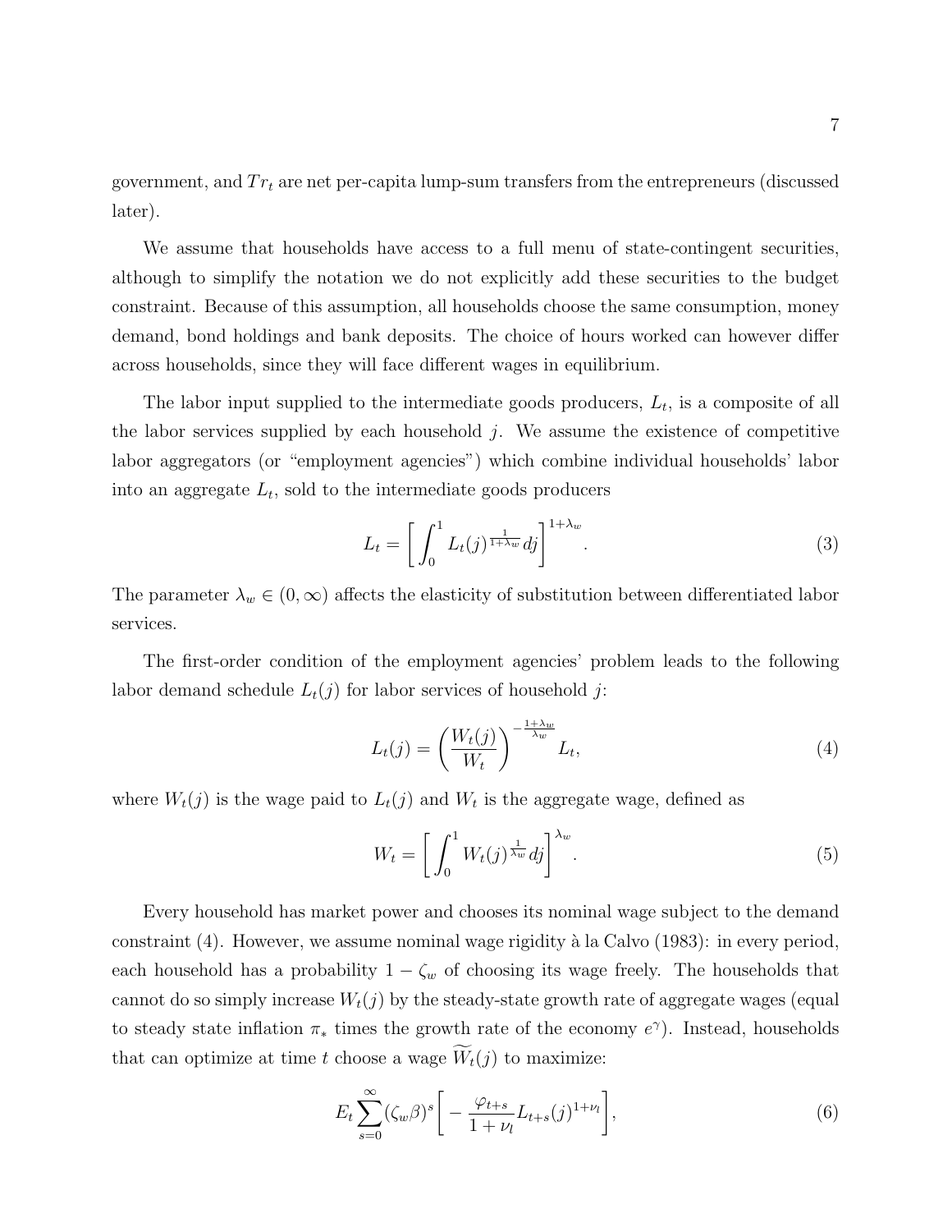government, and $Tr_t$ are net per-capita lump-sum transfers from the entrepreneurs (discussed later).

We assume that households have access to a full menu of state-contingent securities, although to simplify the notation we do not explicitly add these securities to the budget constraint. Because of this assumption, all households choose the same consumption, money demand, bond holdings and bank deposits. The choice of hours worked can however differ across households, since they will face different wages in equilibrium.

The labor input supplied to the intermediate goods producers, $L_t$, is a composite of all the labor services supplied by each household $j$. We assume the existence of competitive labor aggregators (or "employment agencies") which combine individual households' labor into an aggregate $L_t$, sold to the intermediate goods producers

$$L_t = \left[ \int_0^1 L_t(j)^{\frac{1}{1+\lambda_w}} dj \right]^{1+\lambda_w}. \tag{3}$$

The parameter $\lambda_w \in (0, \infty)$ affects the elasticity of substitution between differentiated labor services.

The first-order condition of the employment agencies' problem leads to the following labor demand schedule $L_t(j)$ for labor services of household $j$:

$$L_t(j) = \left( \frac{W_t(j)}{W_t} \right)^{-\frac{1+\lambda_w}{\lambda_w}} L_t, \tag{4}$$

where $W_t(j)$ is the wage paid to $L_t(j)$ and $W_t$ is the aggregate wage, defined as

$$W_t = \left[ \int_0^1 W_t(j)^{\frac{1}{\lambda_w}} dj \right]^{\lambda_w}. \tag{5}$$

Every household has market power and chooses its nominal wage subject to the demand constraint (4). However, we assume nominal wage rigidity à la Calvo (1983): in every period, each household has a probability $1 - \zeta_w$ of choosing its wage freely. The households that cannot do so simply increase $W_t(j)$ by the steady-state growth rate of aggregate wages (equal to steady state inflation $\pi_*$ times the growth rate of the economy $e^{\gamma}$). Instead, households that can optimize at time $t$ choose a wage $\widetilde{W}_t(j)$ to maximize:

$$E_t \sum_{s=0}^{\infty} (\zeta_w \beta)^s \left[ -\frac{\varphi_{t+s}}{1+\nu_l} L_{t+s}(j)^{1+\nu_l} \right], \tag{6}$$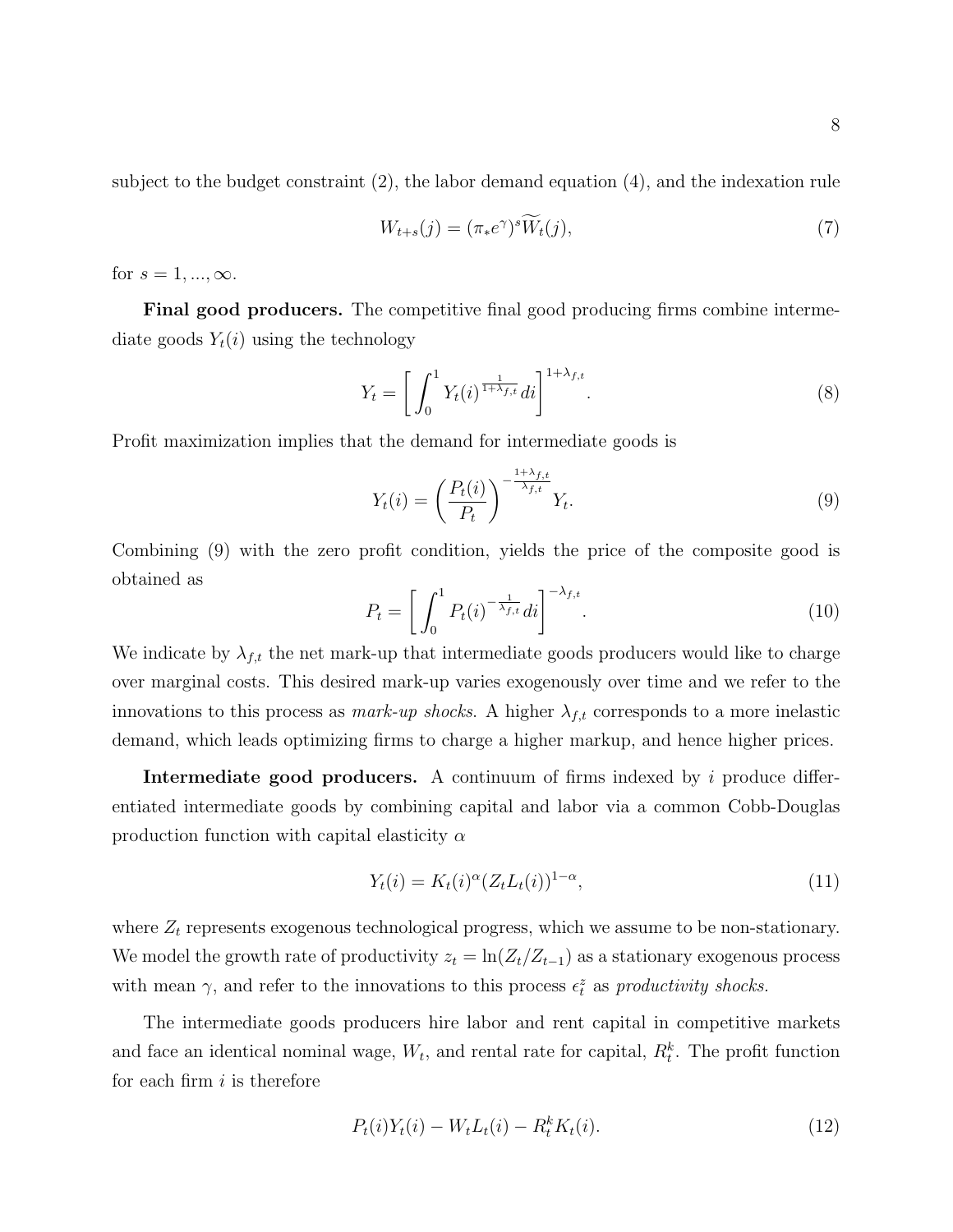subject to the budget constraint (2), the labor demand equation (4), and the indexation rule

$$W_{t+s}(j) = (\pi_* e^{\gamma})^s \widetilde{W}_t(j), \tag{7}$$

for $s = 1, ..., \infty$.

**Final good producers.** The competitive final good producing firms combine intermediate goods $Y_t(i)$ using the technology

$$Y_t = \left[ \int_0^1 Y_t(i)^{\frac{1}{1+\lambda_{f,t}}} di \right]^{1+\lambda_{f,t}}. \tag{8}$$

Profit maximization implies that the demand for intermediate goods is

$$Y_t(i) = \left( \frac{P_t(i)}{P_t} \right)^{-\frac{1+\lambda_{f,t}}{\lambda_{f,t}}} Y_t. \tag{9}$$

Combining (9) with the zero profit condition, yields the price of the composite good is obtained as

$$P_t = \left[ \int_0^1 P_t(i)^{-\frac{1}{\lambda_{f,t}}} di \right]^{-\lambda_{f,t}}. \tag{10}$$

We indicate by $\lambda_{f,t}$ the net mark-up that intermediate goods producers would like to charge over marginal costs. This desired mark-up varies exogenously over time and we refer to the innovations to this process as *mark-up shocks*. A higher $\lambda_{f,t}$ corresponds to a more inelastic demand, which leads optimizing firms to charge a higher markup, and hence higher prices.

**Intermediate good producers.** A continuum of firms indexed by $i$ produce differentiated intermediate goods by combining capital and labor via a common Cobb-Douglas production function with capital elasticity $\alpha$

$$Y_t(i) = K_t(i)^{\alpha} (Z_t L_t(i))^{1-\alpha}, \tag{11}$$

where $Z_t$ represents exogenous technological progress, which we assume to be non-stationary. We model the growth rate of productivity $z_t = \ln(Z_t / Z_{t-1})$ as a stationary exogenous process with mean $\gamma$, and refer to the innovations to this process $\epsilon_t^z$ as *productivity shocks.*

The intermediate goods producers hire labor and rent capital in competitive markets and face an identical nominal wage, $W_t$, and rental rate for capital, $R_t^k$. The profit function for each firm $i$ is therefore

$$P_t(i) Y_t(i) - W_t L_t(i) - R_t^k K_t(i). \tag{12}$$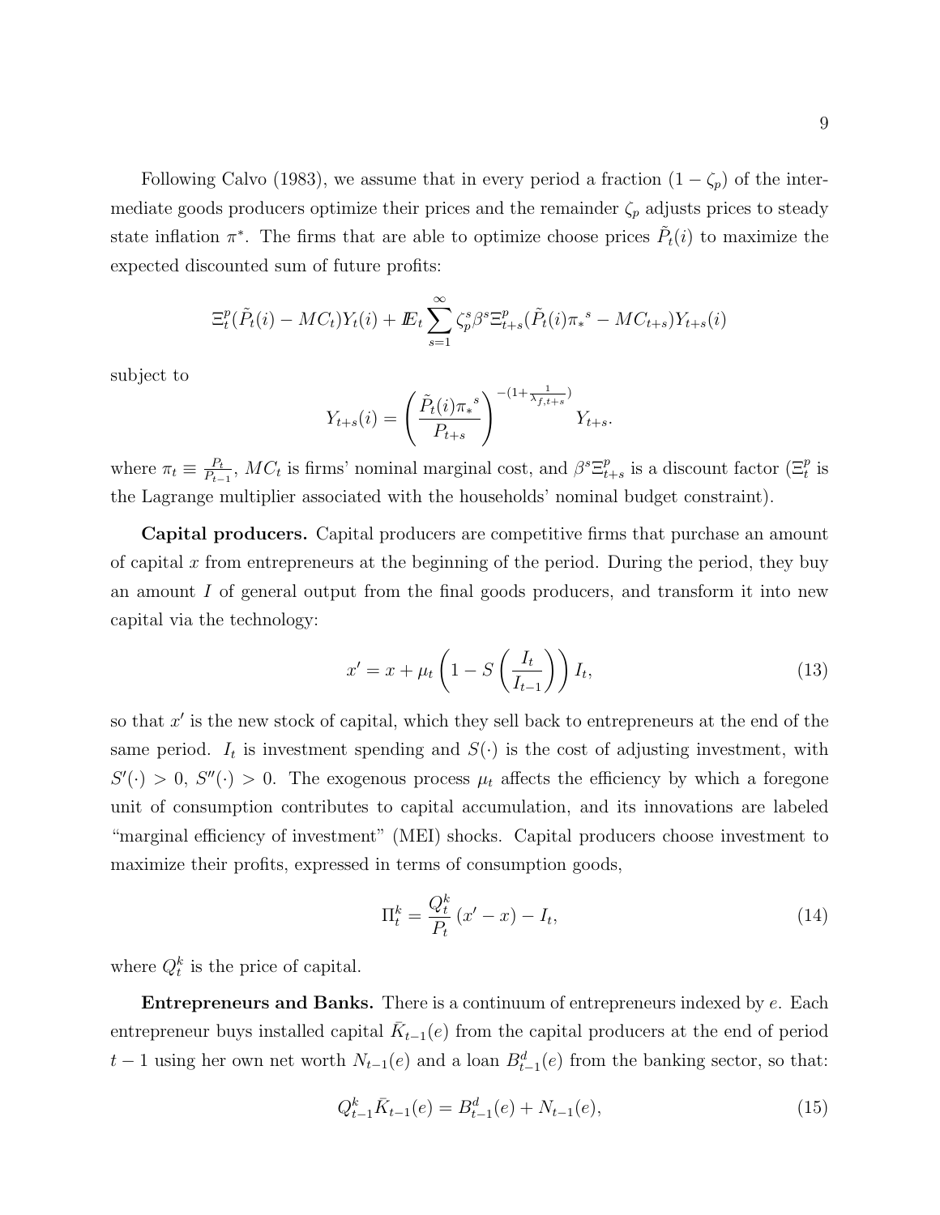Following Calvo (1983), we assume that in every period a fraction $(1 - \zeta_p)$ of the intermediate goods producers optimize their prices and the remainder $\zeta_p$ adjusts prices to steady state inflation $\pi^*$. The firms that are able to optimize choose prices $\tilde{P}_t(i)$ to maximize the expected discounted sum of future profits:

$$\Xi_t^p(\tilde{P}_t(i) - MC_t)Y_t(i) + \mathbb{E}_t \sum_{s=1}^{\infty} \zeta_p^s \beta^s \Xi_{t+s}^p(\tilde{P}_t(i)\pi_*{}^s - MC_{t+s})Y_{t+s}(i)$$

subject to

$$Y_{t+s}(i) = \left(\frac{\tilde{P}_t(i)\pi_*{}^s}{P_{t+s}}\right)^{-(1+\frac{1}{\lambda_{f,t+s}})} Y_{t+s}.$$

where $\pi_t \equiv \frac{P_t}{P_{t-1}}$, $MC_t$ is firms' nominal marginal cost, and $\beta^s \Xi_{t+s}^p$ is a discount factor ($\Xi_t^p$ is the Lagrange multiplier associated with the households' nominal budget constraint).

**Capital producers.** Capital producers are competitive firms that purchase an amount of capital $x$ from entrepreneurs at the beginning of the period. During the period, they buy an amount $I$ of general output from the final goods producers, and transform it into new capital via the technology:

$$x' = x + \mu_t \left(1 - S\left(\frac{I_t}{I_{t-1}}\right)\right) I_t, \tag{13}$$

so that $x'$ is the new stock of capital, which they sell back to entrepreneurs at the end of the same period. $I_t$ is investment spending and $S(\cdot)$ is the cost of adjusting investment, with $S'(\cdot) > 0$, $S''(\cdot) > 0$. The exogenous process $\mu_t$ affects the efficiency by which a foregone unit of consumption contributes to capital accumulation, and its innovations are labeled "marginal efficiency of investment" (MEI) shocks. Capital producers choose investment to maximize their profits, expressed in terms of consumption goods,

$$\Pi_t^k = \frac{Q_t^k}{P_t}(x' - x) - I_t, \tag{14}$$

where $Q_t^k$ is the price of capital.

**Entrepreneurs and Banks.** There is a continuum of entrepreneurs indexed by $e$. Each entrepreneur buys installed capital $\bar{K}_{t-1}(e)$ from the capital producers at the end of period $t-1$ using her own net worth $N_{t-1}(e)$ and a loan $B_{t-1}^d(e)$ from the banking sector, so that:

$$Q_{t-1}^k \bar{K}_{t-1}(e) = B_{t-1}^d(e) + N_{t-1}(e), \tag{15}$$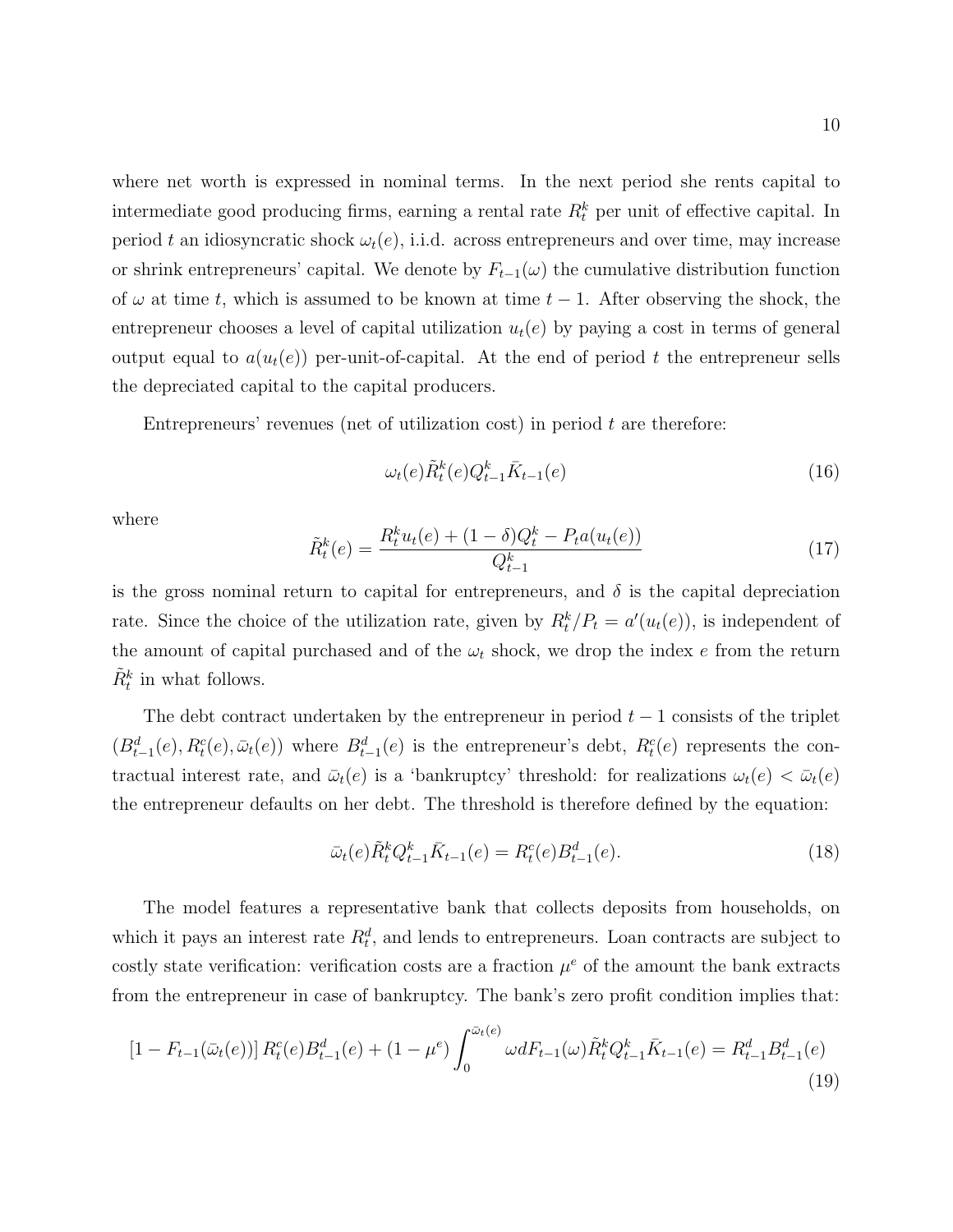where net worth is expressed in nominal terms. In the next period she rents capital to intermediate good producing firms, earning a rental rate $R_t^k$ per unit of effective capital. In period $t$ an idiosyncratic shock $\omega_t(e)$, i.i.d. across entrepreneurs and over time, may increase or shrink entrepreneurs' capital. We denote by $F_{t-1}(\omega)$ the cumulative distribution function of $\omega$ at time $t$, which is assumed to be known at time $t-1$. After observing the shock, the entrepreneur chooses a level of capital utilization $u_t(e)$ by paying a cost in terms of general output equal to $a(u_t(e))$ per-unit-of-capital. At the end of period $t$ the entrepreneur sells the depreciated capital to the capital producers.

Entrepreneurs' revenues (net of utilization cost) in period $t$ are therefore:

$$\omega_t(e)\tilde{R}_t^k(e)Q_{t-1}^k\bar{K}_{t-1}(e) \tag{16}$$

where

$$\tilde{R}_t^k(e) = \frac{R_t^k u_t(e) + (1-\delta)Q_t^k - P_t a(u_t(e))}{Q_{t-1}^k} \tag{17}$$

is the gross nominal return to capital for entrepreneurs, and $\delta$ is the capital depreciation rate. Since the choice of the utilization rate, given by $R_t^k/P_t = a'(u_t(e))$, is independent of the amount of capital purchased and of the $\omega_t$ shock, we drop the index $e$ from the return $\tilde{R}_t^k$ in what follows.

The debt contract undertaken by the entrepreneur in period $t-1$ consists of the triplet $(B_{t-1}^d(e), R_t^c(e), \bar{\omega}_t(e))$ where $B_{t-1}^d(e)$ is the entrepreneur's debt, $R_t^c(e)$ represents the contractual interest rate, and $\bar{\omega}_t(e)$ is a 'bankruptcy' threshold: for realizations $\omega_t(e) < \bar{\omega}_t(e)$ the entrepreneur defaults on her debt. The threshold is therefore defined by the equation:

$$\bar{\omega}_t(e)\tilde{R}_t^k Q_{t-1}^k \bar{K}_{t-1}(e) = R_t^c(e)B_{t-1}^d(e). \tag{18}$$

The model features a representative bank that collects deposits from households, on which it pays an interest rate $R_t^d$, and lends to entrepreneurs. Loan contracts are subject to costly state verification: verification costs are a fraction $\mu^e$ of the amount the bank extracts from the entrepreneur in case of bankruptcy. The bank's zero profit condition implies that:

$$[1 - F_{t-1}(\bar{\omega}_t(e))]\, R_t^c(e)B_{t-1}^d(e) + (1-\mu^e)\int_0^{\bar{\omega}_t(e)} \omega dF_{t-1}(\omega)\tilde{R}_t^k Q_{t-1}^k \bar{K}_{t-1}(e) = R_{t-1}^d B_{t-1}^d(e) \tag{19}$$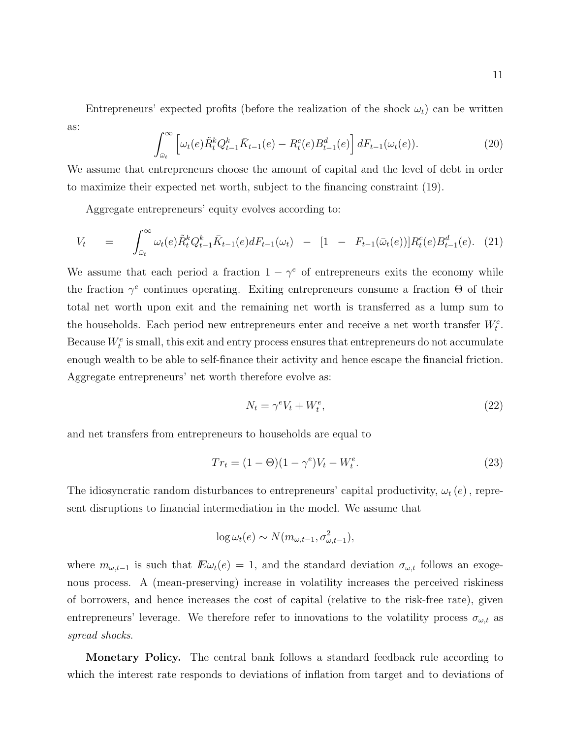Entrepreneurs' expected profits (before the realization of the shock $\omega_t$) can be written as:

$$\int_{\bar{\omega}_t}^{\infty} \left[ \omega_t(e) \tilde{R}_t^k Q_{t-1}^k \bar{K}_{t-1}(e) - R_t^c(e) B_{t-1}^d(e) \right] dF_{t-1}(\omega_t(e)). \tag{20}$$

We assume that entrepreneurs choose the amount of capital and the level of debt in order to maximize their expected net worth, subject to the financing constraint (19).

Aggregate entrepreneurs' equity evolves according to:

$$V_t = \int_{\bar{\omega}_t}^{\infty} \omega_t(e) \tilde{R}_t^k Q_{t-1}^k \bar{K}_{t-1}(e) dF_{t-1}(\omega_t) - [1 - F_{t-1}(\bar{\omega}_t(e))] R_t^c(e) B_{t-1}^d(e). \tag{21}$$

We assume that each period a fraction $1 - \gamma^e$ of entrepreneurs exits the economy while the fraction $\gamma^e$ continues operating. Exiting entrepreneurs consume a fraction $\Theta$ of their total net worth upon exit and the remaining net worth is transferred as a lump sum to the households. Each period new entrepreneurs enter and receive a net worth transfer $W_t^e$. Because $W_t^e$ is small, this exit and entry process ensures that entrepreneurs do not accumulate enough wealth to be able to self-finance their activity and hence escape the financial friction. Aggregate entrepreneurs' net worth therefore evolve as:

$$N_t = \gamma^e V_t + W_t^e, \tag{22}$$

and net transfers from entrepreneurs to households are equal to

$$Tr_t = (1 - \Theta)(1 - \gamma^e) V_t - W_t^e. \tag{23}$$

The idiosyncratic random disturbances to entrepreneurs' capital productivity, $\omega_t(e)$, represent disruptions to financial intermediation in the model. We assume that

$$\log \omega_t(e) \sim N(m_{\omega,t-1}, \sigma_{\omega,t-1}^2),$$

where $m_{\omega,t-1}$ is such that $\mathbb{E}\omega_t(e) = 1$, and the standard deviation $\sigma_{\omega,t}$ follows an exogenous process. A (mean-preserving) increase in volatility increases the perceived riskiness of borrowers, and hence increases the cost of capital (relative to the risk-free rate), given entrepreneurs' leverage. We therefore refer to innovations to the volatility process $\sigma_{\omega,t}$ as *spread shocks*.

**Monetary Policy.** The central bank follows a standard feedback rule according to which the interest rate responds to deviations of inflation from target and to deviations of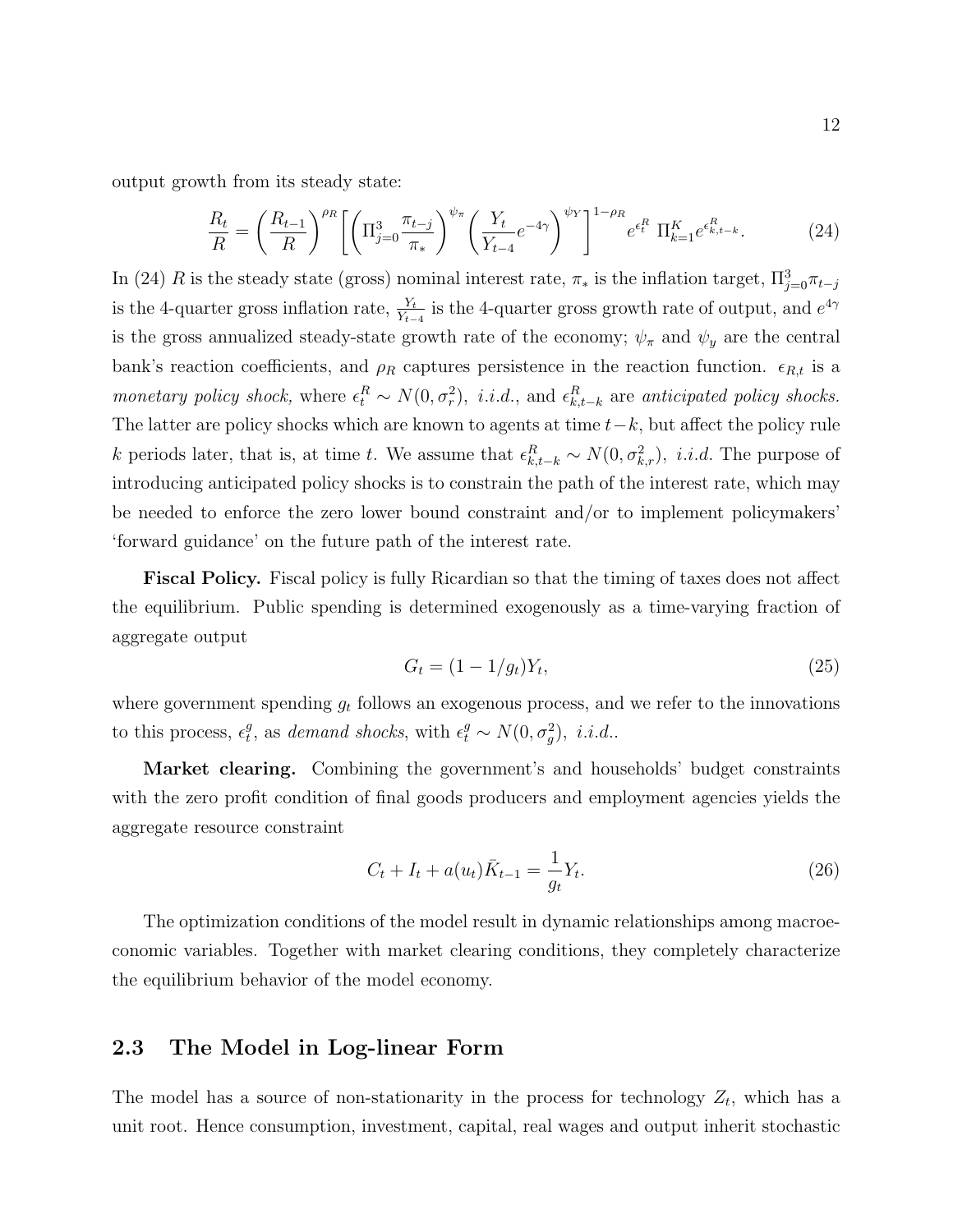output growth from its steady state:

$$\frac{R_t}{R} = \left(\frac{R_{t-1}}{R}\right)^{\rho_R} \left[ \left( \Pi_{j=0}^{3} \frac{\pi_{t-j}}{\pi_*} \right)^{\psi_\pi} \left( \frac{Y_t}{Y_{t-4}} e^{-4\gamma} \right)^{\psi_Y} \right]^{1-\rho_R} e^{\epsilon_t^R} \; \Pi_{k=1}^{K} e^{\epsilon_{k,t-k}^R}. \tag{24}$$

In (24) $R$ is the steady state (gross) nominal interest rate, $\pi_*$ is the inflation target, $\Pi_{j=0}^{3}\pi_{t-j}$ is the 4-quarter gross inflation rate, $\frac{Y_t}{Y_{t-4}}$ is the 4-quarter gross growth rate of output, and $e^{4\gamma}$ is the gross annualized steady-state growth rate of the economy; $\psi_\pi$ and $\psi_y$ are the central bank's reaction coefficients, and $\rho_R$ captures persistence in the reaction function. $\epsilon_{R,t}$ is a *monetary policy shock,* where $\epsilon_t^R \sim N(0, \sigma_r^2)$, *i.i.d.*, and $\epsilon_{k,t-k}^R$ are *anticipated policy shocks.* The latter are policy shocks which are known to agents at time $t-k$, but affect the policy rule $k$ periods later, that is, at time $t$. We assume that $\epsilon_{k,t-k}^R \sim N(0, \sigma_{k,r}^2)$, *i.i.d.* The purpose of introducing anticipated policy shocks is to constrain the path of the interest rate, which may be needed to enforce the zero lower bound constraint and/or to implement policymakers' 'forward guidance' on the future path of the interest rate.

**Fiscal Policy.** Fiscal policy is fully Ricardian so that the timing of taxes does not affect the equilibrium. Public spending is determined exogenously as a time-varying fraction of aggregate output

$$G_t = (1 - 1/g_t)Y_t, \tag{25}$$

where government spending $g_t$ follows an exogenous process, and we refer to the innovations to this process, $\epsilon_t^g$, as *demand shocks*, with $\epsilon_t^g \sim N(0, \sigma_g^2)$, *i.i.d.*.

**Market clearing.** Combining the government's and households' budget constraints with the zero profit condition of final goods producers and employment agencies yields the aggregate resource constraint

$$C_t + I_t + a(u_t)\bar{K}_{t-1} = \frac{1}{g_t}Y_t. \tag{26}$$

The optimization conditions of the model result in dynamic relationships among macroeconomic variables. Together with market clearing conditions, they completely characterize the equilibrium behavior of the model economy.

## 2.3 The Model in Log-linear Form

The model has a source of non-stationarity in the process for technology $Z_t$, which has a unit root. Hence consumption, investment, capital, real wages and output inherit stochastic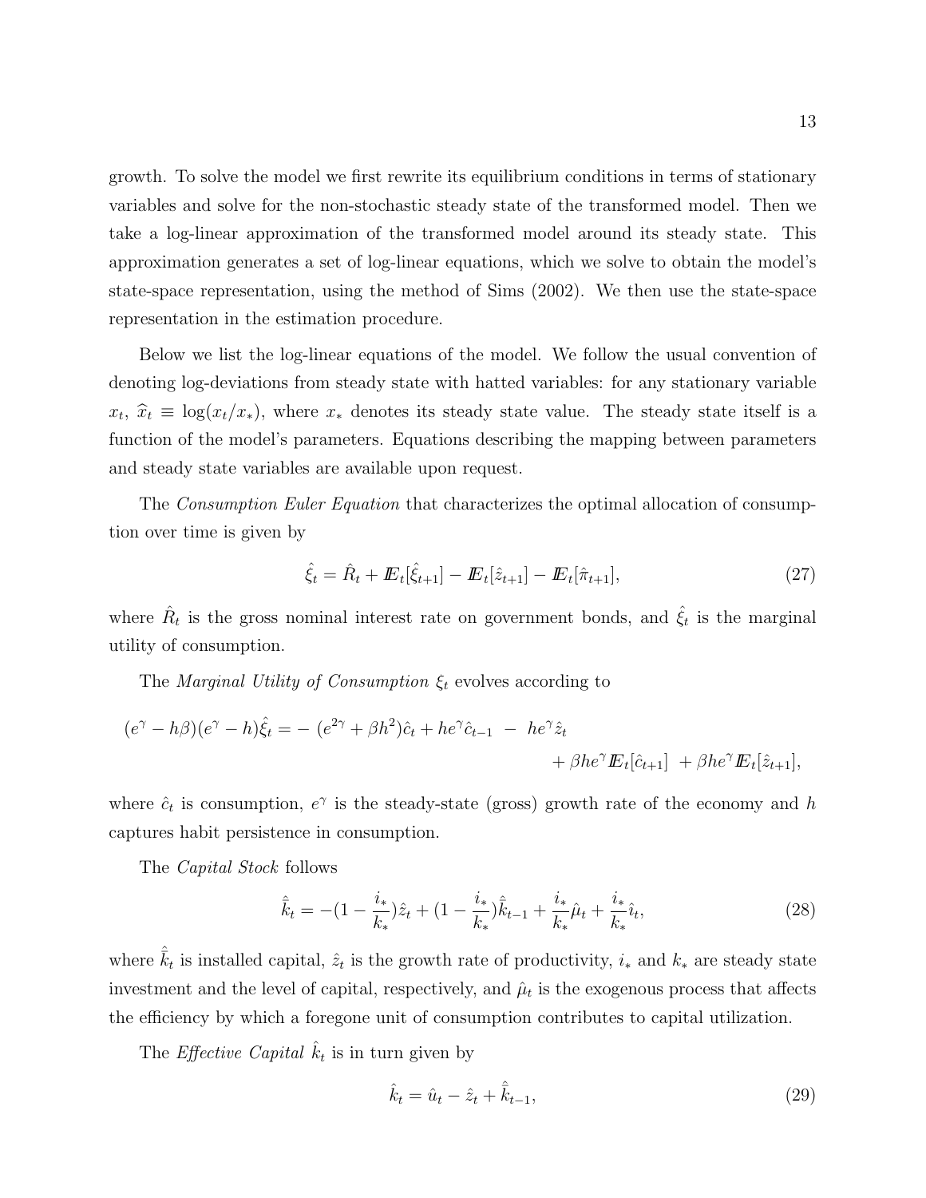growth. To solve the model we first rewrite its equilibrium conditions in terms of stationary variables and solve for the non-stochastic steady state of the transformed model. Then we take a log-linear approximation of the transformed model around its steady state. This approximation generates a set of log-linear equations, which we solve to obtain the model's state-space representation, using the method of Sims (2002). We then use the state-space representation in the estimation procedure.

Below we list the log-linear equations of the model. We follow the usual convention of denoting log-deviations from steady state with hatted variables: for any stationary variable $x_t$, $\widehat{x}_t \equiv \log(x_t/x_*)$, where $x_*$ denotes its steady state value. The steady state itself is a function of the model's parameters. Equations describing the mapping between parameters and steady state variables are available upon request.

The *Consumption Euler Equation* that characterizes the optimal allocation of consumption over time is given by

$$\hat{\xi}_t = \hat{R}_t + \mathbb{E}_t[\hat{\xi}_{t+1}] - \mathbb{E}_t[\hat{z}_{t+1}] - \mathbb{E}_t[\hat{\pi}_{t+1}], \tag{27}$$

where $\hat{R}_t$ is the gross nominal interest rate on government bonds, and $\hat{\xi}_t$ is the marginal utility of consumption.

The *Marginal Utility of Consumption* $\xi_t$ evolves according to

$$(e^{\gamma} - h\beta)(e^{\gamma} - h)\hat{\xi}_t = -\,(e^{2\gamma} + \beta h^2)\hat{c}_t + he^{\gamma}\hat{c}_{t-1} \; - \; he^{\gamma}\hat{z}_t + \beta he^{\gamma}\mathbb{E}_t[\hat{c}_{t+1}] \; + \beta he^{\gamma}\mathbb{E}_t[\hat{z}_{t+1}],$$

where $\hat{c}_t$ is consumption, $e^{\gamma}$ is the steady-state (gross) growth rate of the economy and $h$ captures habit persistence in consumption.

The *Capital Stock* follows

$$\hat{\bar{k}}_t = -(1 - \frac{i_*}{k_*})\hat{z}_t + (1 - \frac{i_*}{k_*})\hat{\bar{k}}_{t-1} + \frac{i_*}{k_*}\hat{\mu}_t + \frac{i_*}{k_*}\hat{\imath}_t, \tag{28}$$

where $\hat{\bar{k}}_t$ is installed capital, $\hat{z}_t$ is the growth rate of productivity, $i_*$ and $k_*$ are steady state investment and the level of capital, respectively, and $\hat{\mu}_t$ is the exogenous process that affects the efficiency by which a foregone unit of consumption contributes to capital utilization.

The *Effective Capital* $\hat{k}_t$ is in turn given by

$$\hat{k}_t = \hat{u}_t - \hat{z}_t + \hat{\bar{k}}_{t-1}, \tag{29}$$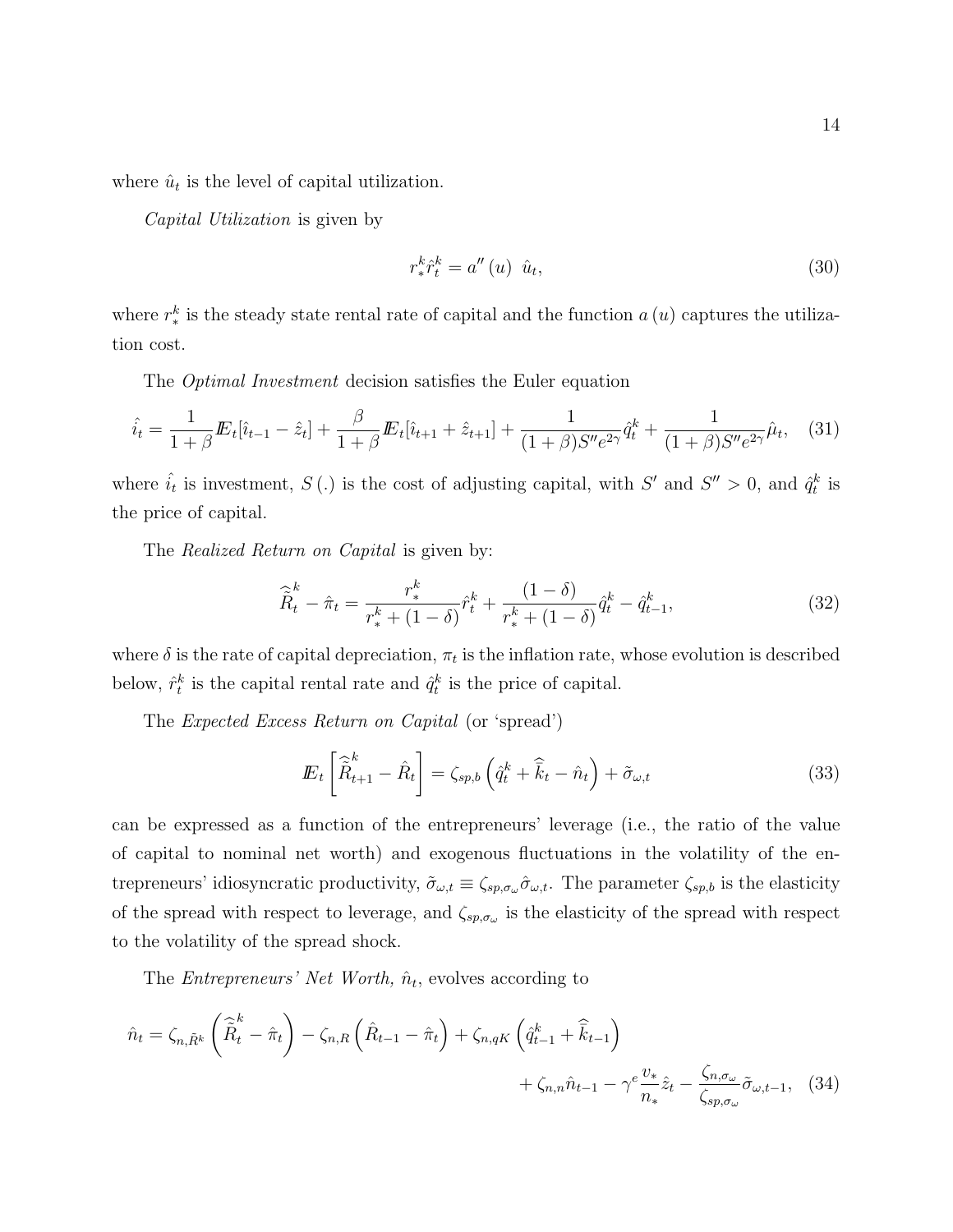where $\hat{u}_t$ is the level of capital utilization.

*Capital Utilization* is given by

$$r_*^k \hat{r}_t^k = a''(u) \;\; \hat{u}_t, \tag{30}$$

where $r_*^k$ is the steady state rental rate of capital and the function $a(u)$ captures the utilization cost.

The *Optimal Investment* decision satisfies the Euler equation

$$\hat{i}_t = \frac{1}{1+\beta} \mathbb{E}_t[\hat{\imath}_{t-1} - \hat{z}_t] + \frac{\beta}{1+\beta} \mathbb{E}_t[\hat{\imath}_{t+1} + \hat{z}_{t+1}] + \frac{1}{(1+\beta)S''e^{2\gamma}} \hat{q}_t^k + \frac{1}{(1+\beta)S''e^{2\gamma}} \hat{\mu}_t, \tag{31}$$

where $\hat{i}_t$ is investment, $S(.)$ is the cost of adjusting capital, with $S'$ and $S'' > 0$, and $\hat{q}_t^k$ is the price of capital.

The *Realized Return on Capital* is given by:

$$\widehat{\tilde{R}}_t^k - \hat{\pi}_t = \frac{r_*^k}{r_*^k + (1-\delta)} \hat{r}_t^k + \frac{(1-\delta)}{r_*^k + (1-\delta)} \hat{q}_t^k - \hat{q}_{t-1}^k, \tag{32}$$

where $\delta$ is the rate of capital depreciation, $\pi_t$ is the inflation rate, whose evolution is described below, $\hat{r}_t^k$ is the capital rental rate and $\hat{q}_t^k$ is the price of capital.

The *Expected Excess Return on Capital* (or 'spread')

$$\mathbb{E}_t \left[ \widehat{\tilde{R}}_{t+1}^k - \hat{R}_t \right] = \zeta_{sp,b} \left( \hat{q}_t^k + \widehat{\bar{k}}_t - \hat{n}_t \right) + \tilde{\sigma}_{\omega,t} \tag{33}$$

can be expressed as a function of the entrepreneurs' leverage (i.e., the ratio of the value of capital to nominal net worth) and exogenous fluctuations in the volatility of the entrepreneurs' idiosyncratic productivity, $\tilde{\sigma}_{\omega,t} \equiv \zeta_{sp,\sigma_\omega} \hat{\sigma}_{\omega,t}$. The parameter $\zeta_{sp,b}$ is the elasticity of the spread with respect to leverage, and $\zeta_{sp,\sigma_\omega}$ is the elasticity of the spread with respect to the volatility of the spread shock.

The *Entrepreneurs' Net Worth,* $\hat{n}_t$, evolves according to

$$\hat{n}_t = \zeta_{n,\tilde{R}^k} \left( \widehat{\tilde{R}}_t^k - \hat{\pi}_t \right) - \zeta_{n,R} \left( \hat{R}_{t-1} - \hat{\pi}_t \right) + \zeta_{n,qK} \left( \hat{q}_{t-1}^k + \widehat{\bar{k}}_{t-1} \right) + \zeta_{n,n} \hat{n}_{t-1} - \gamma^e \frac{v_*}{n_*} \hat{z}_t - \frac{\zeta_{n,\sigma_\omega}}{\zeta_{sp,\sigma_\omega}} \tilde{\sigma}_{\omega,t-1}, \tag{34}$$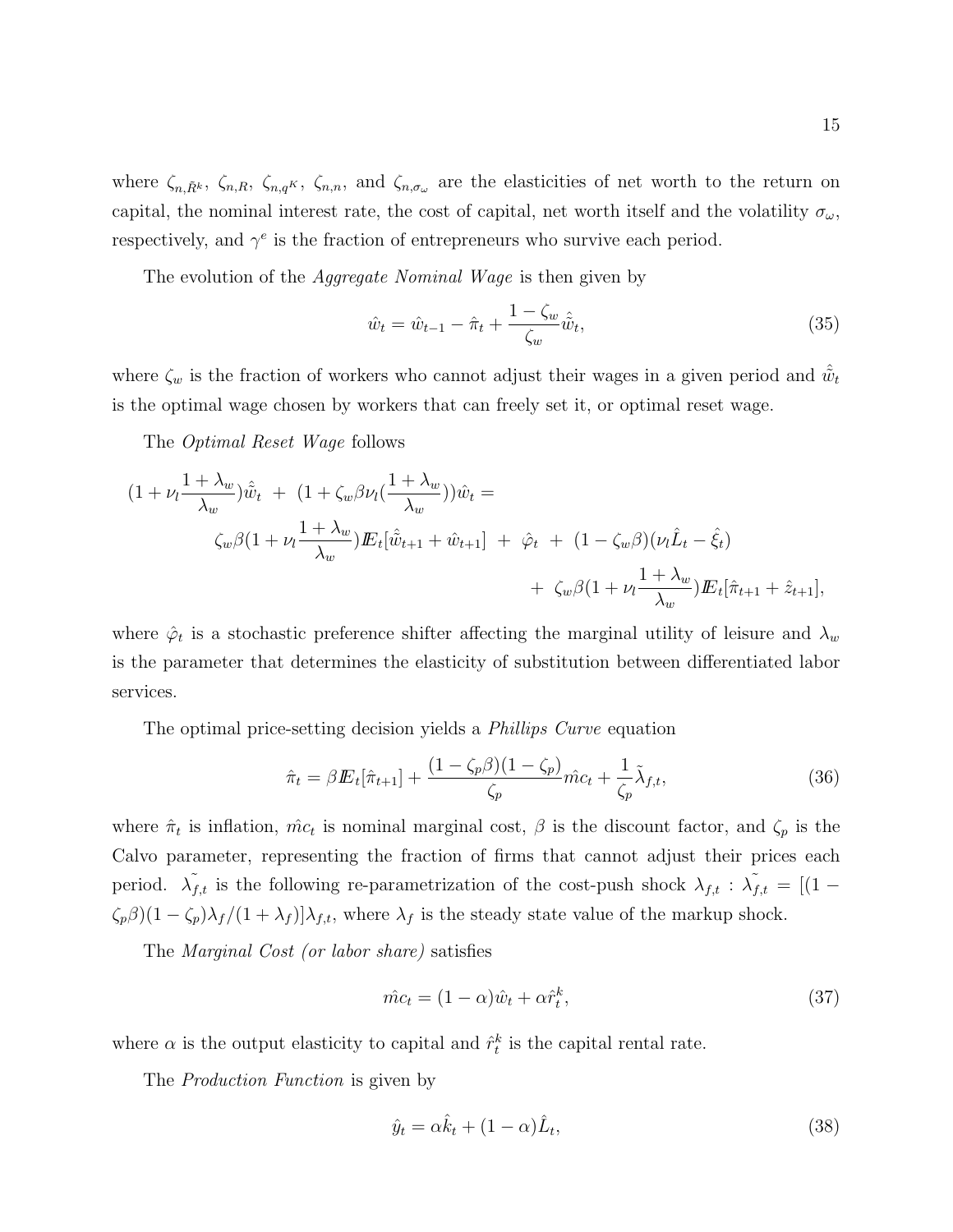where $\zeta_{n,\bar{R}^k}$, $\zeta_{n,R}$, $\zeta_{n,q^K}$, $\zeta_{n,n}$, and $\zeta_{n,\sigma_\omega}$ are the elasticities of net worth to the return on capital, the nominal interest rate, the cost of capital, net worth itself and the volatility $\sigma_\omega$, respectively, and $\gamma^e$ is the fraction of entrepreneurs who survive each period.

The evolution of the *Aggregate Nominal Wage* is then given by

$$\hat{w}_t = \hat{w}_{t-1} - \hat{\pi}_t + \frac{1-\zeta_w}{\zeta_w}\hat{\tilde{w}}_t, \tag{35}$$

where $\zeta_w$ is the fraction of workers who cannot adjust their wages in a given period and $\hat{\tilde{w}}_t$ is the optimal wage chosen by workers that can freely set it, or optimal reset wage.

The *Optimal Reset Wage* follows

$$\begin{aligned}(1+\nu_l\frac{1+\lambda_w}{\lambda_w})\hat{\tilde{w}}_t \;+\; (1+\zeta_w\beta\nu_l(\frac{1+\lambda_w}{\lambda_w}))\hat{w}_t = \\ \zeta_w\beta(1+\nu_l\frac{1+\lambda_w}{\lambda_w})\mathbb{E}_t[\hat{\tilde{w}}_{t+1}+\hat{w}_{t+1}] \;+\; \hat{\varphi}_t \;+\; (1-\zeta_w\beta)(\nu_l\hat{L}_t - \hat{\xi}_t) \\ +\; \zeta_w\beta(1+\nu_l\frac{1+\lambda_w}{\lambda_w})\mathbb{E}_t[\hat{\pi}_{t+1}+\hat{z}_{t+1}],\end{aligned}$$

where $\hat{\varphi}_t$ is a stochastic preference shifter affecting the marginal utility of leisure and $\lambda_w$ is the parameter that determines the elasticity of substitution between differentiated labor services.

The optimal price-setting decision yields a *Phillips Curve* equation

$$\hat{\pi}_t = \beta\mathbb{E}_t[\hat{\pi}_{t+1}] + \frac{(1-\zeta_p\beta)(1-\zeta_p)}{\zeta_p}\hat{mc}_t + \frac{1}{\zeta_p}\tilde{\lambda}_{f,t}, \tag{36}$$

where $\hat{\pi}_t$ is inflation, $\hat{mc}_t$ is nominal marginal cost, $\beta$ is the discount factor, and $\zeta_p$ is the Calvo parameter, representing the fraction of firms that cannot adjust their prices each period. $\tilde{\lambda_{f,t}}$ is the following re-parametrization of the cost-push shock $\lambda_{f,t}$ : $\tilde{\lambda_{f,t}} = [(1-\zeta_p\beta)(1-\zeta_p)\lambda_f/(1+\lambda_f)]\lambda_{f,t}$, where $\lambda_f$ is the steady state value of the markup shock.

The *Marginal Cost (or labor share)* satisfies

$$\hat{mc}_t = (1-\alpha)\hat{w}_t + \alpha\hat{r}^k_t, \tag{37}$$

where $\alpha$ is the output elasticity to capital and $\hat{r}^k_t$ is the capital rental rate.

The *Production Function* is given by

$$\hat{y}_t = \alpha\hat{k}_t + (1-\alpha)\hat{L}_t, \tag{38}$$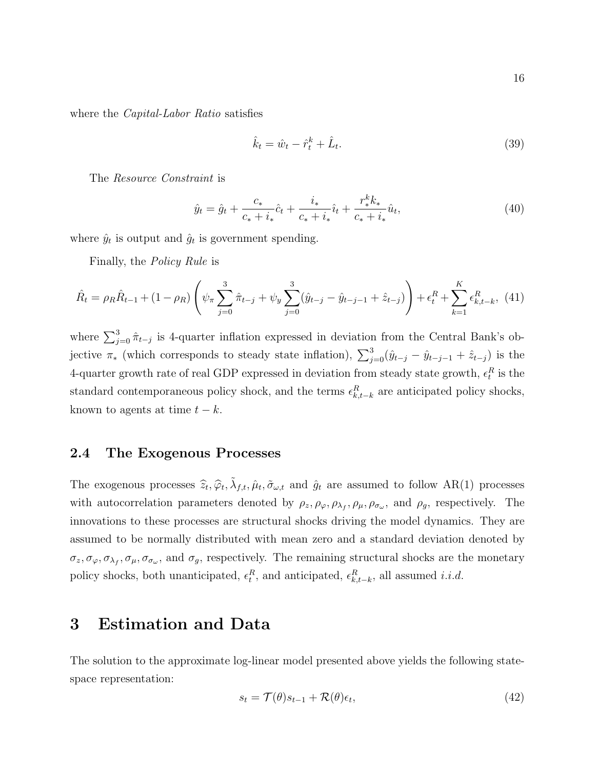where the *Capital-Labor Ratio* satisfies

$$\hat{k}_t = \hat{w}_t - \hat{r}^k_t + \hat{L}_t. \tag{39}$$

The *Resource Constraint* is

$$\hat{y}_t = \hat{g}_t + \frac{c_*}{c_* + i_*}\hat{c}_t + \frac{i_*}{c_* + i_*}\hat{\imath}_t + \frac{r^k_* k_*}{c_* + i_*}\hat{u}_t, \tag{40}$$

where $\hat{y}_t$ is output and $\hat{g}_t$ is government spending.

Finally, the *Policy Rule* is

$$\hat{R}_t = \rho_R \hat{R}_{t-1} + (1-\rho_R)\left(\psi_\pi \sum_{j=0}^{3} \hat{\pi}_{t-j} + \psi_y \sum_{j=0}^{3}(\hat{y}_{t-j} - \hat{y}_{t-j-1} + \hat{z}_{t-j})\right) + \epsilon^R_t + \sum_{k=1}^{K} \epsilon^R_{k,t-k}, \tag{41}$$

where $\sum_{j=0}^{3} \hat{\pi}_{t-j}$ is 4-quarter inflation expressed in deviation from the Central Bank's objective $\pi_*$ (which corresponds to steady state inflation), $\sum_{j=0}^{3}(\hat{y}_{t-j} - \hat{y}_{t-j-1} + \hat{z}_{t-j})$ is the 4-quarter growth rate of real GDP expressed in deviation from steady state growth, $\epsilon^R_t$ is the standard contemporaneous policy shock, and the terms $\epsilon^R_{k,t-k}$ are anticipated policy shocks, known to agents at time $t-k$.

## 2.4 The Exogenous Processes

The exogenous processes $\widehat{z}_t, \widehat{\varphi}_t, \tilde{\lambda}_{f,t}, \hat{\mu}_t, \tilde{\sigma}_{\omega,t}$ and $\hat{g}_t$ are assumed to follow AR(1) processes with autocorrelation parameters denoted by $\rho_z, \rho_\varphi, \rho_{\lambda_f}, \rho_\mu, \rho_{\sigma_\omega}$, and $\rho_g$, respectively. The innovations to these processes are structural shocks driving the model dynamics. They are assumed to be normally distributed with mean zero and a standard deviation denoted by $\sigma_z, \sigma_\varphi, \sigma_{\lambda_f}, \sigma_\mu, \sigma_{\sigma_\omega}$, and $\sigma_g$, respectively. The remaining structural shocks are the monetary policy shocks, both unanticipated, $\epsilon^R_t$, and anticipated, $\epsilon^R_{k,t-k}$, all assumed *i.i.d.*

# 3 Estimation and Data

The solution to the approximate log-linear model presented above yields the following state-space representation:

$$s_t = \mathcal{T}(\theta)s_{t-1} + \mathcal{R}(\theta)\epsilon_t, \tag{42}$$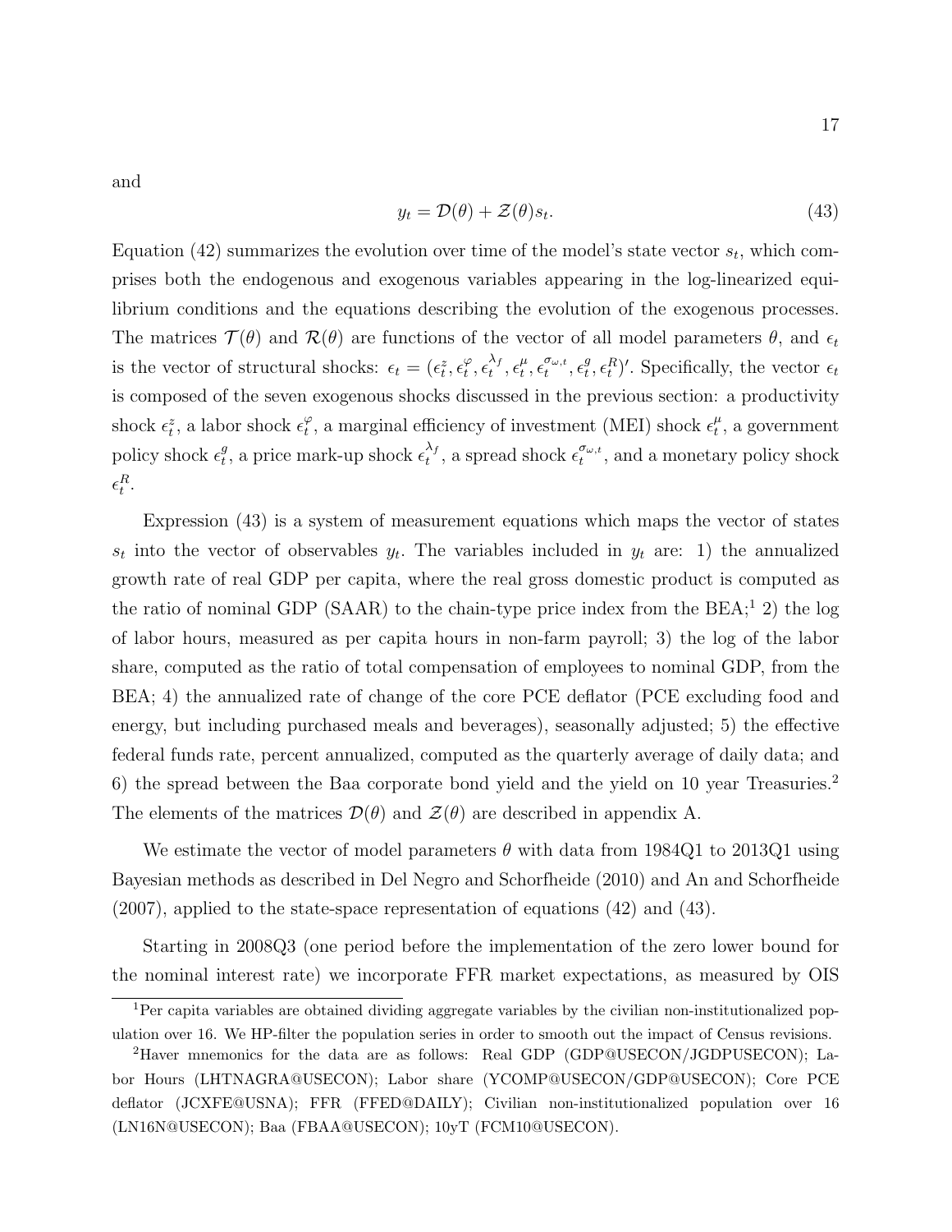and

$$y_t = \mathcal{D}(\theta) + \mathcal{Z}(\theta) s_t. \tag{43}$$

Equation (42) summarizes the evolution over time of the model's state vector $s_t$, which comprises both the endogenous and exogenous variables appearing in the log-linearized equilibrium conditions and the equations describing the evolution of the exogenous processes. The matrices $\mathcal{T}(\theta)$ and $\mathcal{R}(\theta)$ are functions of the vector of all model parameters $\theta$, and $\epsilon_t$ is the vector of structural shocks: $\epsilon_t = (\epsilon_t^z, \epsilon_t^\varphi, \epsilon_t^{\lambda_f}, \epsilon_t^\mu, \epsilon_t^{\sigma_{\omega,t}}, \epsilon_t^g, \epsilon_t^R)'$. Specifically, the vector $\epsilon_t$ is composed of the seven exogenous shocks discussed in the previous section: a productivity shock $\epsilon_t^z$, a labor shock $\epsilon_t^\varphi$, a marginal efficiency of investment (MEI) shock $\epsilon_t^\mu$, a government policy shock $\epsilon_t^g$, a price mark-up shock $\epsilon_t^{\lambda_f}$, a spread shock $\epsilon_t^{\sigma_{\omega,t}}$, and a monetary policy shock $\epsilon_t^R$.

Expression (43) is a system of measurement equations which maps the vector of states $s_t$ into the vector of observables $y_t$. The variables included in $y_t$ are: 1) the annualized growth rate of real GDP per capita, where the real gross domestic product is computed as the ratio of nominal GDP (SAAR) to the chain-type price index from the BEA;[1] 2) the log of labor hours, measured as per capita hours in non-farm payroll; 3) the log of the labor share, computed as the ratio of total compensation of employees to nominal GDP, from the BEA; 4) the annualized rate of change of the core PCE deflator (PCE excluding food and energy, but including purchased meals and beverages), seasonally adjusted; 5) the effective federal funds rate, percent annualized, computed as the quarterly average of daily data; and 6) the spread between the Baa corporate bond yield and the yield on 10 year Treasuries.[2] The elements of the matrices $\mathcal{D}(\theta)$ and $\mathcal{Z}(\theta)$ are described in appendix A.

We estimate the vector of model parameters $\theta$ with data from 1984Q1 to 2013Q1 using Bayesian methods as described in Del Negro and Schorfheide (2010) and An and Schorfheide (2007), applied to the state-space representation of equations (42) and (43).

Starting in 2008Q3 (one period before the implementation of the zero lower bound for the nominal interest rate) we incorporate FFR market expectations, as measured by OIS

[1] Per capita variables are obtained dividing aggregate variables by the civilian non-institutionalized population over 16. We HP-filter the population series in order to smooth out the impact of Census revisions.

[2] Haver mnemonics for the data are as follows: Real GDP (GDP@USECON/JGDPUSECON); Labor Hours (LHTNAGRA@USECON); Labor share (YCOMP@USECON/GDP@USECON); Core PCE deflator (JCXFE@USNA); FFR (FFED@DAILY); Civilian non-institutionalized population over 16 (LN16N@USECON); Baa (FBAA@USECON); 10yT (FCM10@USECON).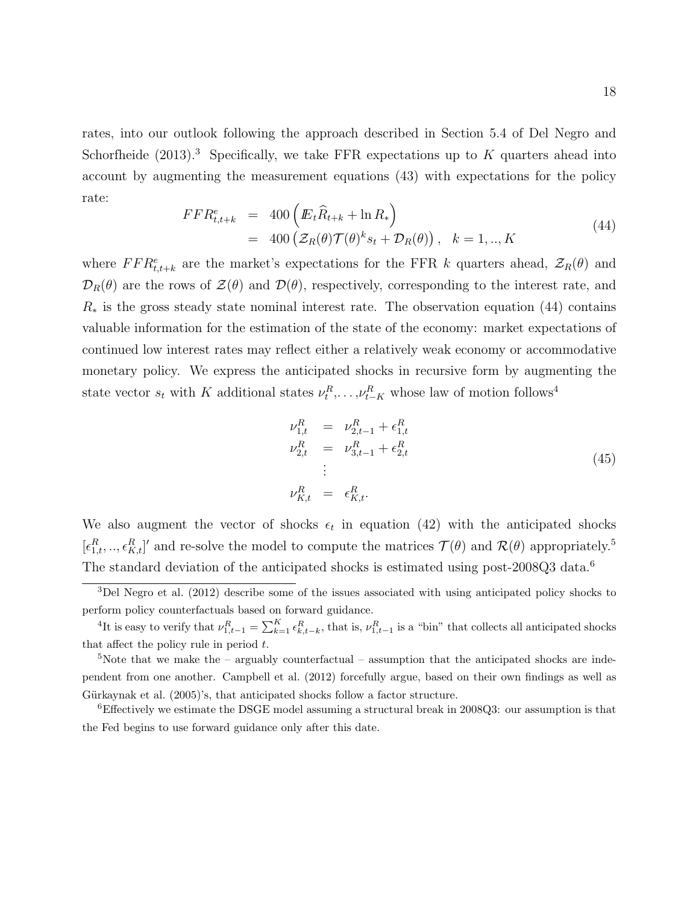rates, into our outlook following the approach described in Section 5.4 of Del Negro and Schorfheide (2013).[3] Specifically, we take FFR expectations up to $K$ quarters ahead into account by augmenting the measurement equations (43) with expectations for the policy rate:

$$
\begin{aligned}
FFR^e_{t,t+k} &= 400\left( I\!E_t \widehat{R}_{t+k} + \ln R_* \right) \\
&= 400\left( \mathcal{Z}_R(\theta)\mathcal{T}(\theta)^k s_t + \mathcal{D}_R(\theta) \right), \quad k = 1, .., K
\end{aligned}
\tag{44}
$$

where $FFR^e_{t,t+k}$ are the market's expectations for the FFR $k$ quarters ahead, $\mathcal{Z}_R(\theta)$ and $\mathcal{D}_R(\theta)$ are the rows of $\mathcal{Z}(\theta)$ and $\mathcal{D}(\theta)$, respectively, corresponding to the interest rate, and $R_*$ is the gross steady state nominal interest rate. The observation equation (44) contains valuable information for the estimation of the state of the economy: market expectations of continued low interest rates may reflect either a relatively weak economy or accommodative monetary policy. We express the anticipated shocks in recursive form by augmenting the state vector $s_t$ with $K$ additional states $\nu^R_t, \ldots, \nu^R_{t-K}$ whose law of motion follows[4]

$$
\begin{aligned}
\nu^R_{1,t} &= \nu^R_{2,t-1} + \epsilon^R_{1,t} \\
\nu^R_{2,t} &= \nu^R_{3,t-1} + \epsilon^R_{2,t} \\
&\vdots \\
\nu^R_{K,t} &= \epsilon^R_{K,t}.
\end{aligned}
\tag{45}
$$

We also augment the vector of shocks $\epsilon_t$ in equation (42) with the anticipated shocks $[\epsilon^R_{1,t}, .., \epsilon^R_{K,t}]'$ and re-solve the model to compute the matrices $\mathcal{T}(\theta)$ and $\mathcal{R}(\theta)$ appropriately.[5] The standard deviation of the anticipated shocks is estimated using post-2008Q3 data.[6]

---

[3] Del Negro et al. (2012) describe some of the issues associated with using anticipated policy shocks to perform policy counterfactuals based on forward guidance.

[4] It is easy to verify that $\nu^R_{1,t-1} = \sum_{k=1}^{K} \epsilon^R_{k,t-k}$, that is, $\nu^R_{1,t-1}$ is a "bin" that collects all anticipated shocks that affect the policy rule in period $t$.

[5] Note that we make the – arguably counterfactual – assumption that the anticipated shocks are independent from one another. Campbell et al. (2012) forcefully argue, based on their own findings as well as Gürkaynak et al. (2005)'s, that anticipated shocks follow a factor structure.

[6] Effectively we estimate the DSGE model assuming a structural break in 2008Q3: our assumption is that the Fed begins to use forward guidance only after this date.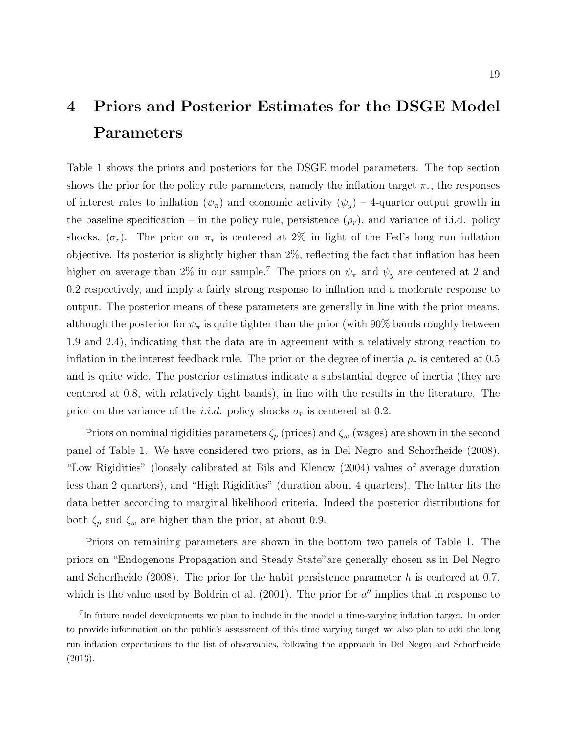# 4 Priors and Posterior Estimates for the DSGE Model Parameters

Table 1 shows the priors and posteriors for the DSGE model parameters. The top section shows the prior for the policy rule parameters, namely the inflation target $\pi_*$, the responses of interest rates to inflation ($\psi_\pi$) and economic activity ($\psi_y$) – 4-quarter output growth in the baseline specification – in the policy rule, persistence ($\rho_r$), and variance of i.i.d. policy shocks, ($\sigma_r$). The prior on $\pi_*$ is centered at 2% in light of the Fed's long run inflation objective. Its posterior is slightly higher than 2%, reflecting the fact that inflation has been higher on average than 2% in our sample.[7] The priors on $\psi_\pi$ and $\psi_y$ are centered at 2 and 0.2 respectively, and imply a fairly strong response to inflation and a moderate response to output. The posterior means of these parameters are generally in line with the prior means, although the posterior for $\psi_\pi$ is quite tighter than the prior (with 90% bands roughly between 1.9 and 2.4), indicating that the data are in agreement with a relatively strong reaction to inflation in the interest feedback rule. The prior on the degree of inertia $\rho_r$ is centered at 0.5 and is quite wide. The posterior estimates indicate a substantial degree of inertia (they are centered at 0.8, with relatively tight bands), in line with the results in the literature. The prior on the variance of the *i.i.d.* policy shocks $\sigma_r$ is centered at 0.2.

Priors on nominal rigidities parameters $\zeta_p$ (prices) and $\zeta_w$ (wages) are shown in the second panel of Table 1. We have considered two priors, as in Del Negro and Schorfheide (2008). "Low Rigidities" (loosely calibrated at Bils and Klenow (2004) values of average duration less than 2 quarters), and "High Rigidities" (duration about 4 quarters). The latter fits the data better according to marginal likelihood criteria. Indeed the posterior distributions for both $\zeta_p$ and $\zeta_w$ are higher than the prior, at about 0.9.

Priors on remaining parameters are shown in the bottom two panels of Table 1. The priors on "Endogenous Propagation and Steady State"are generally chosen as in Del Negro and Schorfheide (2008). The prior for the habit persistence parameter $h$ is centered at 0.7, which is the value used by Boldrin et al. (2001). The prior for $a''$ implies that in response to

[7] In future model developments we plan to include in the model a time-varying inflation target. In order to provide information on the public's assessment of this time varying target we also plan to add the long run inflation expectations to the list of observables, following the approach in Del Negro and Schorfheide (2013).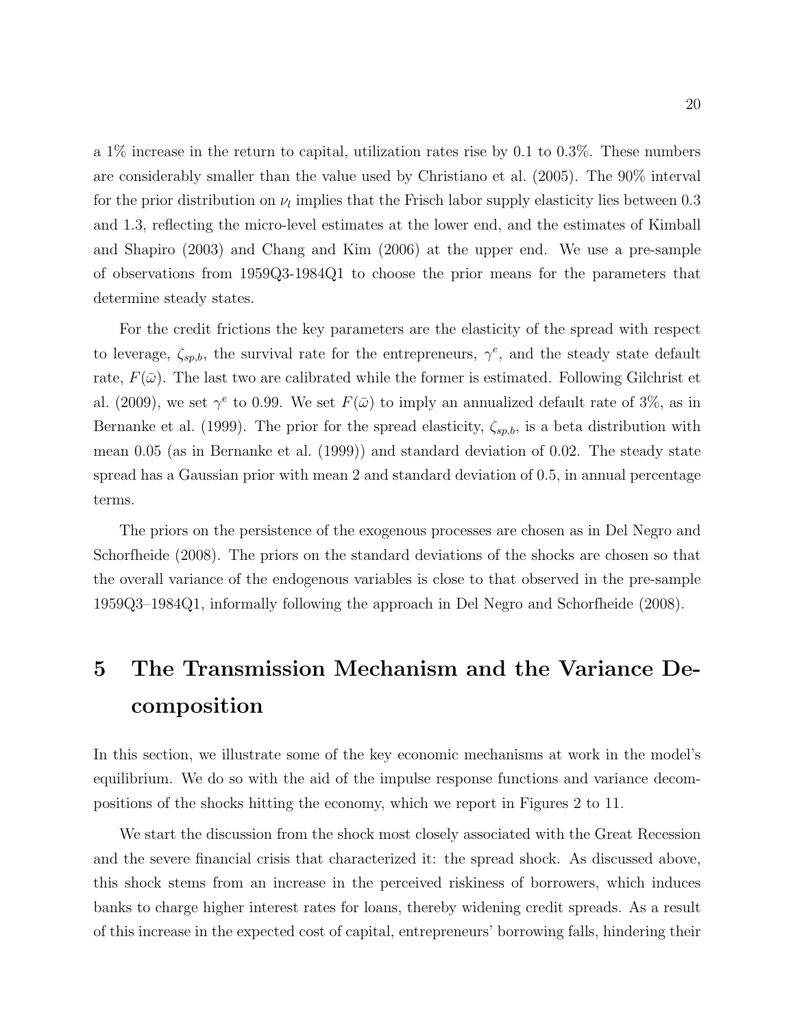a 1% increase in the return to capital, utilization rates rise by 0.1 to 0.3%. These numbers are considerably smaller than the value used by Christiano et al. (2005). The 90% interval for the prior distribution on $\nu_l$ implies that the Frisch labor supply elasticity lies between 0.3 and 1.3, reflecting the micro-level estimates at the lower end, and the estimates of Kimball and Shapiro (2003) and Chang and Kim (2006) at the upper end. We use a pre-sample of observations from 1959Q3-1984Q1 to choose the prior means for the parameters that determine steady states.

For the credit frictions the key parameters are the elasticity of the spread with respect to leverage, $\zeta_{sp,b}$, the survival rate for the entrepreneurs, $\gamma^e$, and the steady state default rate, $F(\bar{\omega})$. The last two are calibrated while the former is estimated. Following Gilchrist et al. (2009), we set $\gamma^e$ to 0.99. We set $F(\bar{\omega})$ to imply an annualized default rate of 3%, as in Bernanke et al. (1999). The prior for the spread elasticity, $\zeta_{sp,b}$, is a beta distribution with mean 0.05 (as in Bernanke et al. (1999)) and standard deviation of 0.02. The steady state spread has a Gaussian prior with mean 2 and standard deviation of 0.5, in annual percentage terms.

The priors on the persistence of the exogenous processes are chosen as in Del Negro and Schorfheide (2008). The priors on the standard deviations of the shocks are chosen so that the overall variance of the endogenous variables is close to that observed in the pre-sample 1959Q3–1984Q1, informally following the approach in Del Negro and Schorfheide (2008).

# 5 The Transmission Mechanism and the Variance Decomposition

In this section, we illustrate some of the key economic mechanisms at work in the model's equilibrium. We do so with the aid of the impulse response functions and variance decompositions of the shocks hitting the economy, which we report in Figures 2 to 11.

We start the discussion from the shock most closely associated with the Great Recession and the severe financial crisis that characterized it: the spread shock. As discussed above, this shock stems from an increase in the perceived riskiness of borrowers, which induces banks to charge higher interest rates for loans, thereby widening credit spreads. As a result of this increase in the expected cost of capital, entrepreneurs' borrowing falls, hindering their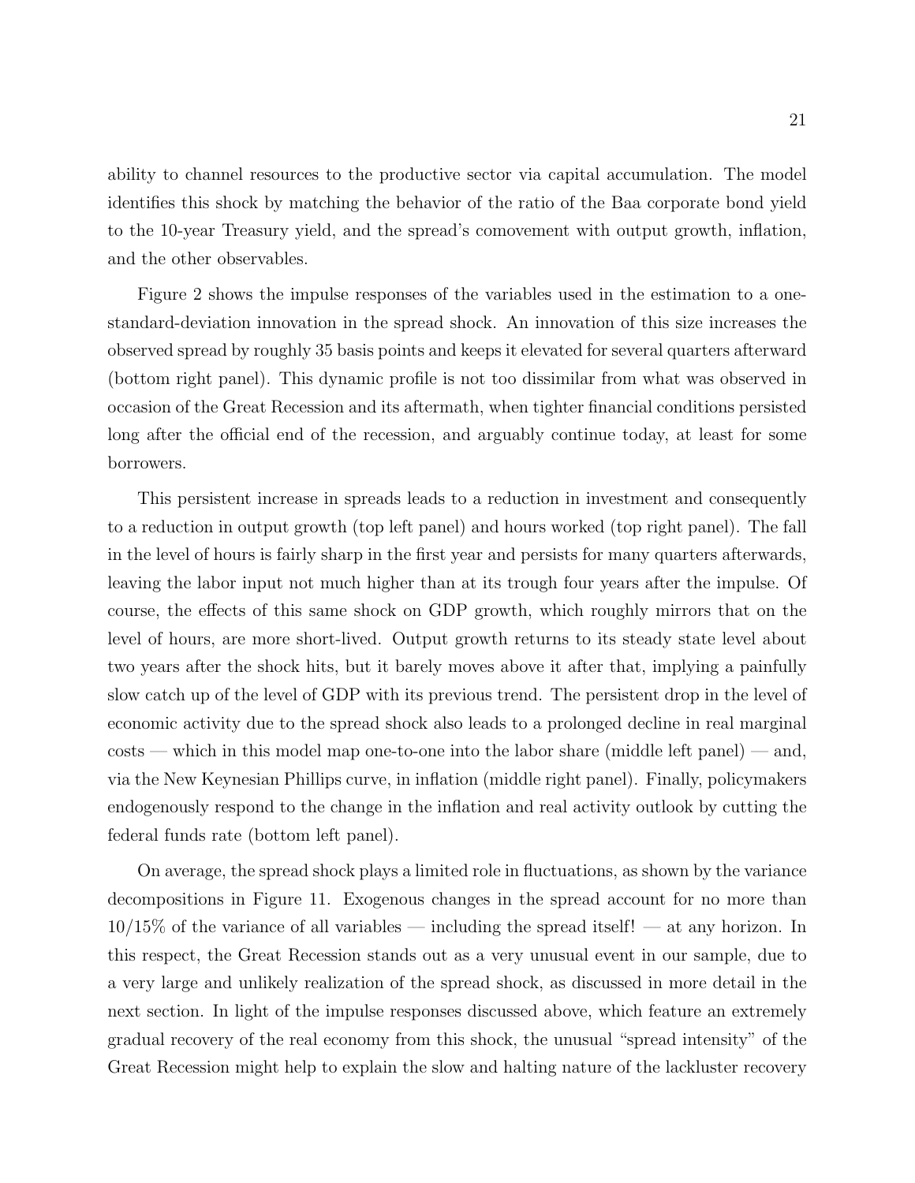ability to channel resources to the productive sector via capital accumulation. The model identifies this shock by matching the behavior of the ratio of the Baa corporate bond yield to the 10-year Treasury yield, and the spread's comovement with output growth, inflation, and the other observables.

Figure 2 shows the impulse responses of the variables used in the estimation to a one-standard-deviation innovation in the spread shock. An innovation of this size increases the observed spread by roughly 35 basis points and keeps it elevated for several quarters afterward (bottom right panel). This dynamic profile is not too dissimilar from what was observed in occasion of the Great Recession and its aftermath, when tighter financial conditions persisted long after the official end of the recession, and arguably continue today, at least for some borrowers.

This persistent increase in spreads leads to a reduction in investment and consequently to a reduction in output growth (top left panel) and hours worked (top right panel). The fall in the level of hours is fairly sharp in the first year and persists for many quarters afterwards, leaving the labor input not much higher than at its trough four years after the impulse. Of course, the effects of this same shock on GDP growth, which roughly mirrors that on the level of hours, are more short-lived. Output growth returns to its steady state level about two years after the shock hits, but it barely moves above it after that, implying a painfully slow catch up of the level of GDP with its previous trend. The persistent drop in the level of economic activity due to the spread shock also leads to a prolonged decline in real marginal costs — which in this model map one-to-one into the labor share (middle left panel) — and, via the New Keynesian Phillips curve, in inflation (middle right panel). Finally, policymakers endogenously respond to the change in the inflation and real activity outlook by cutting the federal funds rate (bottom left panel).

On average, the spread shock plays a limited role in fluctuations, as shown by the variance decompositions in Figure 11. Exogenous changes in the spread account for no more than 10/15% of the variance of all variables — including the spread itself! — at any horizon. In this respect, the Great Recession stands out as a very unusual event in our sample, due to a very large and unlikely realization of the spread shock, as discussed in more detail in the next section. In light of the impulse responses discussed above, which feature an extremely gradual recovery of the real economy from this shock, the unusual "spread intensity" of the Great Recession might help to explain the slow and halting nature of the lackluster recovery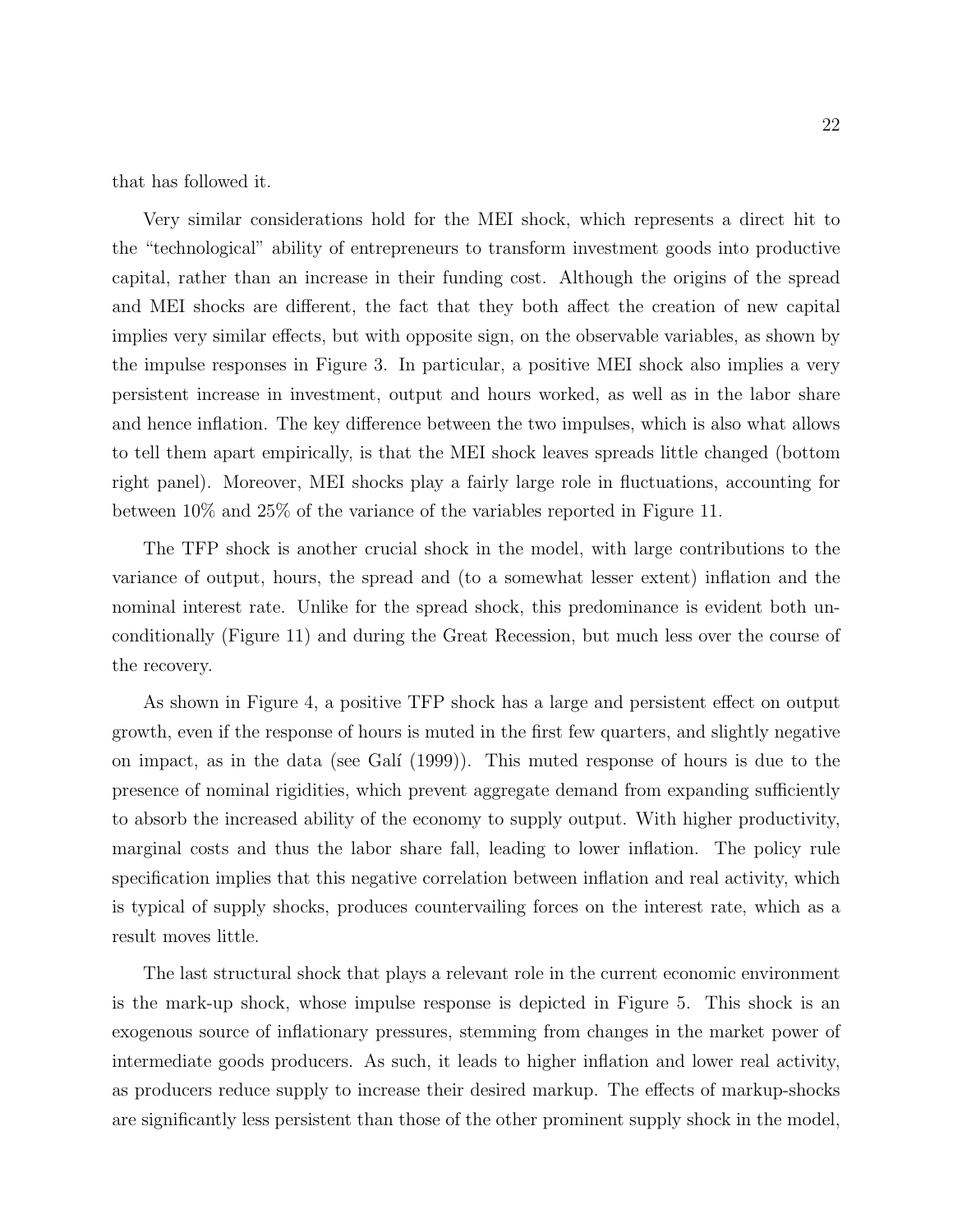that has followed it.

Very similar considerations hold for the MEI shock, which represents a direct hit to the "technological" ability of entrepreneurs to transform investment goods into productive capital, rather than an increase in their funding cost. Although the origins of the spread and MEI shocks are different, the fact that they both affect the creation of new capital implies very similar effects, but with opposite sign, on the observable variables, as shown by the impulse responses in Figure 3. In particular, a positive MEI shock also implies a very persistent increase in investment, output and hours worked, as well as in the labor share and hence inflation. The key difference between the two impulses, which is also what allows to tell them apart empirically, is that the MEI shock leaves spreads little changed (bottom right panel). Moreover, MEI shocks play a fairly large role in fluctuations, accounting for between 10% and 25% of the variance of the variables reported in Figure 11.

The TFP shock is another crucial shock in the model, with large contributions to the variance of output, hours, the spread and (to a somewhat lesser extent) inflation and the nominal interest rate. Unlike for the spread shock, this predominance is evident both unconditionally (Figure 11) and during the Great Recession, but much less over the course of the recovery.

As shown in Figure 4, a positive TFP shock has a large and persistent effect on output growth, even if the response of hours is muted in the first few quarters, and slightly negative on impact, as in the data (see Galí (1999)). This muted response of hours is due to the presence of nominal rigidities, which prevent aggregate demand from expanding sufficiently to absorb the increased ability of the economy to supply output. With higher productivity, marginal costs and thus the labor share fall, leading to lower inflation. The policy rule specification implies that this negative correlation between inflation and real activity, which is typical of supply shocks, produces countervailing forces on the interest rate, which as a result moves little.

The last structural shock that plays a relevant role in the current economic environment is the mark-up shock, whose impulse response is depicted in Figure 5. This shock is an exogenous source of inflationary pressures, stemming from changes in the market power of intermediate goods producers. As such, it leads to higher inflation and lower real activity, as producers reduce supply to increase their desired markup. The effects of markup-shocks are significantly less persistent than those of the other prominent supply shock in the model,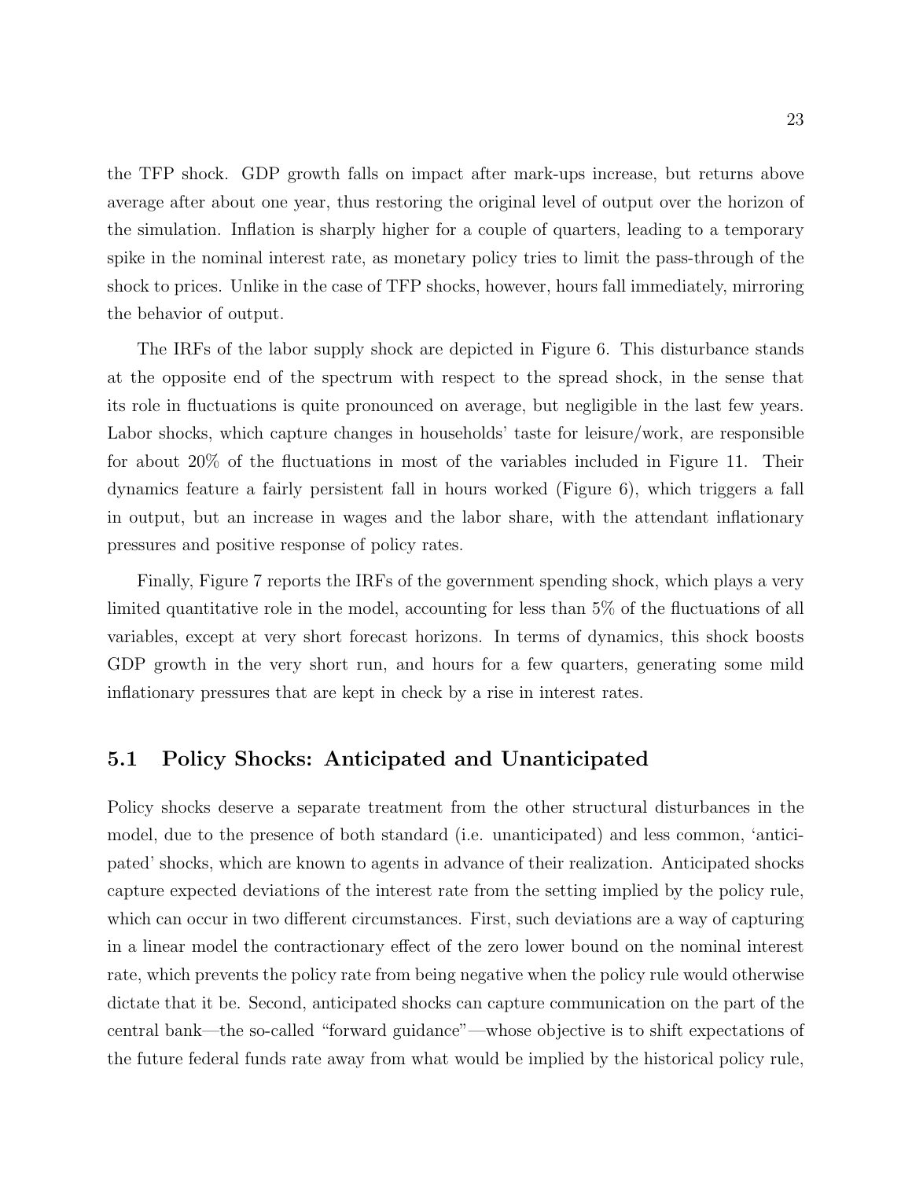the TFP shock. GDP growth falls on impact after mark-ups increase, but returns above average after about one year, thus restoring the original level of output over the horizon of the simulation. Inflation is sharply higher for a couple of quarters, leading to a temporary spike in the nominal interest rate, as monetary policy tries to limit the pass-through of the shock to prices. Unlike in the case of TFP shocks, however, hours fall immediately, mirroring the behavior of output.

The IRFs of the labor supply shock are depicted in Figure 6. This disturbance stands at the opposite end of the spectrum with respect to the spread shock, in the sense that its role in fluctuations is quite pronounced on average, but negligible in the last few years. Labor shocks, which capture changes in households' taste for leisure/work, are responsible for about 20% of the fluctuations in most of the variables included in Figure 11. Their dynamics feature a fairly persistent fall in hours worked (Figure 6), which triggers a fall in output, but an increase in wages and the labor share, with the attendant inflationary pressures and positive response of policy rates.

Finally, Figure 7 reports the IRFs of the government spending shock, which plays a very limited quantitative role in the model, accounting for less than 5% of the fluctuations of all variables, except at very short forecast horizons. In terms of dynamics, this shock boosts GDP growth in the very short run, and hours for a few quarters, generating some mild inflationary pressures that are kept in check by a rise in interest rates.

## 5.1 Policy Shocks: Anticipated and Unanticipated

Policy shocks deserve a separate treatment from the other structural disturbances in the model, due to the presence of both standard (i.e. unanticipated) and less common, 'anticipated' shocks, which are known to agents in advance of their realization. Anticipated shocks capture expected deviations of the interest rate from the setting implied by the policy rule, which can occur in two different circumstances. First, such deviations are a way of capturing in a linear model the contractionary effect of the zero lower bound on the nominal interest rate, which prevents the policy rate from being negative when the policy rule would otherwise dictate that it be. Second, anticipated shocks can capture communication on the part of the central bank—the so-called "forward guidance"—whose objective is to shift expectations of the future federal funds rate away from what would be implied by the historical policy rule,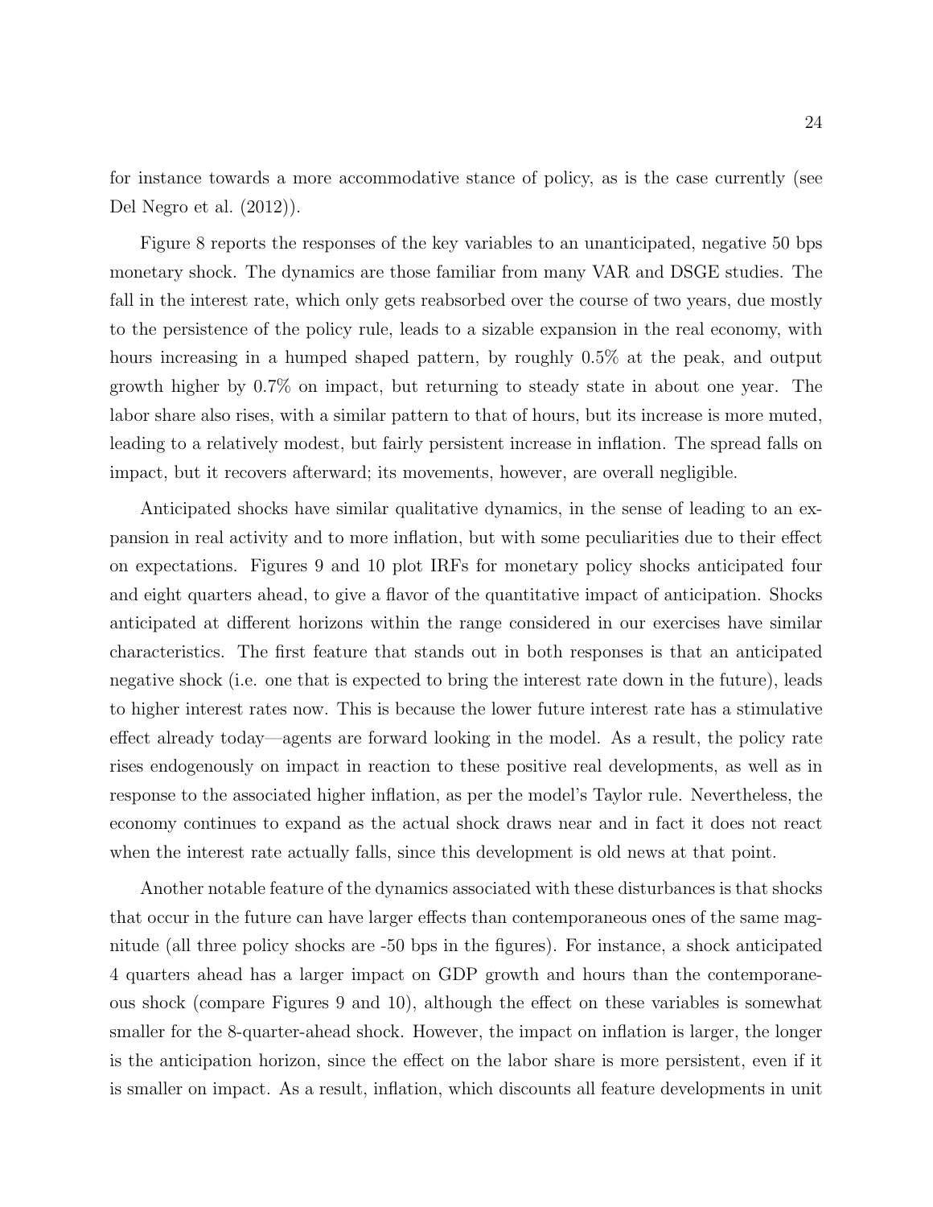for instance towards a more accommodative stance of policy, as is the case currently (see Del Negro et al. (2012)).

Figure 8 reports the responses of the key variables to an unanticipated, negative 50 bps monetary shock. The dynamics are those familiar from many VAR and DSGE studies. The fall in the interest rate, which only gets reabsorbed over the course of two years, due mostly to the persistence of the policy rule, leads to a sizable expansion in the real economy, with hours increasing in a humped shaped pattern, by roughly 0.5% at the peak, and output growth higher by 0.7% on impact, but returning to steady state in about one year. The labor share also rises, with a similar pattern to that of hours, but its increase is more muted, leading to a relatively modest, but fairly persistent increase in inflation. The spread falls on impact, but it recovers afterward; its movements, however, are overall negligible.

Anticipated shocks have similar qualitative dynamics, in the sense of leading to an expansion in real activity and to more inflation, but with some peculiarities due to their effect on expectations. Figures 9 and 10 plot IRFs for monetary policy shocks anticipated four and eight quarters ahead, to give a flavor of the quantitative impact of anticipation. Shocks anticipated at different horizons within the range considered in our exercises have similar characteristics. The first feature that stands out in both responses is that an anticipated negative shock (i.e. one that is expected to bring the interest rate down in the future), leads to higher interest rates now. This is because the lower future interest rate has a stimulative effect already today—agents are forward looking in the model. As a result, the policy rate rises endogenously on impact in reaction to these positive real developments, as well as in response to the associated higher inflation, as per the model's Taylor rule. Nevertheless, the economy continues to expand as the actual shock draws near and in fact it does not react when the interest rate actually falls, since this development is old news at that point.

Another notable feature of the dynamics associated with these disturbances is that shocks that occur in the future can have larger effects than contemporaneous ones of the same magnitude (all three policy shocks are -50 bps in the figures). For instance, a shock anticipated 4 quarters ahead has a larger impact on GDP growth and hours than the contemporaneous shock (compare Figures 9 and 10), although the effect on these variables is somewhat smaller for the 8-quarter-ahead shock. However, the impact on inflation is larger, the longer is the anticipation horizon, since the effect on the labor share is more persistent, even if it is smaller on impact. As a result, inflation, which discounts all feature developments in unit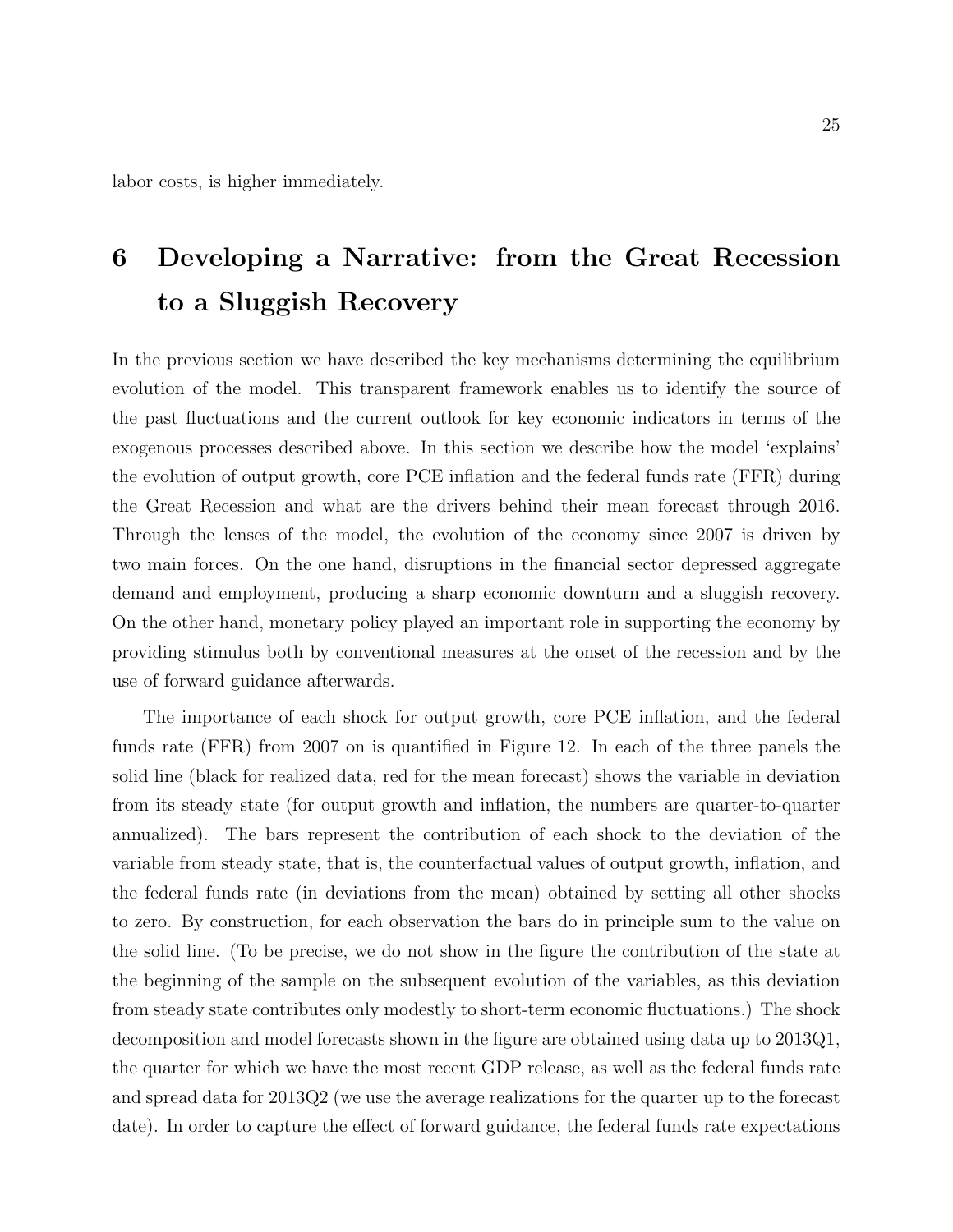labor costs, is higher immediately.

# 6 Developing a Narrative: from the Great Recession to a Sluggish Recovery

In the previous section we have described the key mechanisms determining the equilibrium evolution of the model. This transparent framework enables us to identify the source of the past fluctuations and the current outlook for key economic indicators in terms of the exogenous processes described above. In this section we describe how the model 'explains' the evolution of output growth, core PCE inflation and the federal funds rate (FFR) during the Great Recession and what are the drivers behind their mean forecast through 2016. Through the lenses of the model, the evolution of the economy since 2007 is driven by two main forces. On the one hand, disruptions in the financial sector depressed aggregate demand and employment, producing a sharp economic downturn and a sluggish recovery. On the other hand, monetary policy played an important role in supporting the economy by providing stimulus both by conventional measures at the onset of the recession and by the use of forward guidance afterwards.

The importance of each shock for output growth, core PCE inflation, and the federal funds rate (FFR) from 2007 on is quantified in Figure 12. In each of the three panels the solid line (black for realized data, red for the mean forecast) shows the variable in deviation from its steady state (for output growth and inflation, the numbers are quarter-to-quarter annualized). The bars represent the contribution of each shock to the deviation of the variable from steady state, that is, the counterfactual values of output growth, inflation, and the federal funds rate (in deviations from the mean) obtained by setting all other shocks to zero. By construction, for each observation the bars do in principle sum to the value on the solid line. (To be precise, we do not show in the figure the contribution of the state at the beginning of the sample on the subsequent evolution of the variables, as this deviation from steady state contributes only modestly to short-term economic fluctuations.) The shock decomposition and model forecasts shown in the figure are obtained using data up to 2013Q1, the quarter for which we have the most recent GDP release, as well as the federal funds rate and spread data for 2013Q2 (we use the average realizations for the quarter up to the forecast date). In order to capture the effect of forward guidance, the federal funds rate expectations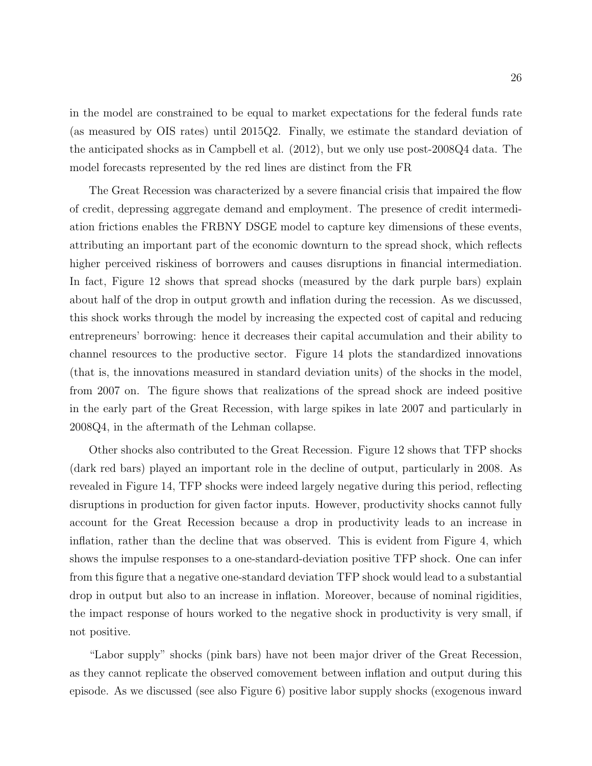in the model are constrained to be equal to market expectations for the federal funds rate (as measured by OIS rates) until 2015Q2. Finally, we estimate the standard deviation of the anticipated shocks as in Campbell et al. (2012), but we only use post-2008Q4 data. The model forecasts represented by the red lines are distinct from the FR

The Great Recession was characterized by a severe financial crisis that impaired the flow of credit, depressing aggregate demand and employment. The presence of credit intermediation frictions enables the FRBNY DSGE model to capture key dimensions of these events, attributing an important part of the economic downturn to the spread shock, which reflects higher perceived riskiness of borrowers and causes disruptions in financial intermediation. In fact, Figure 12 shows that spread shocks (measured by the dark purple bars) explain about half of the drop in output growth and inflation during the recession. As we discussed, this shock works through the model by increasing the expected cost of capital and reducing entrepreneurs' borrowing: hence it decreases their capital accumulation and their ability to channel resources to the productive sector. Figure 14 plots the standardized innovations (that is, the innovations measured in standard deviation units) of the shocks in the model, from 2007 on. The figure shows that realizations of the spread shock are indeed positive in the early part of the Great Recession, with large spikes in late 2007 and particularly in 2008Q4, in the aftermath of the Lehman collapse.

Other shocks also contributed to the Great Recession. Figure 12 shows that TFP shocks (dark red bars) played an important role in the decline of output, particularly in 2008. As revealed in Figure 14, TFP shocks were indeed largely negative during this period, reflecting disruptions in production for given factor inputs. However, productivity shocks cannot fully account for the Great Recession because a drop in productivity leads to an increase in inflation, rather than the decline that was observed. This is evident from Figure 4, which shows the impulse responses to a one-standard-deviation positive TFP shock. One can infer from this figure that a negative one-standard deviation TFP shock would lead to a substantial drop in output but also to an increase in inflation. Moreover, because of nominal rigidities, the impact response of hours worked to the negative shock in productivity is very small, if not positive.

"Labor supply" shocks (pink bars) have not been major driver of the Great Recession, as they cannot replicate the observed comovement between inflation and output during this episode. As we discussed (see also Figure 6) positive labor supply shocks (exogenous inward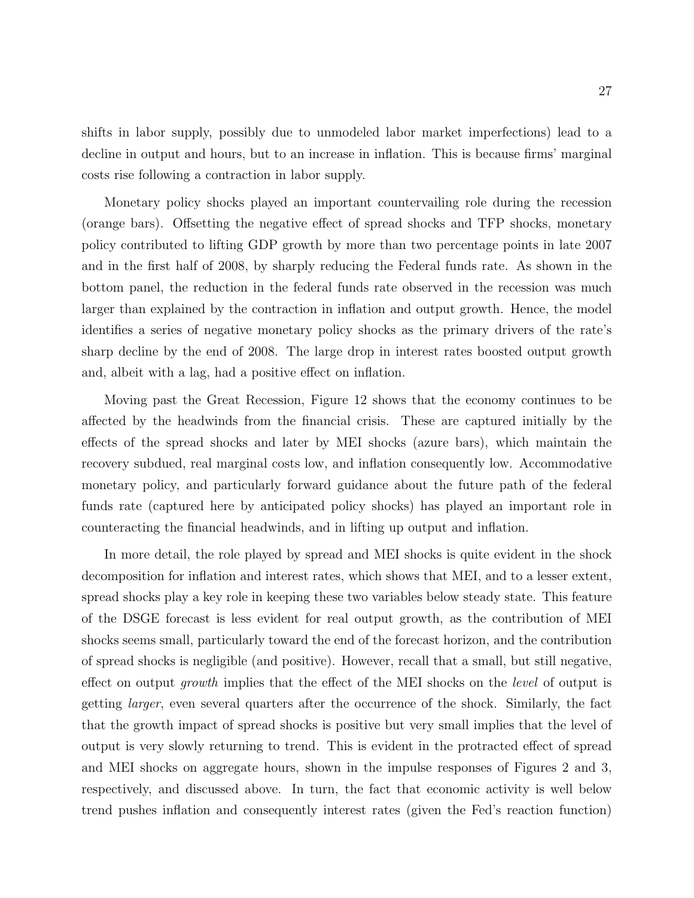shifts in labor supply, possibly due to unmodeled labor market imperfections) lead to a decline in output and hours, but to an increase in inflation. This is because firms' marginal costs rise following a contraction in labor supply.

Monetary policy shocks played an important countervailing role during the recession (orange bars). Offsetting the negative effect of spread shocks and TFP shocks, monetary policy contributed to lifting GDP growth by more than two percentage points in late 2007 and in the first half of 2008, by sharply reducing the Federal funds rate. As shown in the bottom panel, the reduction in the federal funds rate observed in the recession was much larger than explained by the contraction in inflation and output growth. Hence, the model identifies a series of negative monetary policy shocks as the primary drivers of the rate's sharp decline by the end of 2008. The large drop in interest rates boosted output growth and, albeit with a lag, had a positive effect on inflation.

Moving past the Great Recession, Figure 12 shows that the economy continues to be affected by the headwinds from the financial crisis. These are captured initially by the effects of the spread shocks and later by MEI shocks (azure bars), which maintain the recovery subdued, real marginal costs low, and inflation consequently low. Accommodative monetary policy, and particularly forward guidance about the future path of the federal funds rate (captured here by anticipated policy shocks) has played an important role in counteracting the financial headwinds, and in lifting up output and inflation.

In more detail, the role played by spread and MEI shocks is quite evident in the shock decomposition for inflation and interest rates, which shows that MEI, and to a lesser extent, spread shocks play a key role in keeping these two variables below steady state. This feature of the DSGE forecast is less evident for real output growth, as the contribution of MEI shocks seems small, particularly toward the end of the forecast horizon, and the contribution of spread shocks is negligible (and positive). However, recall that a small, but still negative, effect on output *growth* implies that the effect of the MEI shocks on the *level* of output is getting *larger*, even several quarters after the occurrence of the shock. Similarly, the fact that the growth impact of spread shocks is positive but very small implies that the level of output is very slowly returning to trend. This is evident in the protracted effect of spread and MEI shocks on aggregate hours, shown in the impulse responses of Figures 2 and 3, respectively, and discussed above. In turn, the fact that economic activity is well below trend pushes inflation and consequently interest rates (given the Fed's reaction function)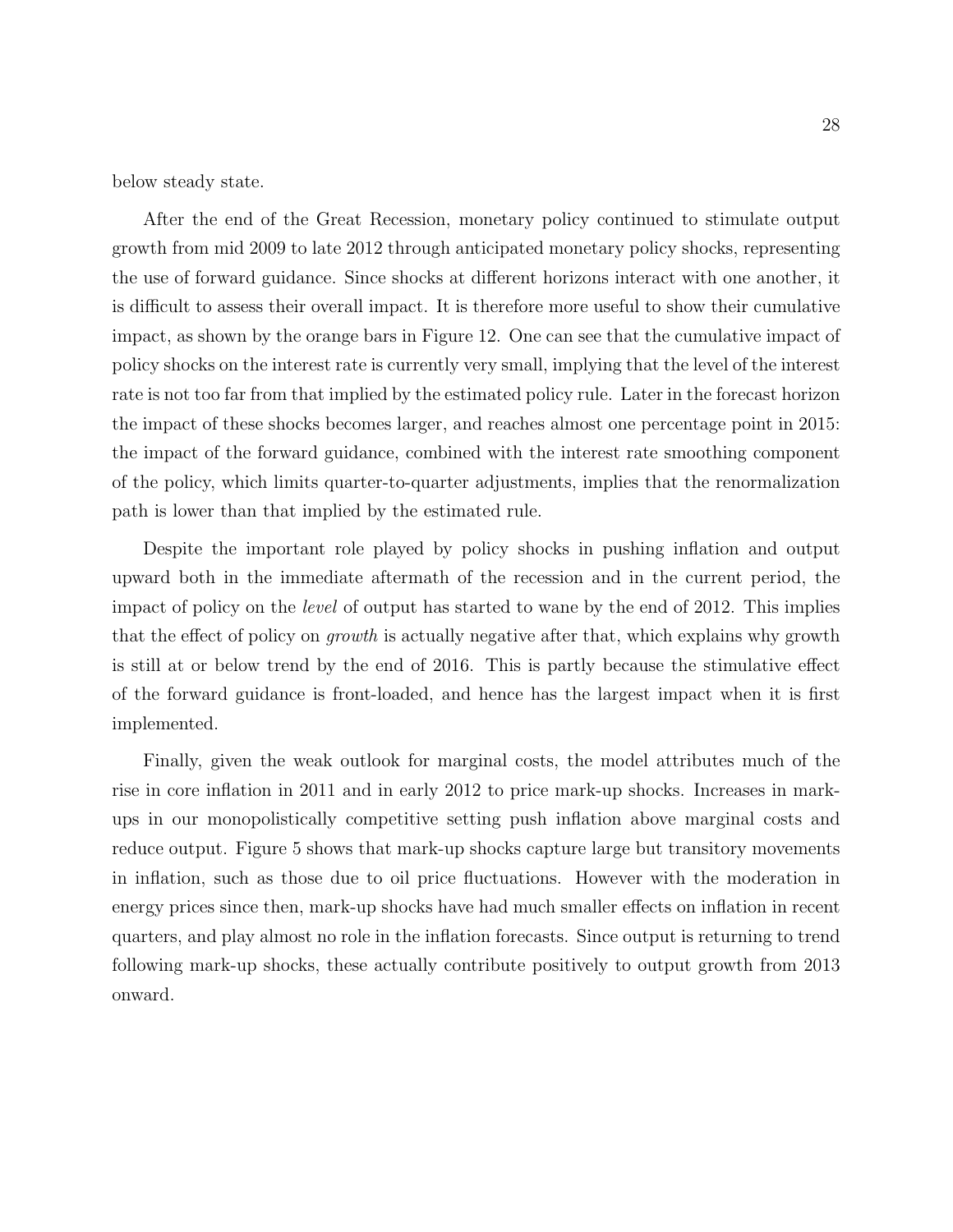below steady state.

After the end of the Great Recession, monetary policy continued to stimulate output growth from mid 2009 to late 2012 through anticipated monetary policy shocks, representing the use of forward guidance. Since shocks at different horizons interact with one another, it is difficult to assess their overall impact. It is therefore more useful to show their cumulative impact, as shown by the orange bars in Figure 12. One can see that the cumulative impact of policy shocks on the interest rate is currently very small, implying that the level of the interest rate is not too far from that implied by the estimated policy rule. Later in the forecast horizon the impact of these shocks becomes larger, and reaches almost one percentage point in 2015: the impact of the forward guidance, combined with the interest rate smoothing component of the policy, which limits quarter-to-quarter adjustments, implies that the renormalization path is lower than that implied by the estimated rule.

Despite the important role played by policy shocks in pushing inflation and output upward both in the immediate aftermath of the recession and in the current period, the impact of policy on the *level* of output has started to wane by the end of 2012. This implies that the effect of policy on *growth* is actually negative after that, which explains why growth is still at or below trend by the end of 2016. This is partly because the stimulative effect of the forward guidance is front-loaded, and hence has the largest impact when it is first implemented.

Finally, given the weak outlook for marginal costs, the model attributes much of the rise in core inflation in 2011 and in early 2012 to price mark-up shocks. Increases in mark-ups in our monopolistically competitive setting push inflation above marginal costs and reduce output. Figure 5 shows that mark-up shocks capture large but transitory movements in inflation, such as those due to oil price fluctuations. However with the moderation in energy prices since then, mark-up shocks have had much smaller effects on inflation in recent quarters, and play almost no role in the inflation forecasts. Since output is returning to trend following mark-up shocks, these actually contribute positively to output growth from 2013 onward.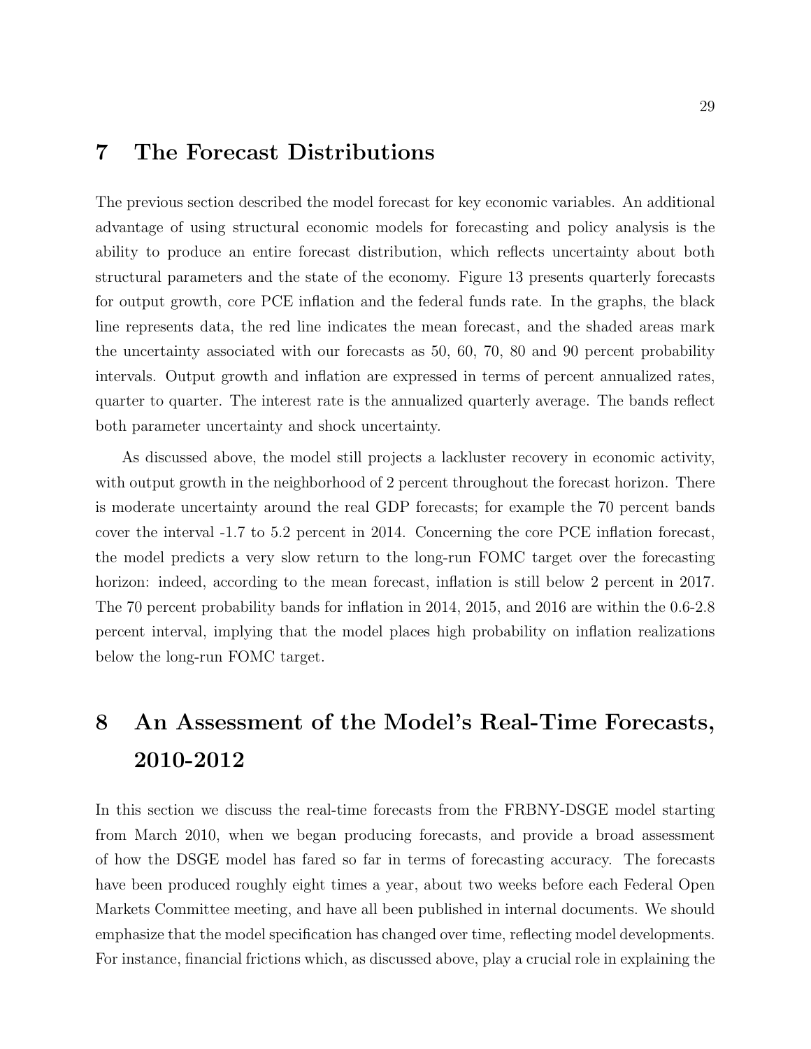# 7 The Forecast Distributions

The previous section described the model forecast for key economic variables. An additional advantage of using structural economic models for forecasting and policy analysis is the ability to produce an entire forecast distribution, which reflects uncertainty about both structural parameters and the state of the economy. Figure 13 presents quarterly forecasts for output growth, core PCE inflation and the federal funds rate. In the graphs, the black line represents data, the red line indicates the mean forecast, and the shaded areas mark the uncertainty associated with our forecasts as 50, 60, 70, 80 and 90 percent probability intervals. Output growth and inflation are expressed in terms of percent annualized rates, quarter to quarter. The interest rate is the annualized quarterly average. The bands reflect both parameter uncertainty and shock uncertainty.

As discussed above, the model still projects a lackluster recovery in economic activity, with output growth in the neighborhood of 2 percent throughout the forecast horizon. There is moderate uncertainty around the real GDP forecasts; for example the 70 percent bands cover the interval -1.7 to 5.2 percent in 2014. Concerning the core PCE inflation forecast, the model predicts a very slow return to the long-run FOMC target over the forecasting horizon: indeed, according to the mean forecast, inflation is still below 2 percent in 2017. The 70 percent probability bands for inflation in 2014, 2015, and 2016 are within the 0.6-2.8 percent interval, implying that the model places high probability on inflation realizations below the long-run FOMC target.

# 8 An Assessment of the Model's Real-Time Forecasts, 2010-2012

In this section we discuss the real-time forecasts from the FRBNY-DSGE model starting from March 2010, when we began producing forecasts, and provide a broad assessment of how the DSGE model has fared so far in terms of forecasting accuracy. The forecasts have been produced roughly eight times a year, about two weeks before each Federal Open Markets Committee meeting, and have all been published in internal documents. We should emphasize that the model specification has changed over time, reflecting model developments. For instance, financial frictions which, as discussed above, play a crucial role in explaining the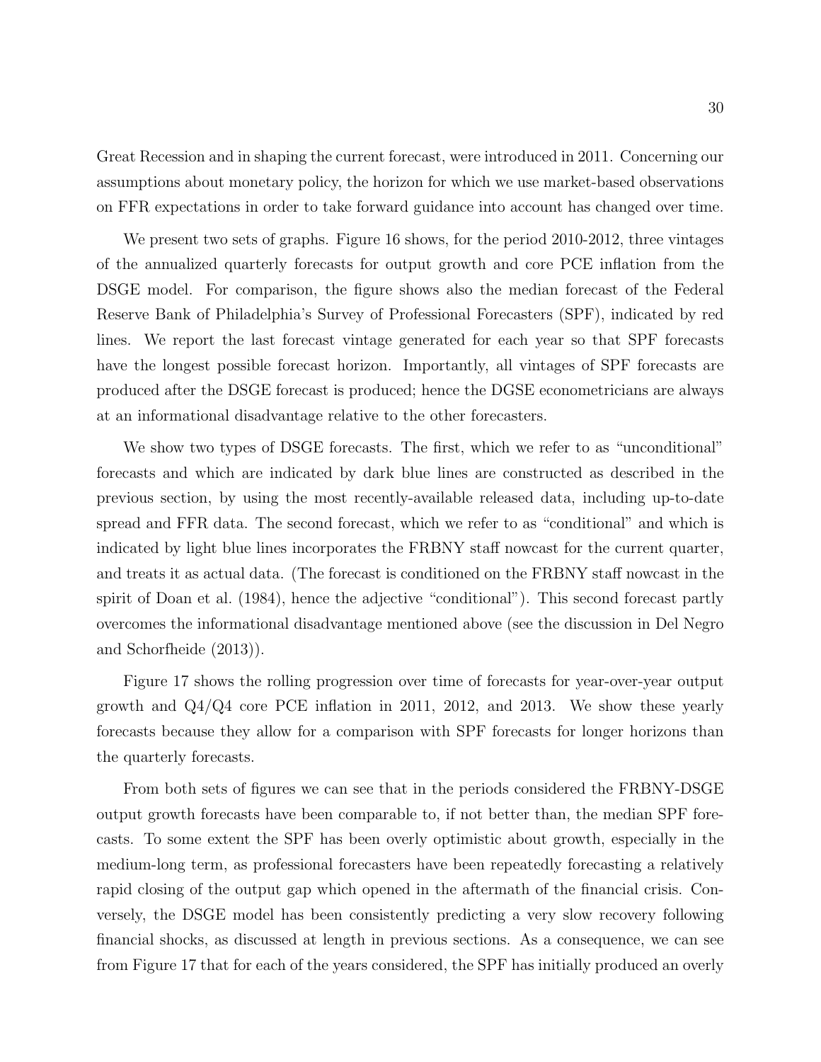Great Recession and in shaping the current forecast, were introduced in 2011. Concerning our assumptions about monetary policy, the horizon for which we use market-based observations on FFR expectations in order to take forward guidance into account has changed over time.

We present two sets of graphs. Figure 16 shows, for the period 2010-2012, three vintages of the annualized quarterly forecasts for output growth and core PCE inflation from the DSGE model. For comparison, the figure shows also the median forecast of the Federal Reserve Bank of Philadelphia's Survey of Professional Forecasters (SPF), indicated by red lines. We report the last forecast vintage generated for each year so that SPF forecasts have the longest possible forecast horizon. Importantly, all vintages of SPF forecasts are produced after the DSGE forecast is produced; hence the DGSE econometricians are always at an informational disadvantage relative to the other forecasters.

We show two types of DSGE forecasts. The first, which we refer to as "unconditional" forecasts and which are indicated by dark blue lines are constructed as described in the previous section, by using the most recently-available released data, including up-to-date spread and FFR data. The second forecast, which we refer to as "conditional" and which is indicated by light blue lines incorporates the FRBNY staff nowcast for the current quarter, and treats it as actual data. (The forecast is conditioned on the FRBNY staff nowcast in the spirit of Doan et al. (1984), hence the adjective "conditional"). This second forecast partly overcomes the informational disadvantage mentioned above (see the discussion in Del Negro and Schorfheide (2013)).

Figure 17 shows the rolling progression over time of forecasts for year-over-year output growth and Q4/Q4 core PCE inflation in 2011, 2012, and 2013. We show these yearly forecasts because they allow for a comparison with SPF forecasts for longer horizons than the quarterly forecasts.

From both sets of figures we can see that in the periods considered the FRBNY-DSGE output growth forecasts have been comparable to, if not better than, the median SPF forecasts. To some extent the SPF has been overly optimistic about growth, especially in the medium-long term, as professional forecasters have been repeatedly forecasting a relatively rapid closing of the output gap which opened in the aftermath of the financial crisis. Conversely, the DSGE model has been consistently predicting a very slow recovery following financial shocks, as discussed at length in previous sections. As a consequence, we can see from Figure 17 that for each of the years considered, the SPF has initially produced an overly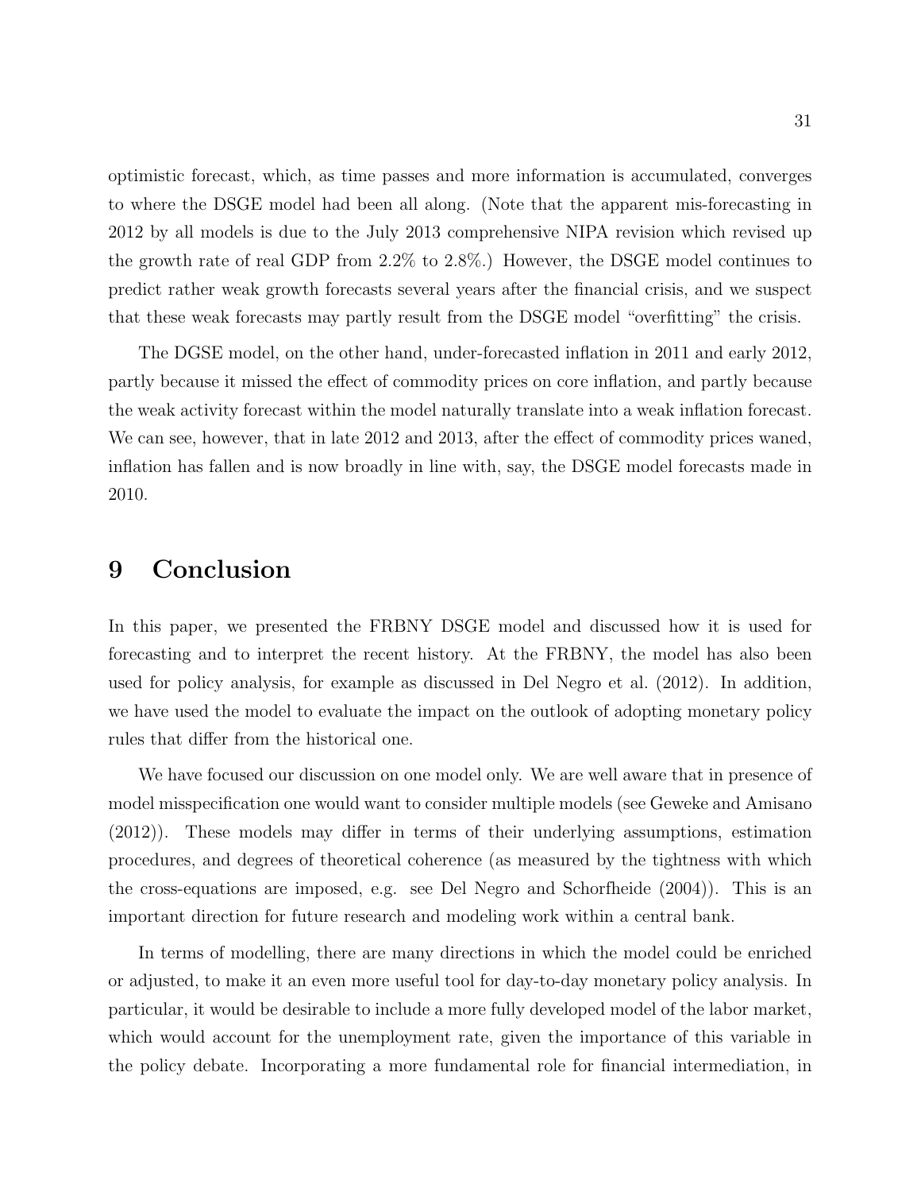optimistic forecast, which, as time passes and more information is accumulated, converges to where the DSGE model had been all along. (Note that the apparent mis-forecasting in 2012 by all models is due to the July 2013 comprehensive NIPA revision which revised up the growth rate of real GDP from 2.2% to 2.8%.) However, the DSGE model continues to predict rather weak growth forecasts several years after the financial crisis, and we suspect that these weak forecasts may partly result from the DSGE model "overfitting" the crisis.

The DGSE model, on the other hand, under-forecasted inflation in 2011 and early 2012, partly because it missed the effect of commodity prices on core inflation, and partly because the weak activity forecast within the model naturally translate into a weak inflation forecast. We can see, however, that in late 2012 and 2013, after the effect of commodity prices waned, inflation has fallen and is now broadly in line with, say, the DSGE model forecasts made in 2010.

# 9 Conclusion

In this paper, we presented the FRBNY DSGE model and discussed how it is used for forecasting and to interpret the recent history. At the FRBNY, the model has also been used for policy analysis, for example as discussed in Del Negro et al. (2012). In addition, we have used the model to evaluate the impact on the outlook of adopting monetary policy rules that differ from the historical one.

We have focused our discussion on one model only. We are well aware that in presence of model misspecification one would want to consider multiple models (see Geweke and Amisano (2012)). These models may differ in terms of their underlying assumptions, estimation procedures, and degrees of theoretical coherence (as measured by the tightness with which the cross-equations are imposed, e.g. see Del Negro and Schorfheide (2004)). This is an important direction for future research and modeling work within a central bank.

In terms of modelling, there are many directions in which the model could be enriched or adjusted, to make it an even more useful tool for day-to-day monetary policy analysis. In particular, it would be desirable to include a more fully developed model of the labor market, which would account for the unemployment rate, given the importance of this variable in the policy debate. Incorporating a more fundamental role for financial intermediation, in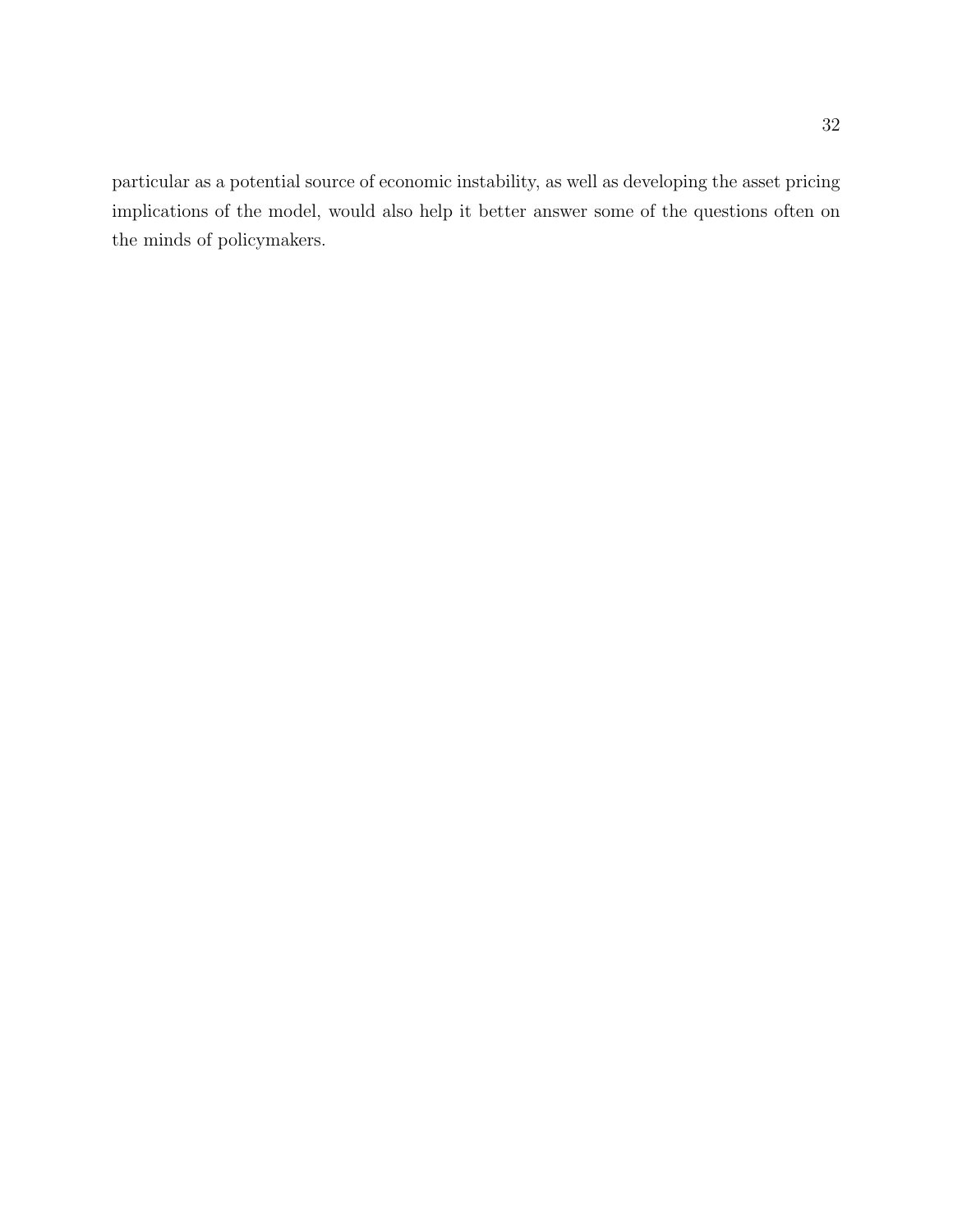particular as a potential source of economic instability, as well as developing the asset pricing implications of the model, would also help it better answer some of the questions often on the minds of policymakers.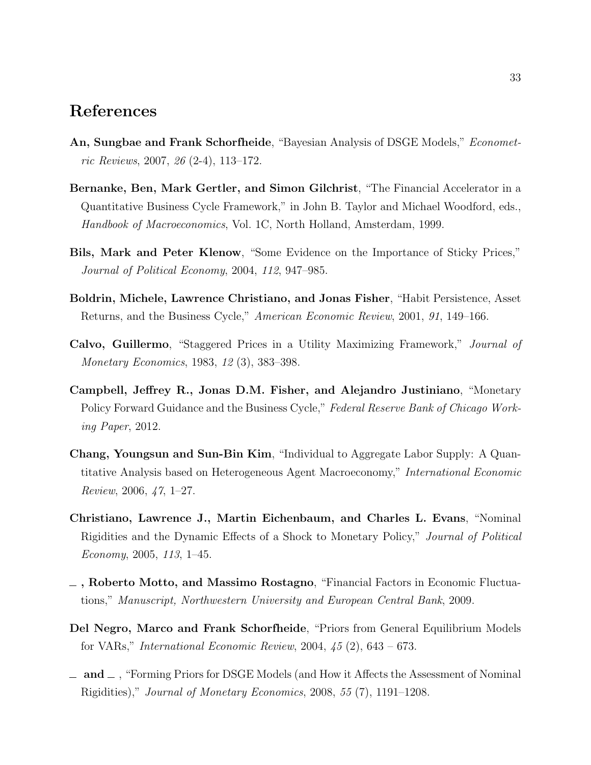# References

**An, Sungbae and Frank Schorfheide**, "Bayesian Analysis of DSGE Models," *Econometric Reviews*, 2007, *26* (2-4), 113–172.

**Bernanke, Ben, Mark Gertler, and Simon Gilchrist**, "The Financial Accelerator in a Quantitative Business Cycle Framework," in John B. Taylor and Michael Woodford, eds., *Handbook of Macroeconomics*, Vol. 1C, North Holland, Amsterdam, 1999.

**Bils, Mark and Peter Klenow**, "Some Evidence on the Importance of Sticky Prices," *Journal of Political Economy*, 2004, *112*, 947–985.

**Boldrin, Michele, Lawrence Christiano, and Jonas Fisher**, "Habit Persistence, Asset Returns, and the Business Cycle," *American Economic Review*, 2001, *91*, 149–166.

**Calvo, Guillermo**, "Staggered Prices in a Utility Maximizing Framework," *Journal of Monetary Economics*, 1983, *12* (3), 383–398.

**Campbell, Jeffrey R., Jonas D.M. Fisher, and Alejandro Justiniano**, "Monetary Policy Forward Guidance and the Business Cycle," *Federal Reserve Bank of Chicago Working Paper*, 2012.

**Chang, Youngsun and Sun-Bin Kim**, "Individual to Aggregate Labor Supply: A Quantitative Analysis based on Heterogeneous Agent Macroeconomy," *International Economic Review*, 2006, *47*, 1–27.

**Christiano, Lawrence J., Martin Eichenbaum, and Charles L. Evans**, "Nominal Rigidities and the Dynamic Effects of a Shock to Monetary Policy," *Journal of Political Economy*, 2005, *113*, 1–45.

**\_ , Roberto Motto, and Massimo Rostagno**, "Financial Factors in Economic Fluctuations," *Manuscript, Northwestern University and European Central Bank*, 2009.

**Del Negro, Marco and Frank Schorfheide**, "Priors from General Equilibrium Models for VARs," *International Economic Review*, 2004, *45* (2), 643 – 673.

**\_ and \_** , "Forming Priors for DSGE Models (and How it Affects the Assessment of Nominal Rigidities)," *Journal of Monetary Economics*, 2008, *55* (7), 1191–1208.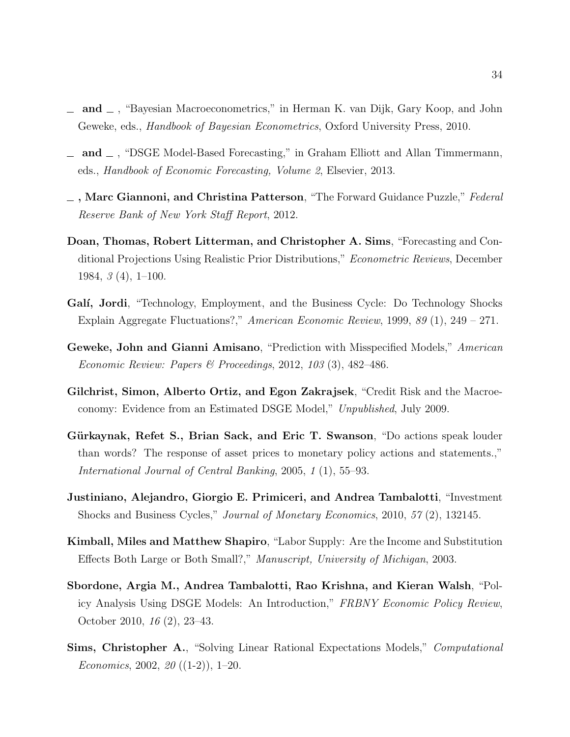_ **and** _ , "Bayesian Macroeconometrics," in Herman K. van Dijk, Gary Koop, and John Geweke, eds., *Handbook of Bayesian Econometrics*, Oxford University Press, 2010.

_ **and** _ , "DSGE Model-Based Forecasting," in Graham Elliott and Allan Timmermann, eds., *Handbook of Economic Forecasting, Volume 2*, Elsevier, 2013.

_ **, Marc Giannoni, and Christina Patterson**, "The Forward Guidance Puzzle," *Federal Reserve Bank of New York Staff Report*, 2012.

**Doan, Thomas, Robert Litterman, and Christopher A. Sims**, "Forecasting and Conditional Projections Using Realistic Prior Distributions," *Econometric Reviews*, December 1984, *3* (4), 1–100.

**Galí, Jordi**, "Technology, Employment, and the Business Cycle: Do Technology Shocks Explain Aggregate Fluctuations?," *American Economic Review*, 1999, *89* (1), 249 – 271.

**Geweke, John and Gianni Amisano**, "Prediction with Misspecified Models," *American Economic Review: Papers & Proceedings*, 2012, *103* (3), 482–486.

**Gilchrist, Simon, Alberto Ortiz, and Egon Zakrajsek**, "Credit Risk and the Macroeconomy: Evidence from an Estimated DSGE Model," *Unpublished*, July 2009.

**Gürkaynak, Refet S., Brian Sack, and Eric T. Swanson**, "Do actions speak louder than words? The response of asset prices to monetary policy actions and statements.," *International Journal of Central Banking*, 2005, *1* (1), 55–93.

**Justiniano, Alejandro, Giorgio E. Primiceri, and Andrea Tambalotti**, "Investment Shocks and Business Cycles," *Journal of Monetary Economics*, 2010, *57* (2), 132145.

**Kimball, Miles and Matthew Shapiro**, "Labor Supply: Are the Income and Substitution Effects Both Large or Both Small?," *Manuscript, University of Michigan*, 2003.

**Sbordone, Argia M., Andrea Tambalotti, Rao Krishna, and Kieran Walsh**, "Policy Analysis Using DSGE Models: An Introduction," *FRBNY Economic Policy Review*, October 2010, *16* (2), 23–43.

**Sims, Christopher A.**, "Solving Linear Rational Expectations Models," *Computational Economics*, 2002, *20* ((1-2)), 1–20.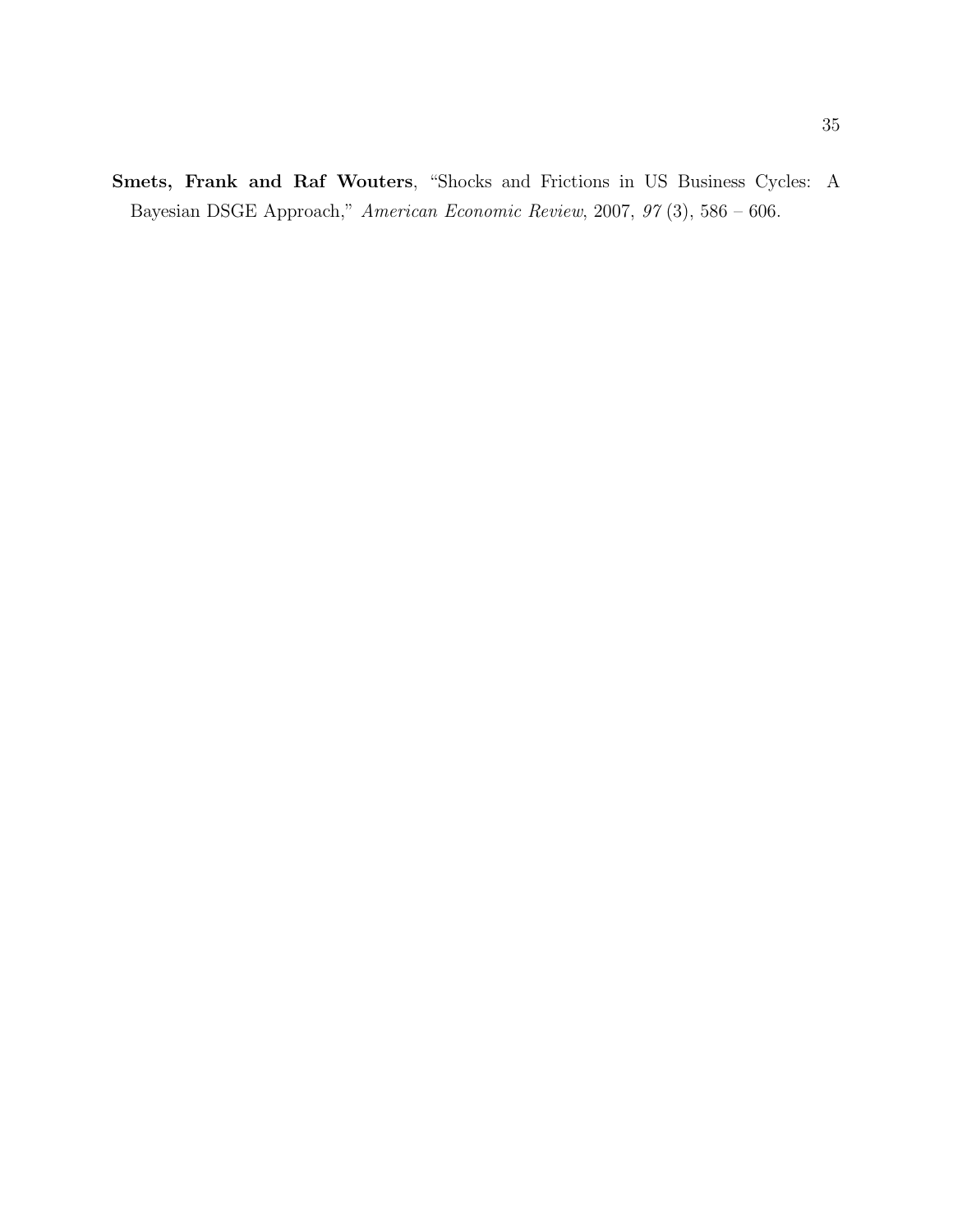**Smets, Frank and Raf Wouters**, "Shocks and Frictions in US Business Cycles: A Bayesian DSGE Approach," *American Economic Review*, 2007, *97* (3), 586 – 606.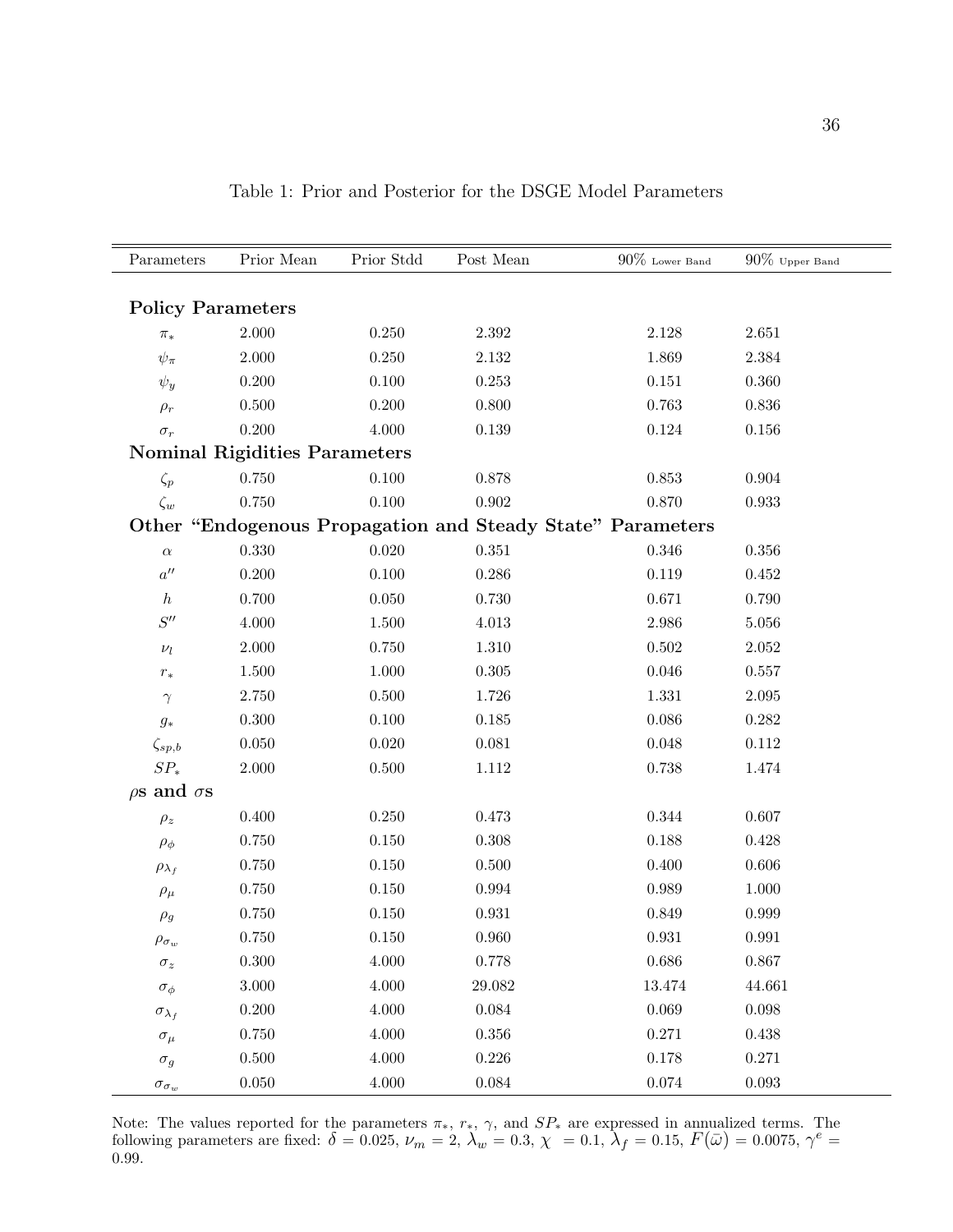Table 1: Prior and Posterior for the DSGE Model Parameters

| Parameters | Prior Mean | Prior Stdd | Post Mean | 90% Lower Band | 90% Upper Band |
|---|---|---|---|---|---|
| **Policy Parameters** | | | | | |
| $\pi_*$ | 2.000 | 0.250 | 2.392 | 2.128 | 2.651 |
| $\psi_\pi$ | 2.000 | 0.250 | 2.132 | 1.869 | 2.384 |
| $\psi_y$ | 0.200 | 0.100 | 0.253 | 0.151 | 0.360 |
| $\rho_r$ | 0.500 | 0.200 | 0.800 | 0.763 | 0.836 |
| $\sigma_r$ | 0.200 | 4.000 | 0.139 | 0.124 | 0.156 |
| **Nominal Rigidities Parameters** | | | | | |
| $\zeta_p$ | 0.750 | 0.100 | 0.878 | 0.853 | 0.904 |
| $\zeta_w$ | 0.750 | 0.100 | 0.902 | 0.870 | 0.933 |
| **Other "Endogenous Propagation and Steady State" Parameters** | | | | | |
| $\alpha$ | 0.330 | 0.020 | 0.351 | 0.346 | 0.356 |
| $a''$ | 0.200 | 0.100 | 0.286 | 0.119 | 0.452 |
| $h$ | 0.700 | 0.050 | 0.730 | 0.671 | 0.790 |
| $S''$ | 4.000 | 1.500 | 4.013 | 2.986 | 5.056 |
| $\nu_l$ | 2.000 | 0.750 | 1.310 | 0.502 | 2.052 |
| $r_*$ | 1.500 | 1.000 | 0.305 | 0.046 | 0.557 |
| $\gamma$ | 2.750 | 0.500 | 1.726 | 1.331 | 2.095 |
| $g_*$ | 0.300 | 0.100 | 0.185 | 0.086 | 0.282 |
| $\zeta_{sp,b}$ | 0.050 | 0.020 | 0.081 | 0.048 | 0.112 |
| $SP_*$ | 2.000 | 0.500 | 1.112 | 0.738 | 1.474 |
| **$\rho$s and $\sigma$s** | | | | | |
| $\rho_z$ | 0.400 | 0.250 | 0.473 | 0.344 | 0.607 |
| $\rho_\phi$ | 0.750 | 0.150 | 0.308 | 0.188 | 0.428 |
| $\rho_{\lambda_f}$ | 0.750 | 0.150 | 0.500 | 0.400 | 0.606 |
| $\rho_\mu$ | 0.750 | 0.150 | 0.994 | 0.989 | 1.000 |
| $\rho_g$ | 0.750 | 0.150 | 0.931 | 0.849 | 0.999 |
| $\rho_{\sigma_w}$ | 0.750 | 0.150 | 0.960 | 0.931 | 0.991 |
| $\sigma_z$ | 0.300 | 4.000 | 0.778 | 0.686 | 0.867 |
| $\sigma_\phi$ | 3.000 | 4.000 | 29.082 | 13.474 | 44.661 |
| $\sigma_{\lambda_f}$ | 0.200 | 4.000 | 0.084 | 0.069 | 0.098 |
| $\sigma_\mu$ | 0.750 | 4.000 | 0.356 | 0.271 | 0.438 |
| $\sigma_g$ | 0.500 | 4.000 | 0.226 | 0.178 | 0.271 |
| $\sigma_{\sigma_w}$ | 0.050 | 4.000 | 0.084 | 0.074 | 0.093 |

Note: The values reported for the parameters $\pi_*$, $r_*$, $\gamma$, and $SP_*$ are expressed in annualized terms. The following parameters are fixed: $\delta = 0.025$, $\nu_m = 2$, $\lambda_w = 0.3$, $\chi = 0.1$, $\lambda_f = 0.15$, $F(\bar{\omega}) = 0.0075$, $\gamma^e = 0.99$.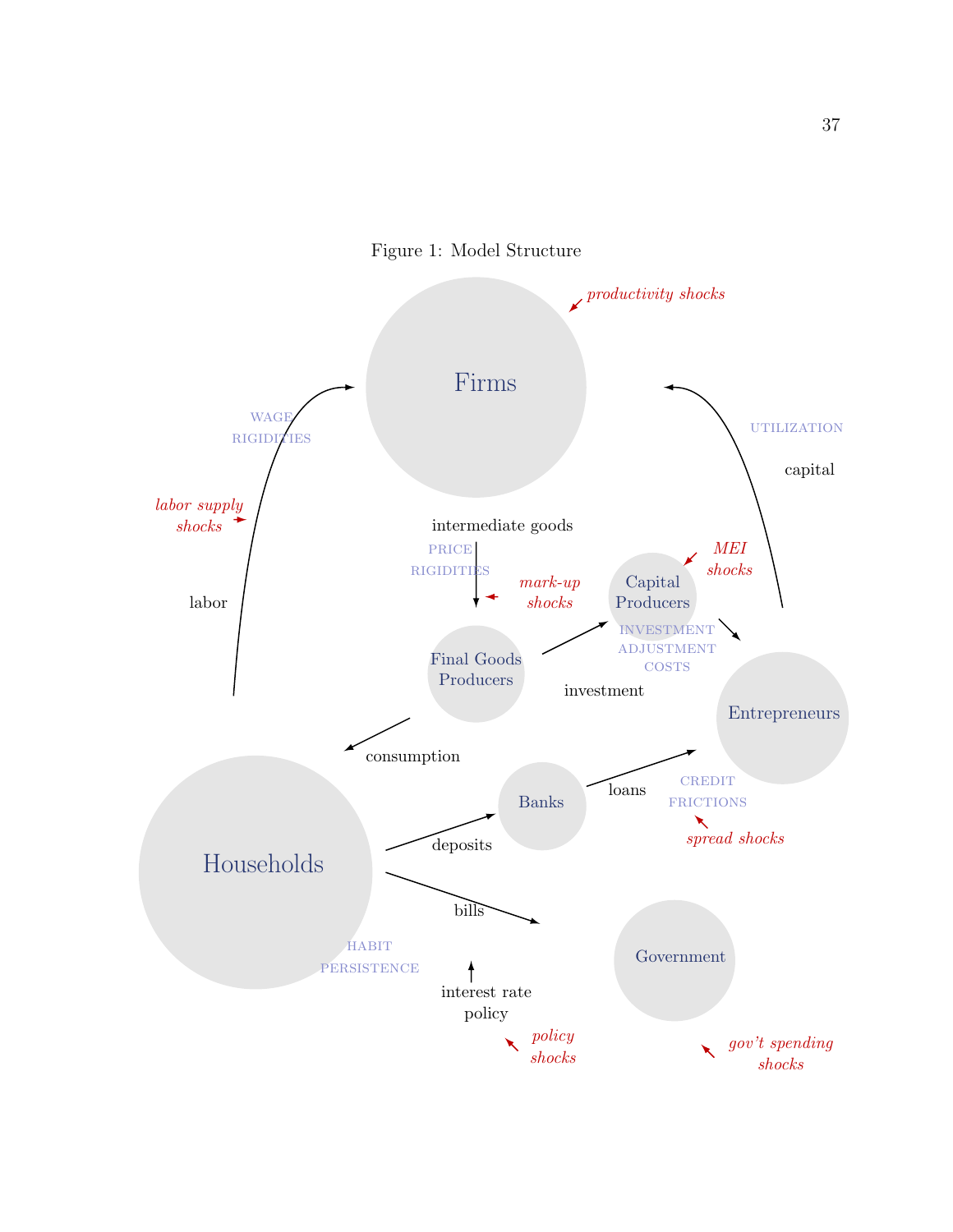Figure 1: Model Structure

*productivity shocks*

Firms

WAGE RIGIDITIES

UTILIZATION

capital

*labor supply shocks*

intermediate goods

PRICE RIGIDITIES

*mark-up shocks*

*MEI shocks*

Capital Producers

labor

INVESTMENT ADJUSTMENT COSTS

Final Goods Producers

investment

Entrepreneurs

consumption

loans

Banks

CREDIT FRICTIONS

*spread shocks*

deposits

Households

bills

HABIT PERSISTENCE

Government

interest rate policy

*policy shocks*

*gov't spending shocks*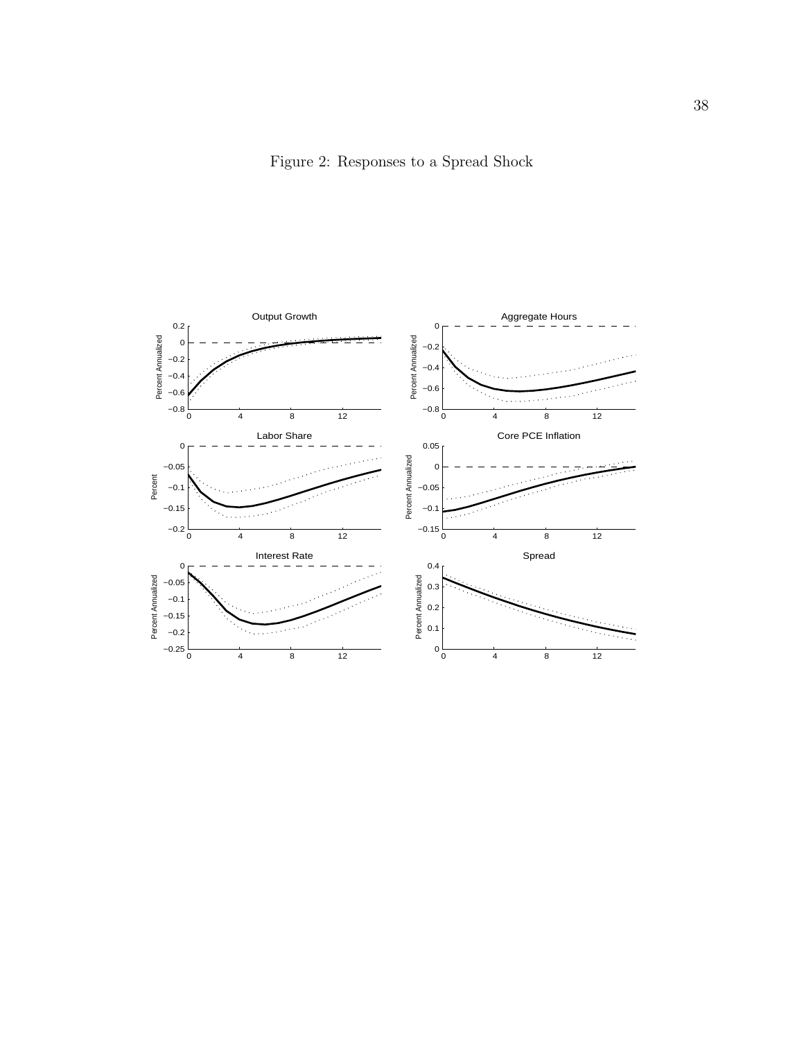Figure 2: Responses to a Spread Shock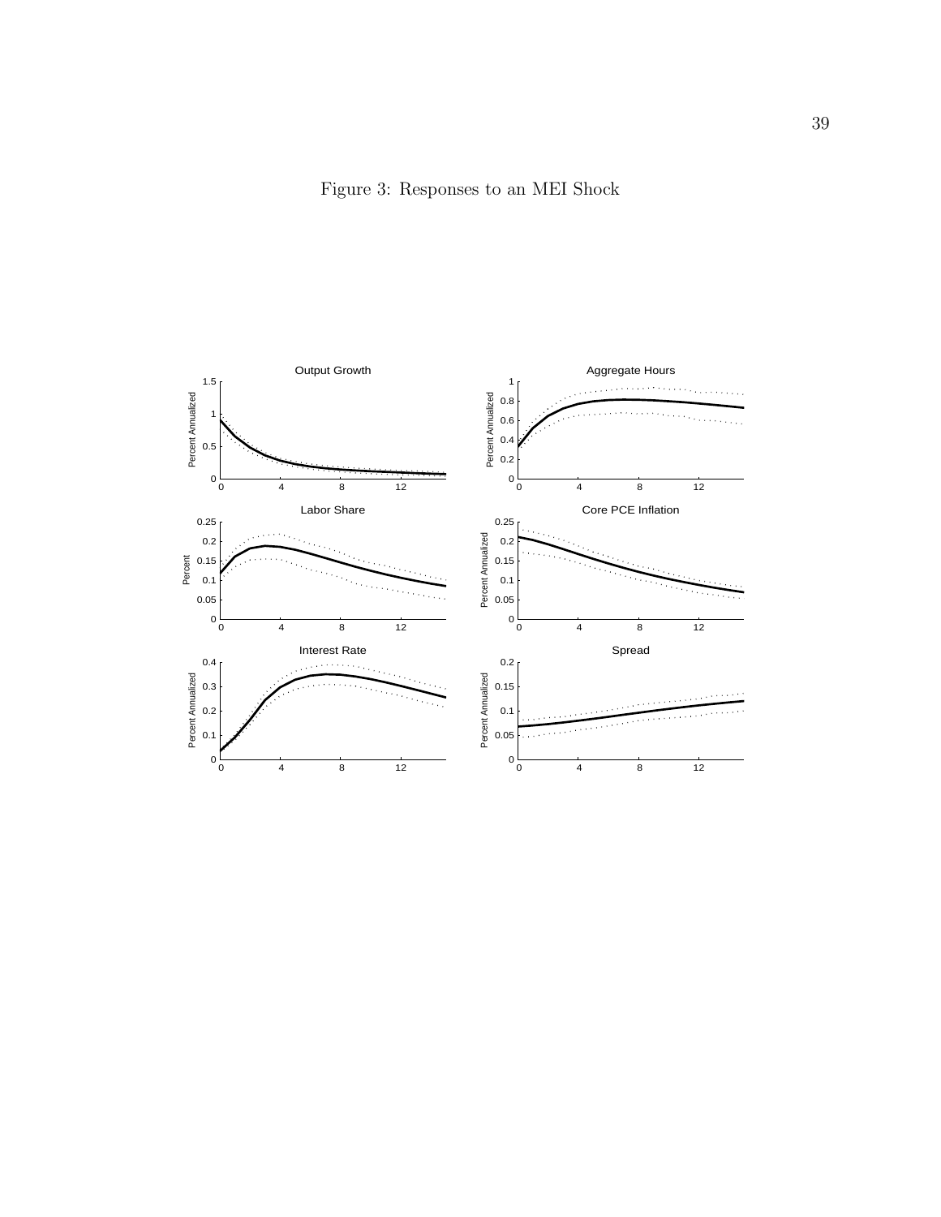Figure 3: Responses to an MEI Shock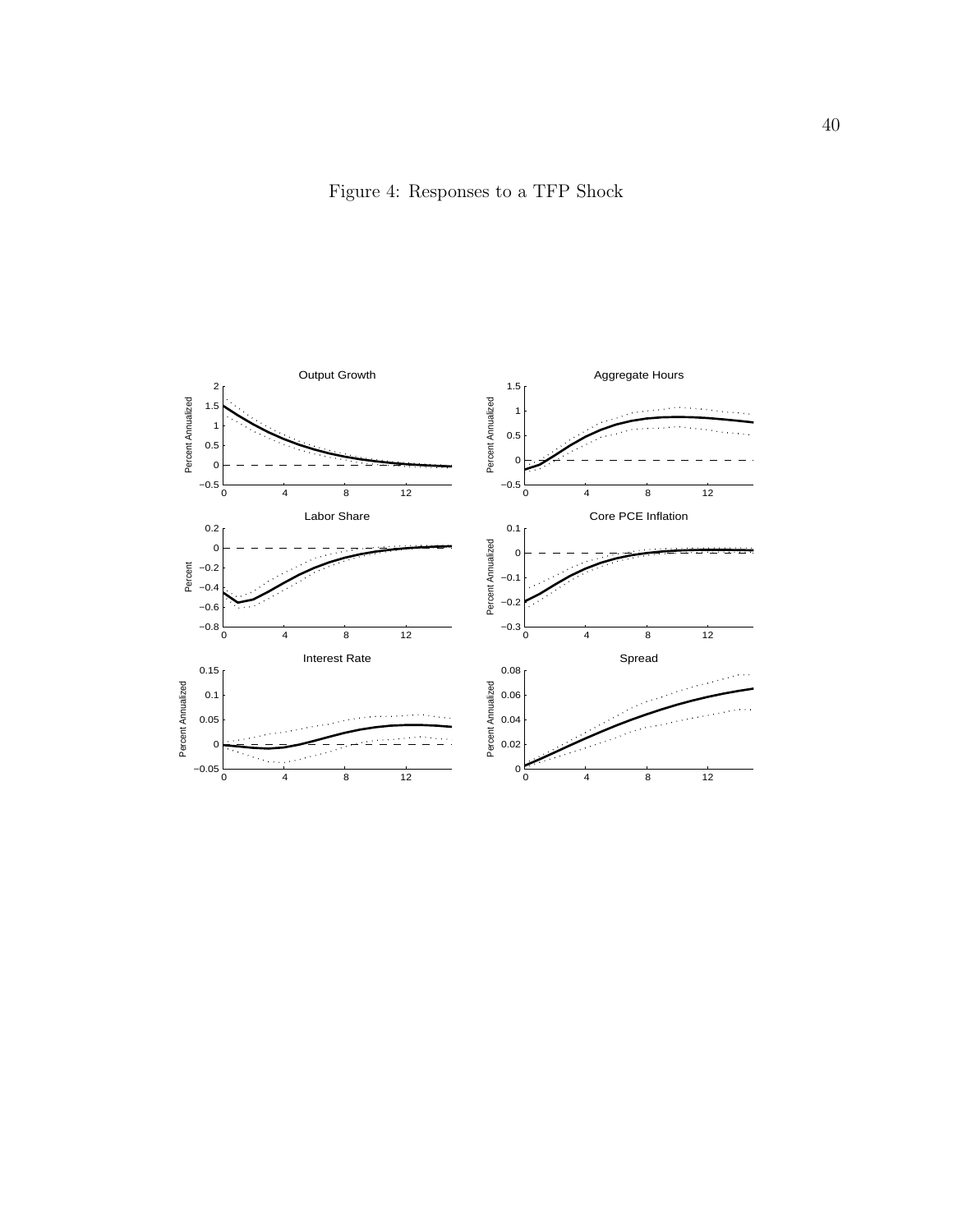Figure 4: Responses to a TFP Shock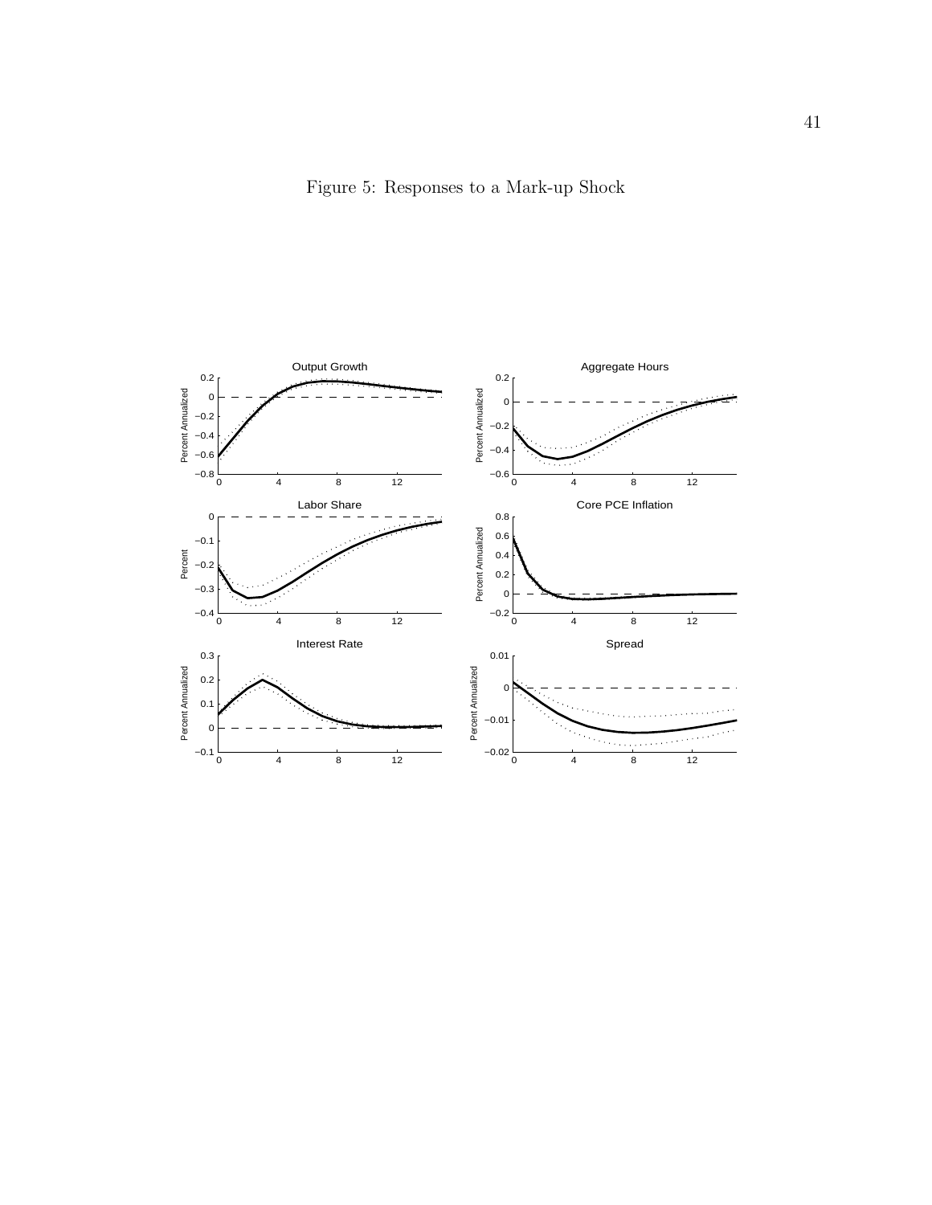Figure 5: Responses to a Mark-up Shock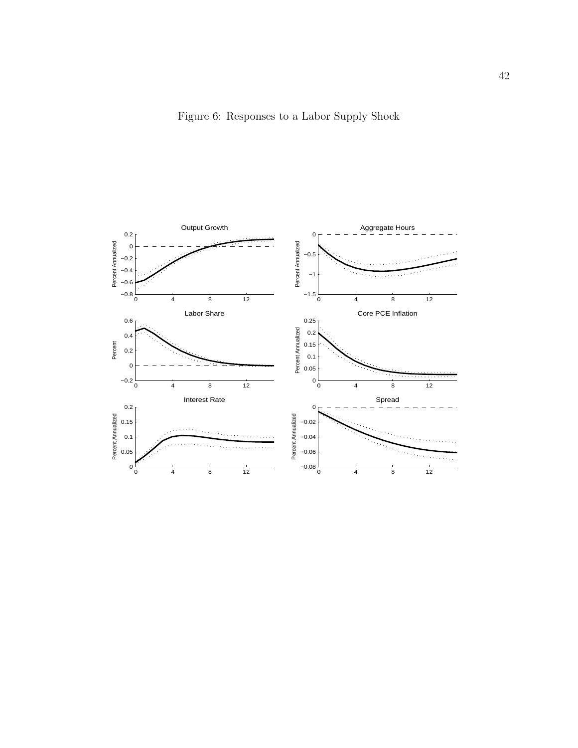Figure 6: Responses to a Labor Supply Shock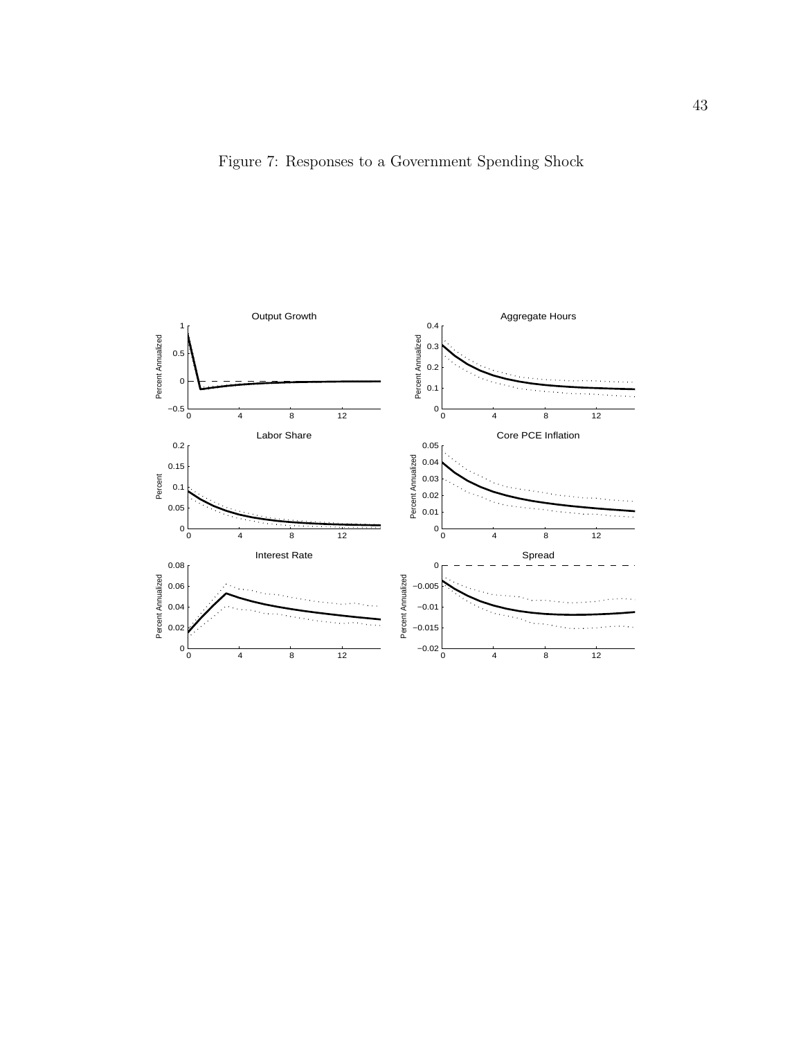Figure 7: Responses to a Government Spending Shock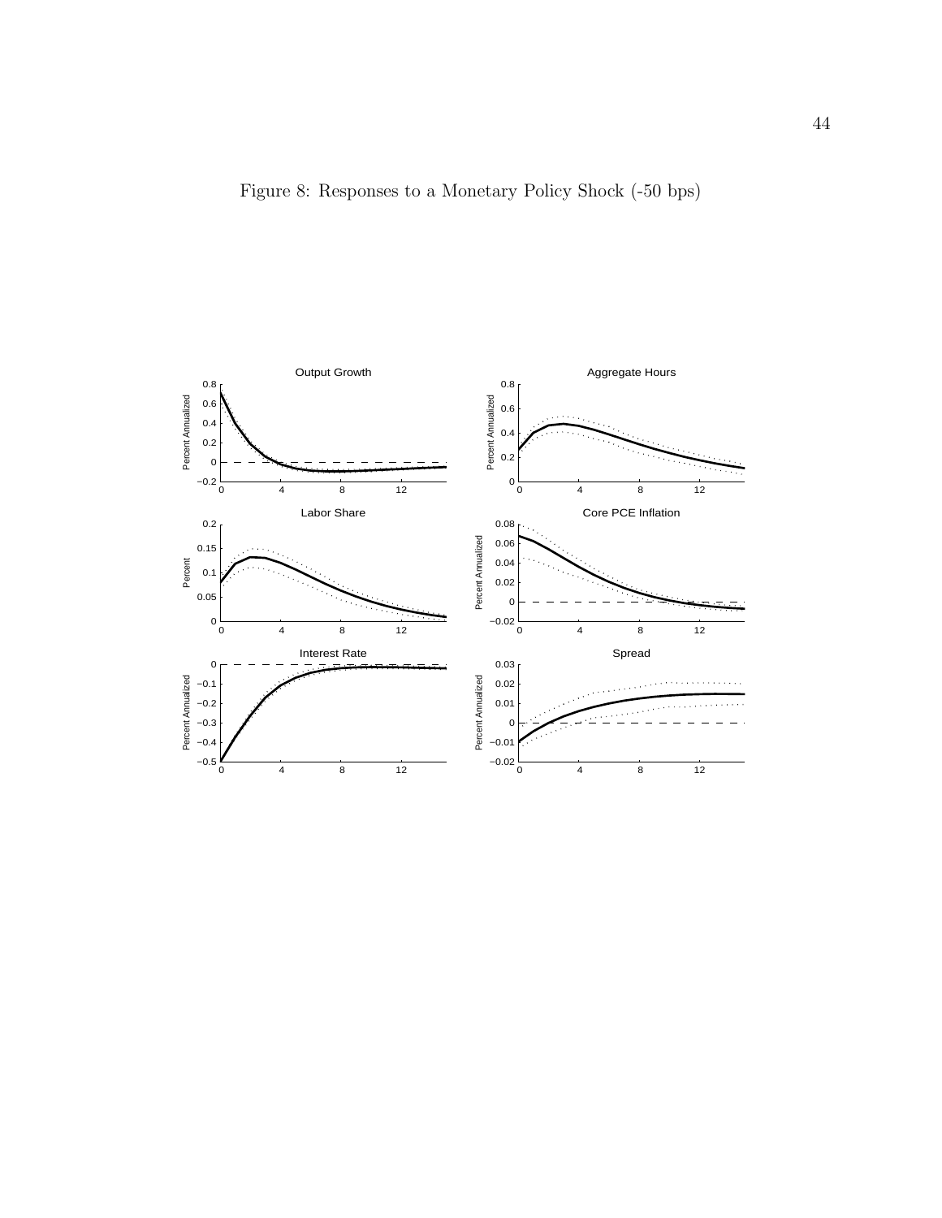Figure 8: Responses to a Monetary Policy Shock (-50 bps)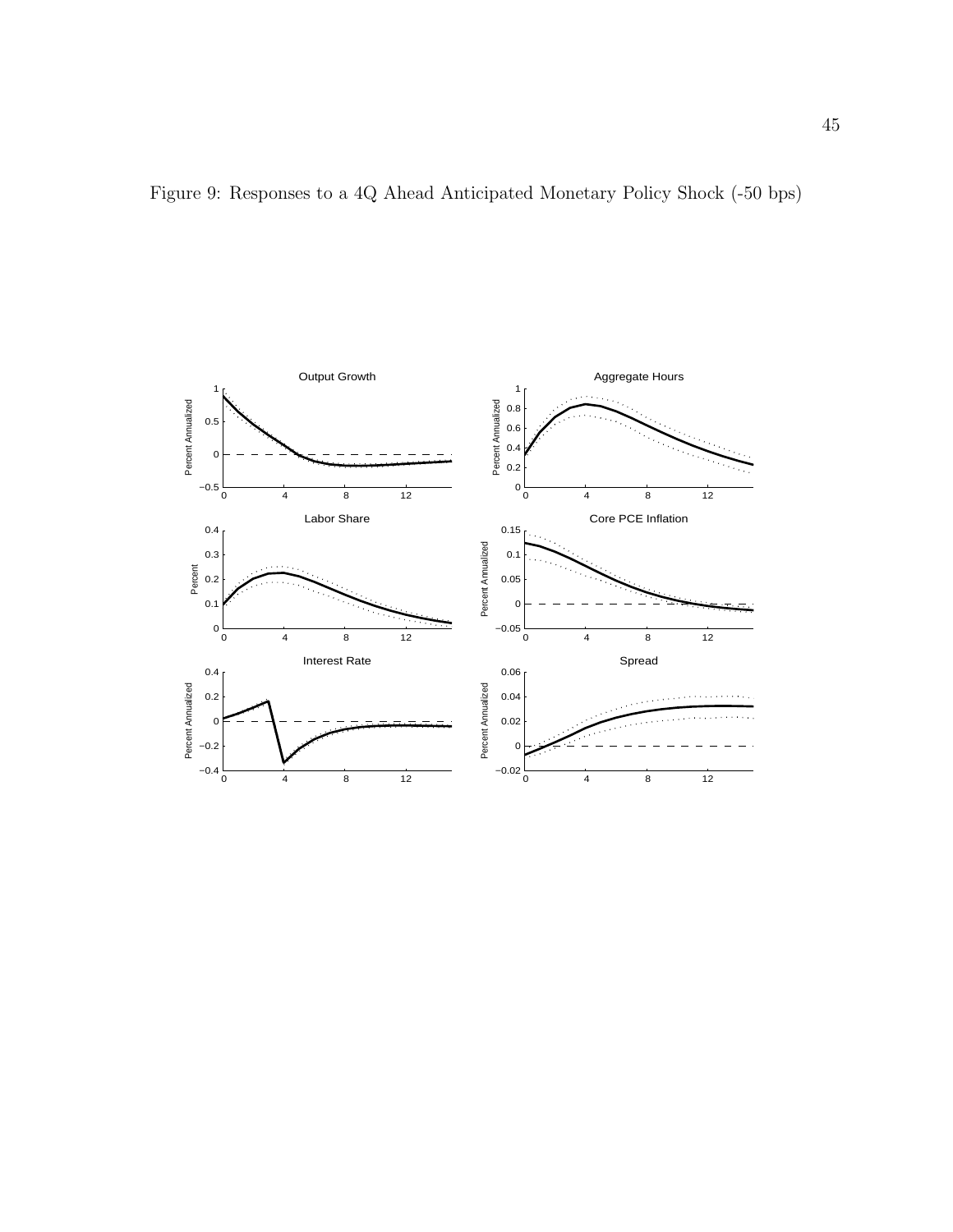Figure 9: Responses to a 4Q Ahead Anticipated Monetary Policy Shock (-50 bps)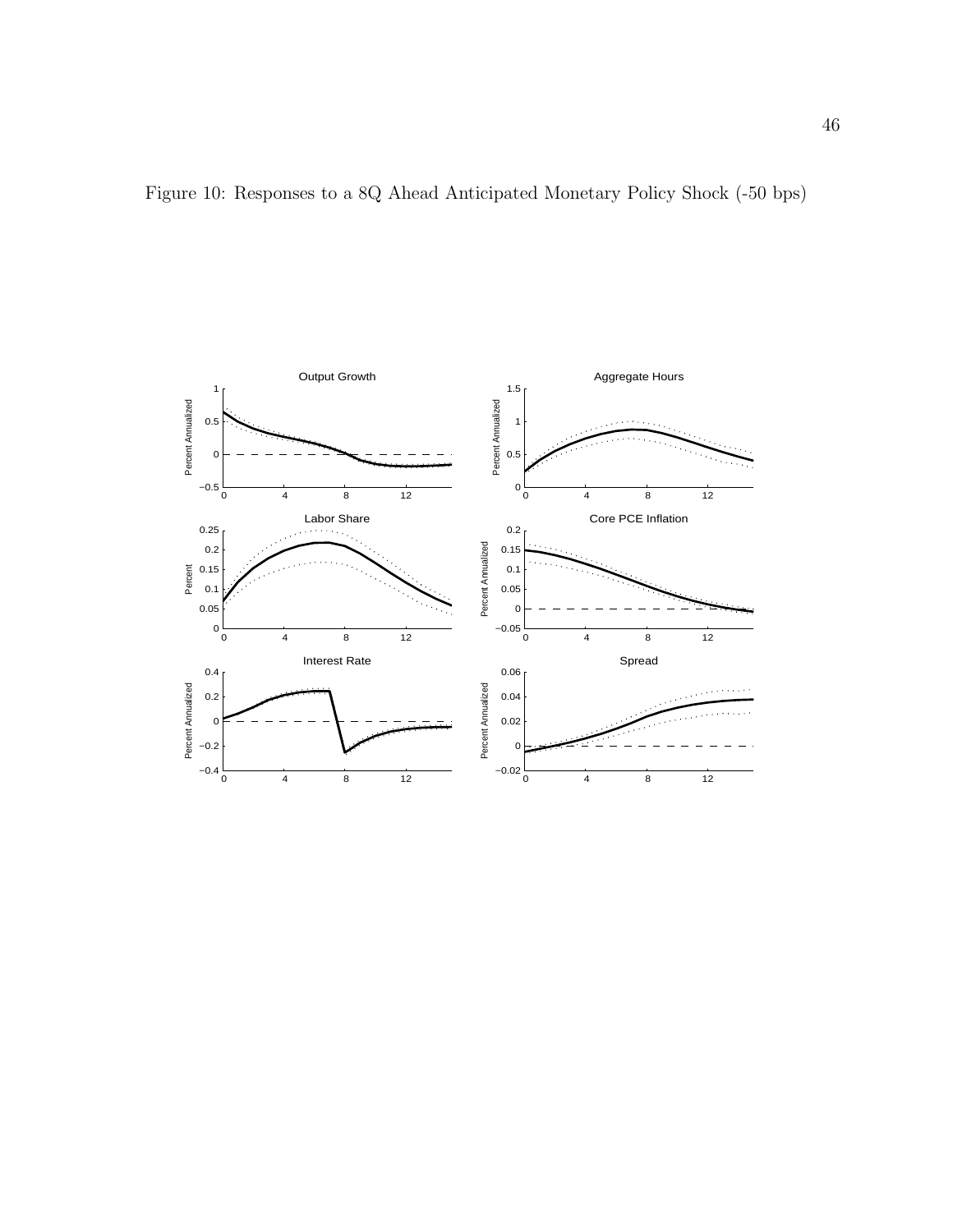Figure 10: Responses to a 8Q Ahead Anticipated Monetary Policy Shock (-50 bps)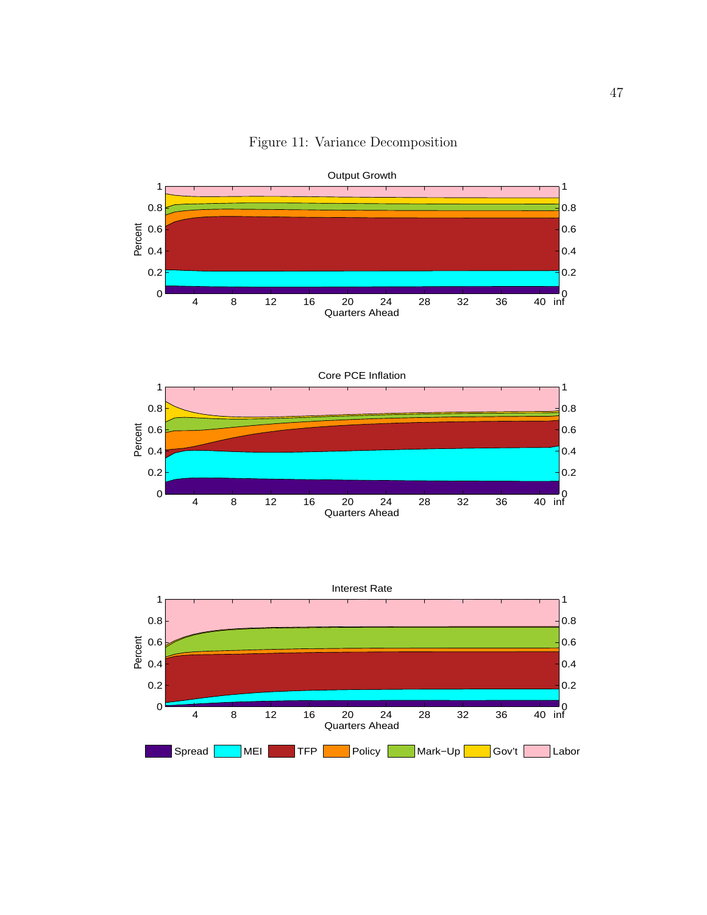Figure 11: Variance Decomposition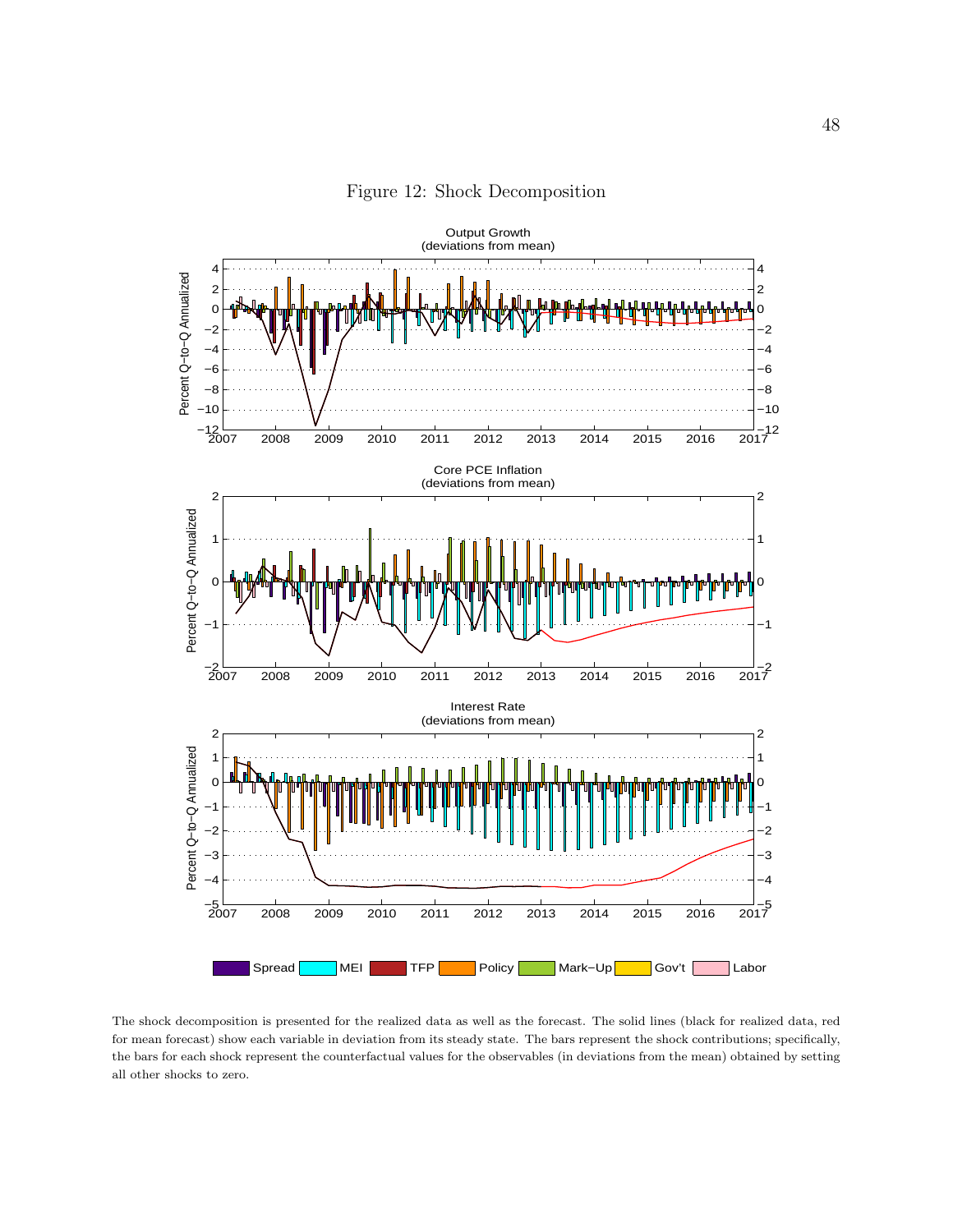Figure 12: Shock Decomposition

The shock decomposition is presented for the realized data as well as the forecast. The solid lines (black for realized data, red for mean forecast) show each variable in deviation from its steady state. The bars represent the shock contributions; specifically, the bars for each shock represent the counterfactual values for the observables (in deviations from the mean) obtained by setting all other shocks to zero.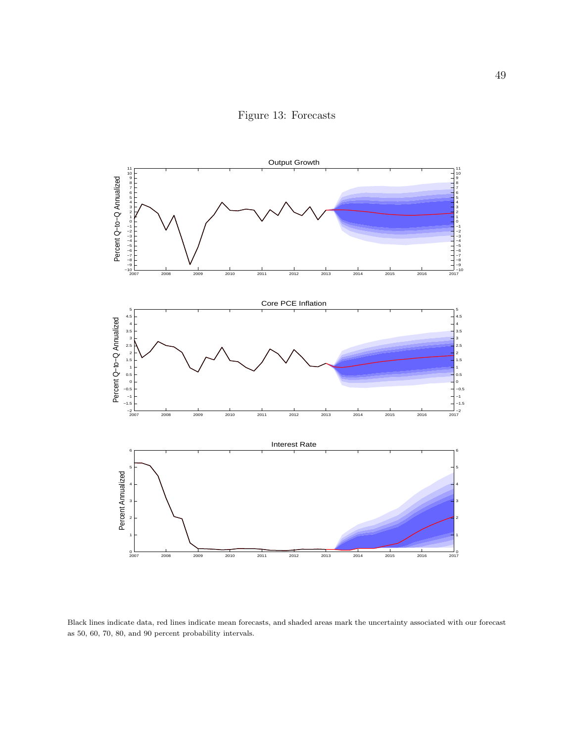Figure 13: Forecasts

Black lines indicate data, red lines indicate mean forecasts, and shaded areas mark the uncertainty associated with our forecast as 50, 60, 70, 80, and 90 percent probability intervals.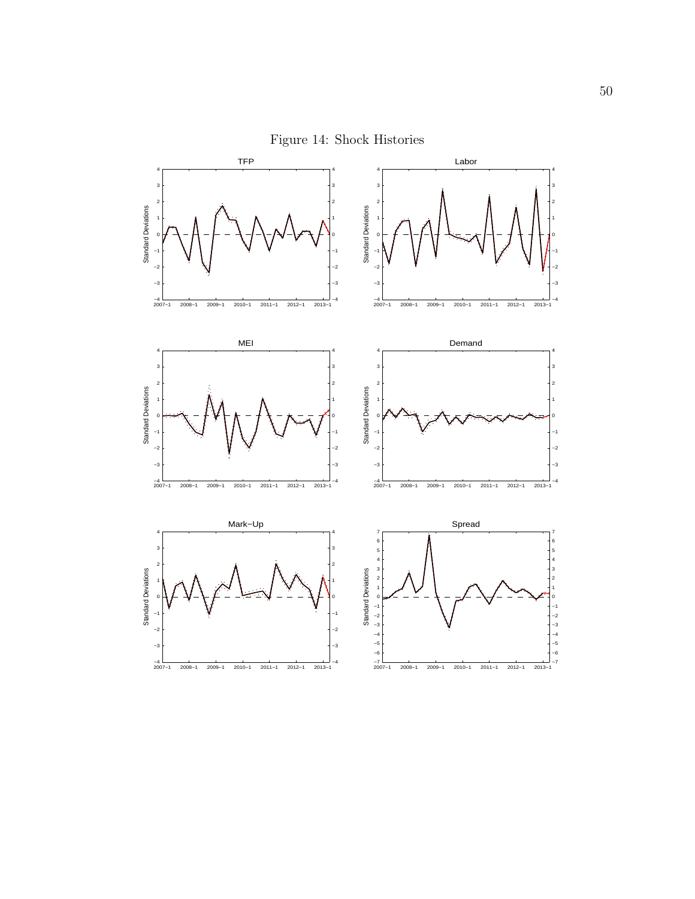Figure 14: Shock Histories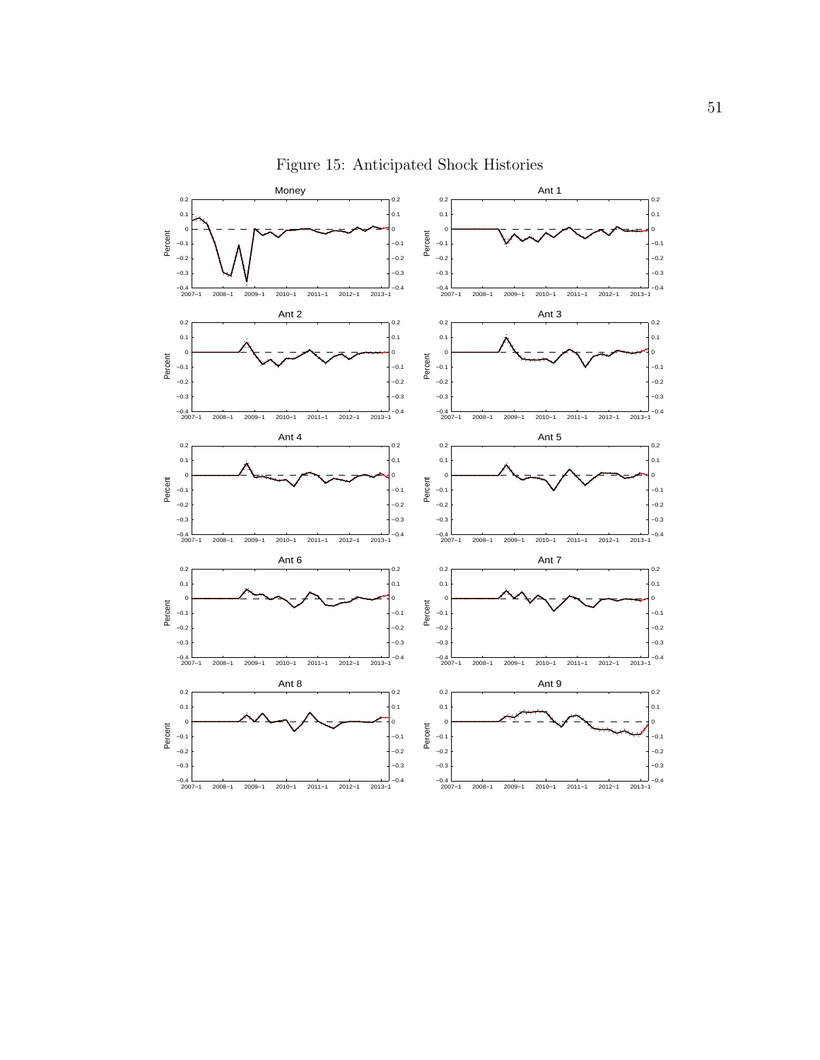Figure 15: Anticipated Shock Histories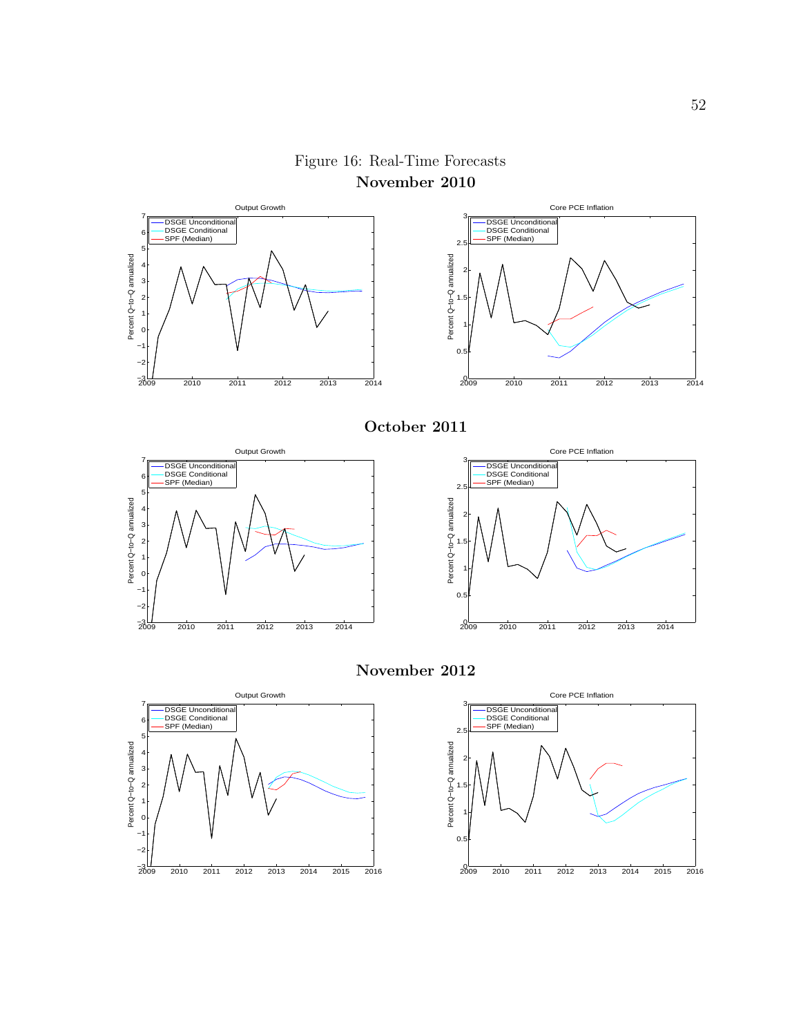Figure 16: Real-Time Forecasts

**November 2010**

**October 2011**

**November 2012**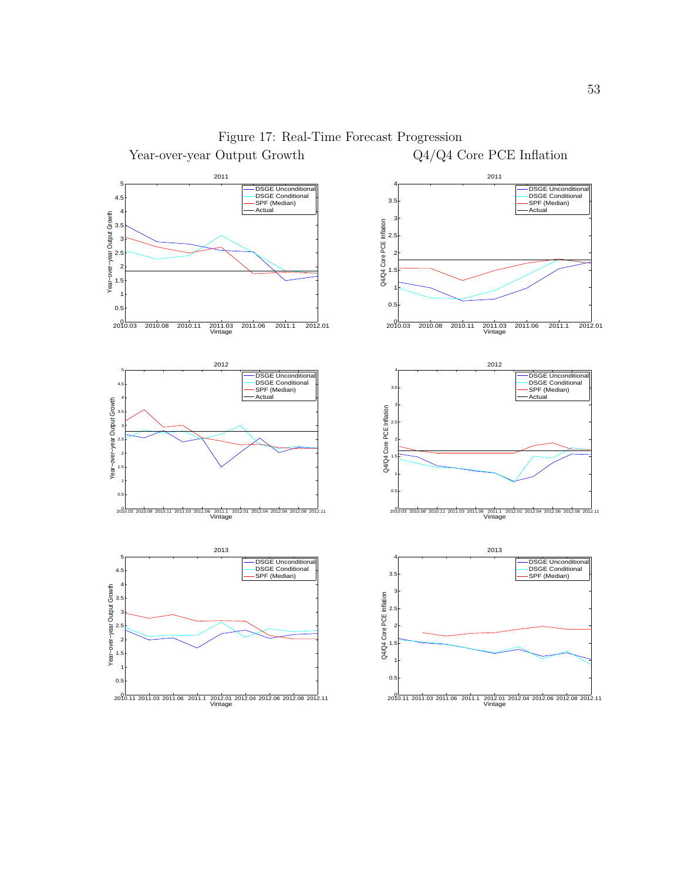Figure 17: Real-Time Forecast Progression

Year-over-year Output Growth

Q4/Q4 Core PCE Inflation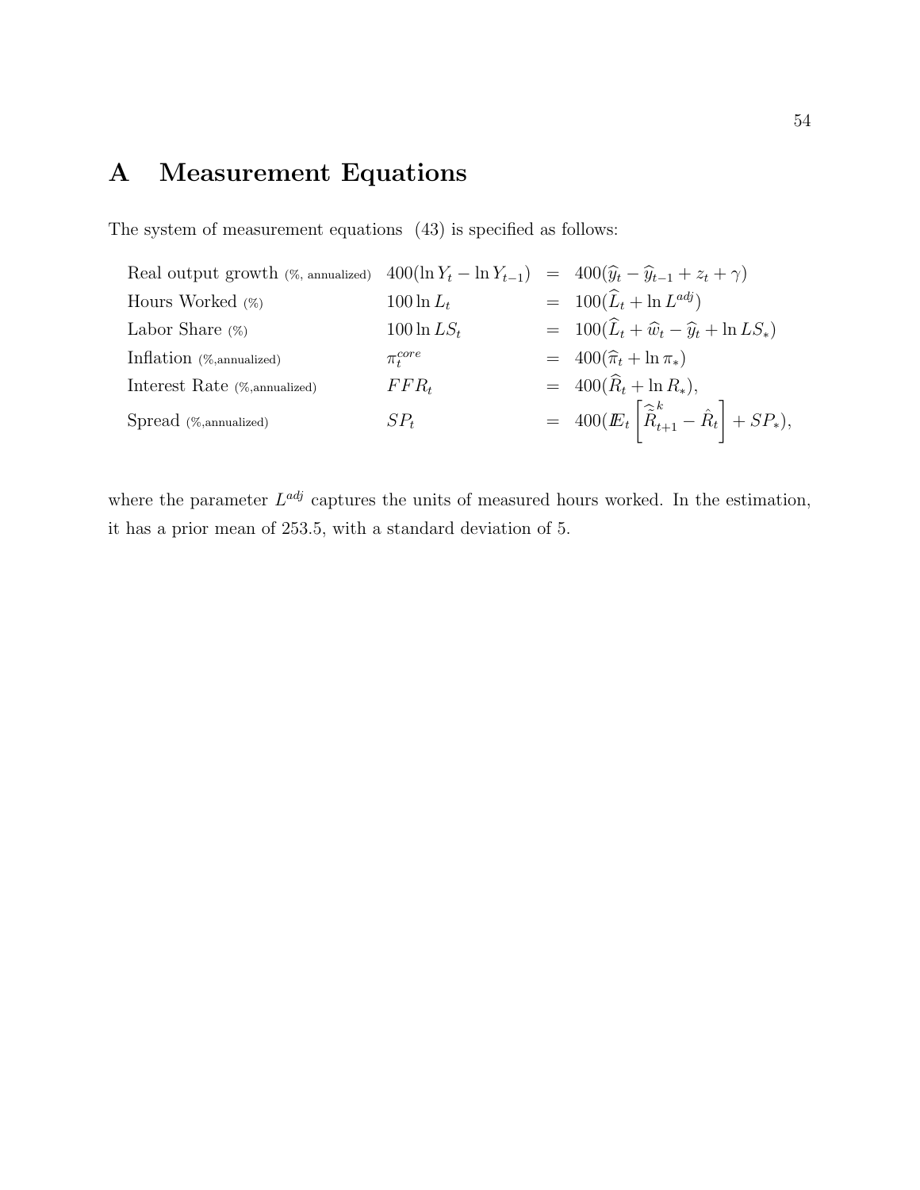# A Measurement Equations

The system of measurement equations (43) is specified as follows:

$$
\begin{array}{llll}
\text{Real output growth } {\scriptstyle (\%,\text{ annualized})} & 400(\ln Y_t - \ln Y_{t-1}) & = & 400(\widehat{y}_t - \widehat{y}_{t-1} + z_t + \gamma) \\
\text{Hours Worked } {\scriptstyle (\%)} & 100 \ln L_t & = & 100(\widehat{L}_t + \ln L^{adj}) \\
\text{Labor Share } {\scriptstyle (\%)} & 100 \ln LS_t & = & 100(\widehat{L}_t + \widehat{w}_t - \widehat{y}_t + \ln LS_*) \\
\text{Inflation } {\scriptstyle (\%,\text{annualized})} & \pi_t^{core} & = & 400(\widehat{\pi}_t + \ln \pi_*) \\
\text{Interest Rate } {\scriptstyle (\%,\text{annualized})} & FFR_t & = & 400(\widehat{R}_t + \ln R_*), \\
\text{Spread } {\scriptstyle (\%,\text{annualized})} & SP_t & = & 400(\mathbb{E}_t \left[ \widehat{\tilde{R}}^{k}_{t+1} - \hat{R}_t \right] + SP_*),
\end{array}
$$

where the parameter $L^{adj}$ captures the units of measured hours worked. In the estimation, it has a prior mean of 253.5, with a standard deviation of 5.